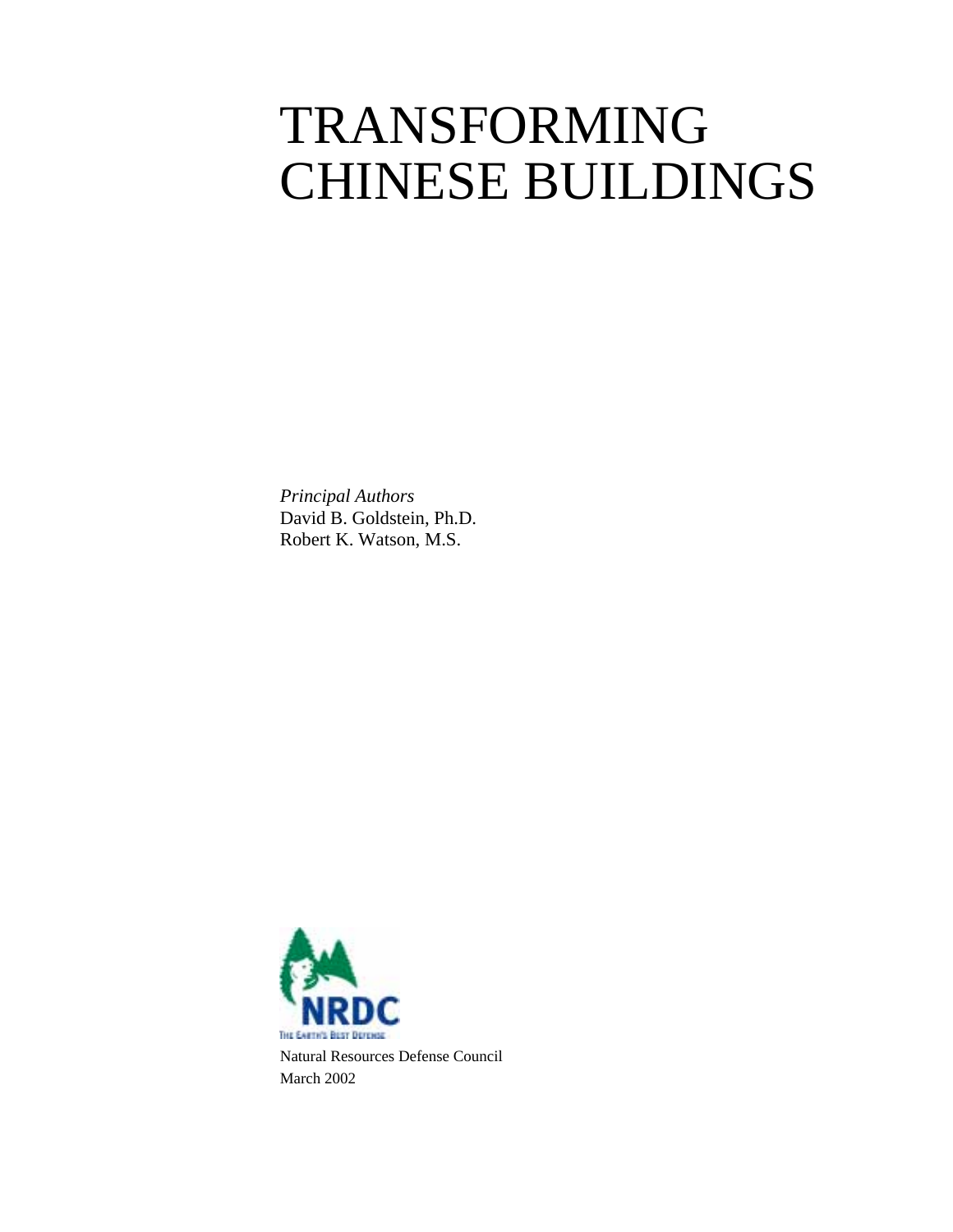# TRANSFORMING CHINESE BUILDINGS

*Principal Authors*
David B. Goldstein, Ph.D.
Robert K. Watson, M.S.

NRDC
THE EARTH'S BEST DEFENSE

Natural Resources Defense Council
March 2002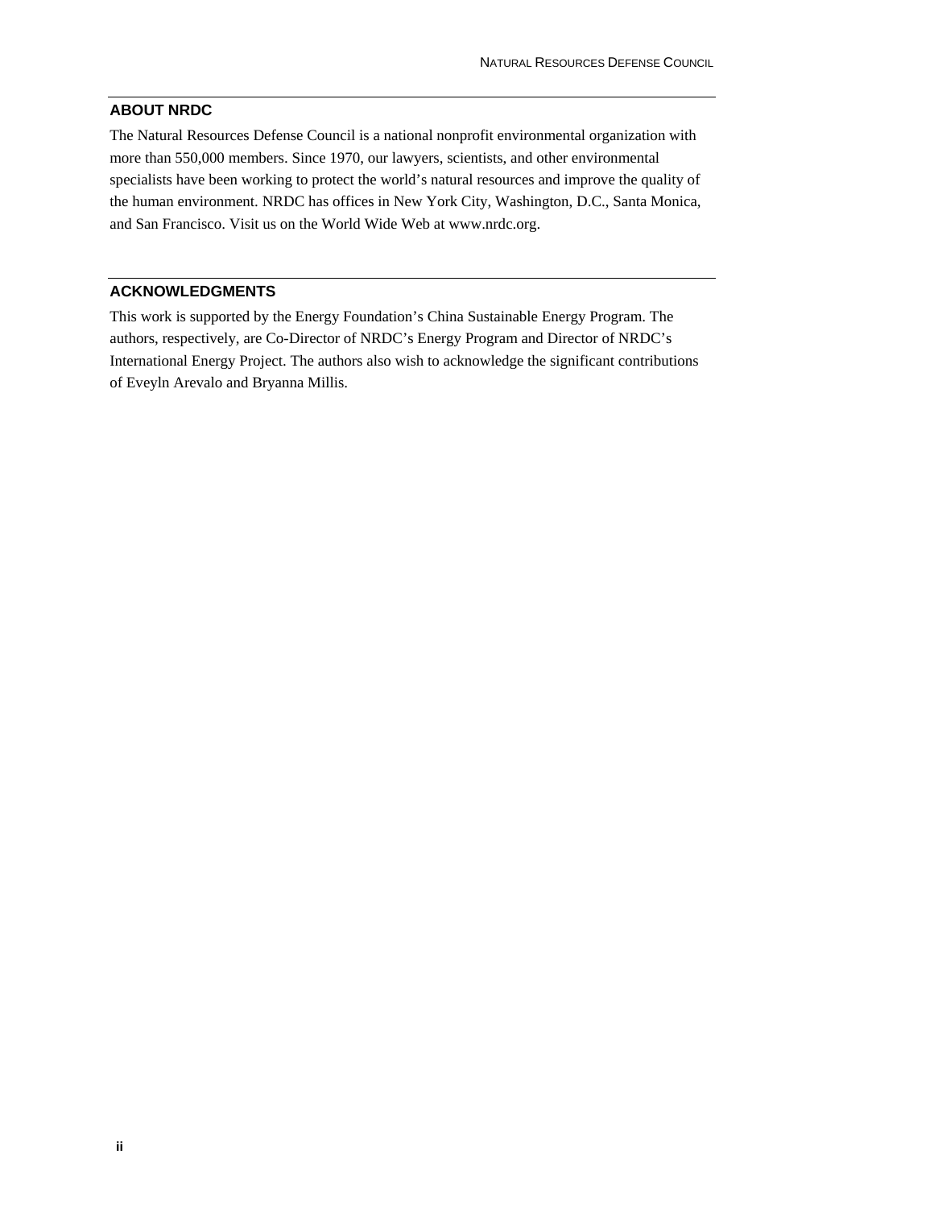## ABOUT NRDC

The Natural Resources Defense Council is a national nonprofit environmental organization with more than 550,000 members. Since 1970, our lawyers, scientists, and other environmental specialists have been working to protect the world's natural resources and improve the quality of the human environment. NRDC has offices in New York City, Washington, D.C., Santa Monica, and San Francisco. Visit us on the World Wide Web at www.nrdc.org.

## ACKNOWLEDGMENTS

This work is supported by the Energy Foundation's China Sustainable Energy Program. The authors, respectively, are Co-Director of NRDC's Energy Program and Director of NRDC's International Energy Project. The authors also wish to acknowledge the significant contributions of Eveyln Arevalo and Bryanna Millis.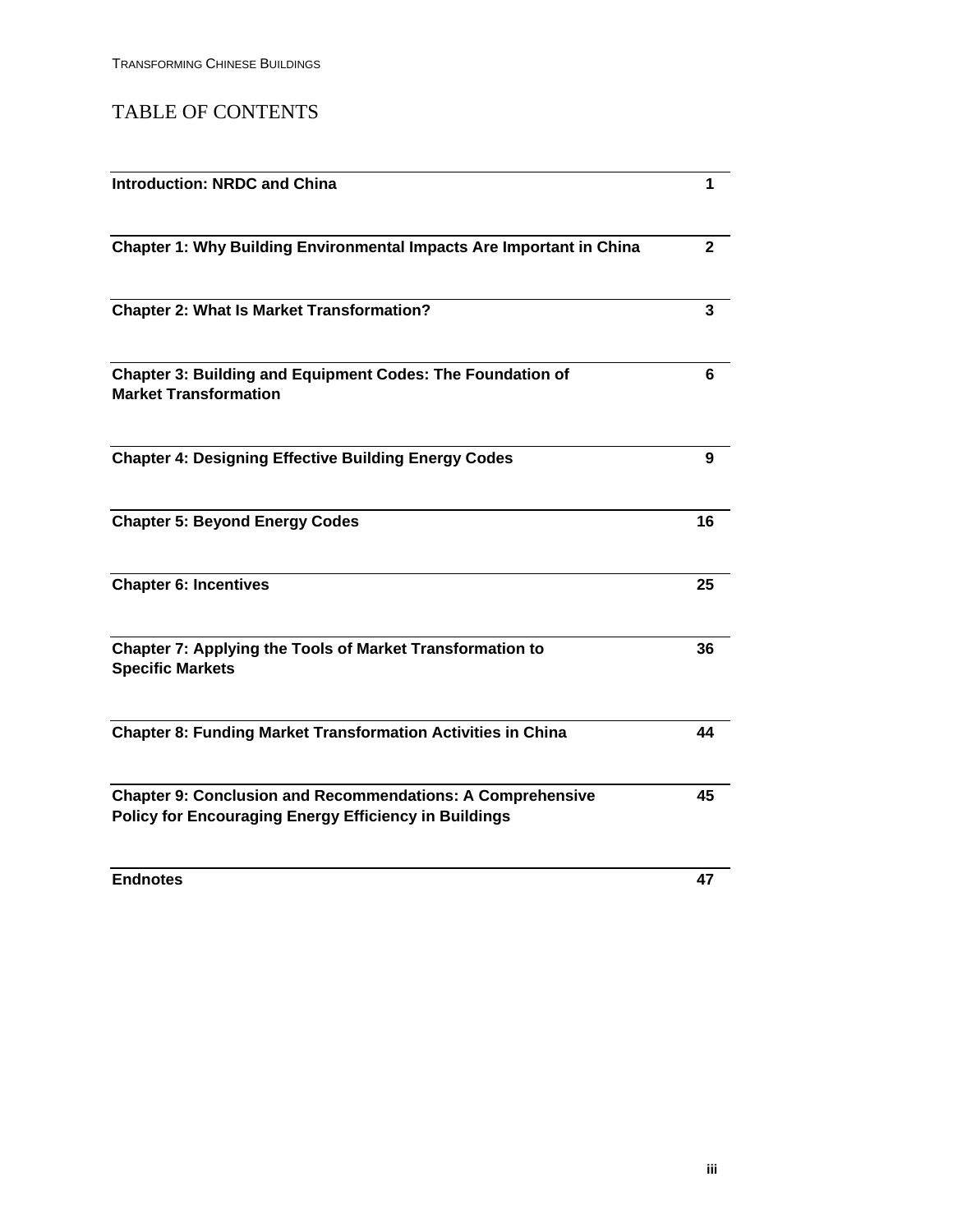# TABLE OF CONTENTS

| | |
|---|---|
| **Introduction: NRDC and China** | **1** |
| **Chapter 1: Why Building Environmental Impacts Are Important in China** | **2** |
| **Chapter 2: What Is Market Transformation?** | **3** |
| **Chapter 3: Building and Equipment Codes: The Foundation of Market Transformation** | **6** |
| **Chapter 4: Designing Effective Building Energy Codes** | **9** |
| **Chapter 5: Beyond Energy Codes** | **16** |
| **Chapter 6: Incentives** | **25** |
| **Chapter 7: Applying the Tools of Market Transformation to Specific Markets** | **36** |
| **Chapter 8: Funding Market Transformation Activities in China** | **44** |
| **Chapter 9: Conclusion and Recommendations: A Comprehensive Policy for Encouraging Energy Efficiency in Buildings** | **45** |
| **Endnotes** | **47** |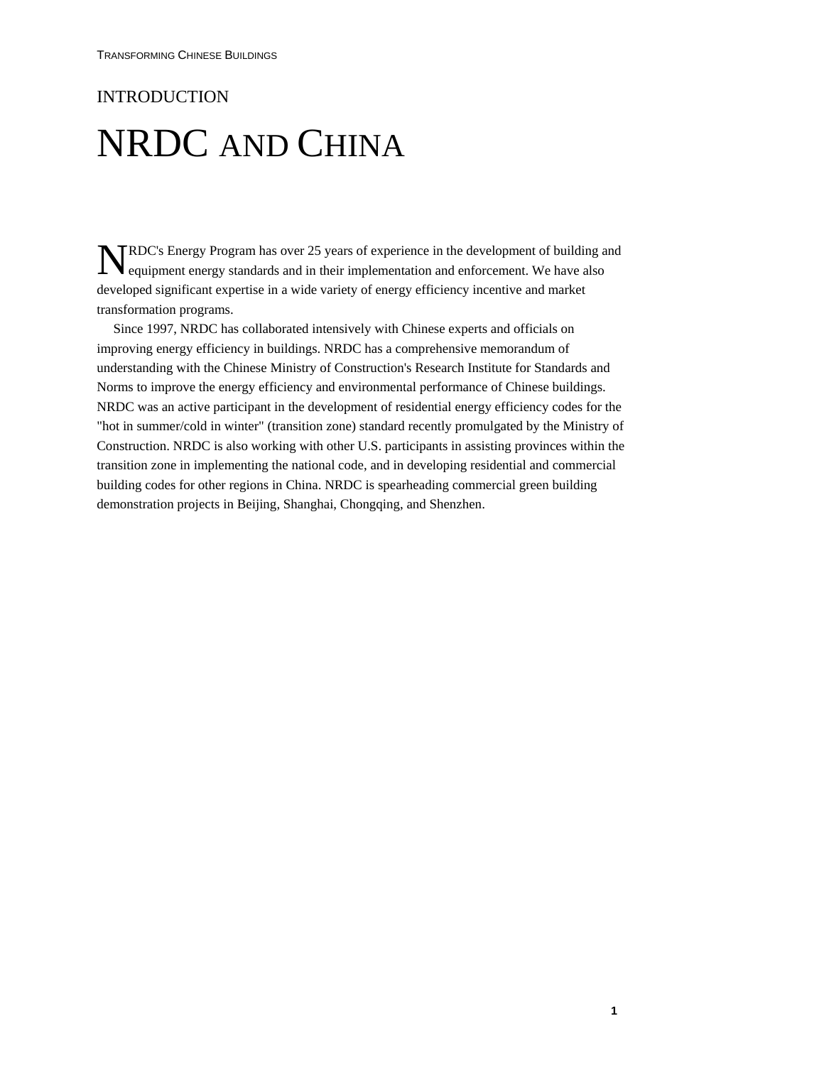INTRODUCTION

# NRDC AND CHINA

NRDC's Energy Program has over 25 years of experience in the development of building and equipment energy standards and in their implementation and enforcement. We have also developed significant expertise in a wide variety of energy efficiency incentive and market transformation programs.

Since 1997, NRDC has collaborated intensively with Chinese experts and officials on improving energy efficiency in buildings. NRDC has a comprehensive memorandum of understanding with the Chinese Ministry of Construction's Research Institute for Standards and Norms to improve the energy efficiency and environmental performance of Chinese buildings. NRDC was an active participant in the development of residential energy efficiency codes for the "hot in summer/cold in winter" (transition zone) standard recently promulgated by the Ministry of Construction. NRDC is also working with other U.S. participants in assisting provinces within the transition zone in implementing the national code, and in developing residential and commercial building codes for other regions in China. NRDC is spearheading commercial green building demonstration projects in Beijing, Shanghai, Chongqing, and Shenzhen.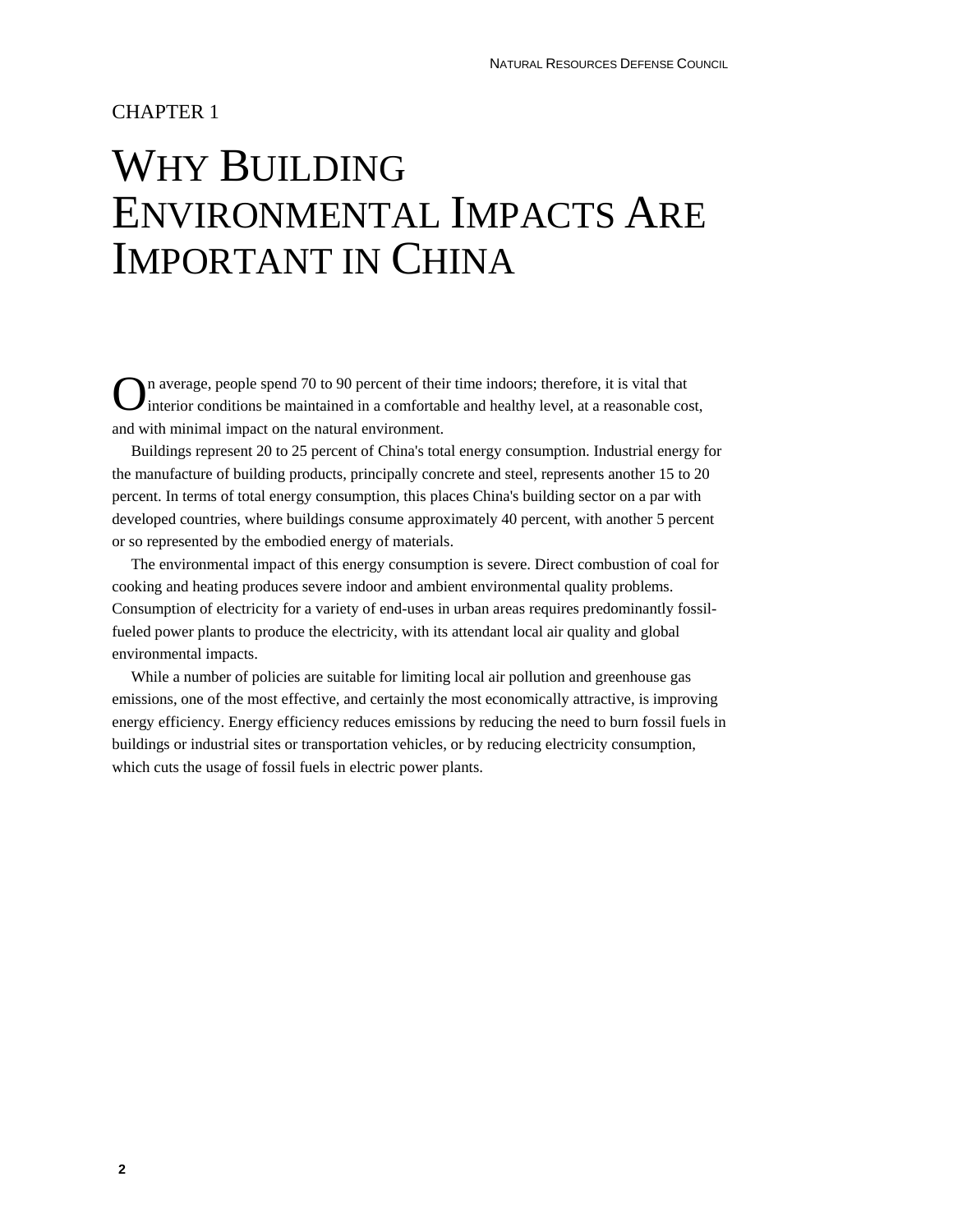CHAPTER 1

# Why Building Environmental Impacts Are Important in China

On average, people spend 70 to 90 percent of their time indoors; therefore, it is vital that interior conditions be maintained in a comfortable and healthy level, at a reasonable cost, and with minimal impact on the natural environment.

Buildings represent 20 to 25 percent of China's total energy consumption. Industrial energy for the manufacture of building products, principally concrete and steel, represents another 15 to 20 percent. In terms of total energy consumption, this places China's building sector on a par with developed countries, where buildings consume approximately 40 percent, with another 5 percent or so represented by the embodied energy of materials.

The environmental impact of this energy consumption is severe. Direct combustion of coal for cooking and heating produces severe indoor and ambient environmental quality problems. Consumption of electricity for a variety of end-uses in urban areas requires predominantly fossil-fueled power plants to produce the electricity, with its attendant local air quality and global environmental impacts.

While a number of policies are suitable for limiting local air pollution and greenhouse gas emissions, one of the most effective, and certainly the most economically attractive, is improving energy efficiency. Energy efficiency reduces emissions by reducing the need to burn fossil fuels in buildings or industrial sites or transportation vehicles, or by reducing electricity consumption, which cuts the usage of fossil fuels in electric power plants.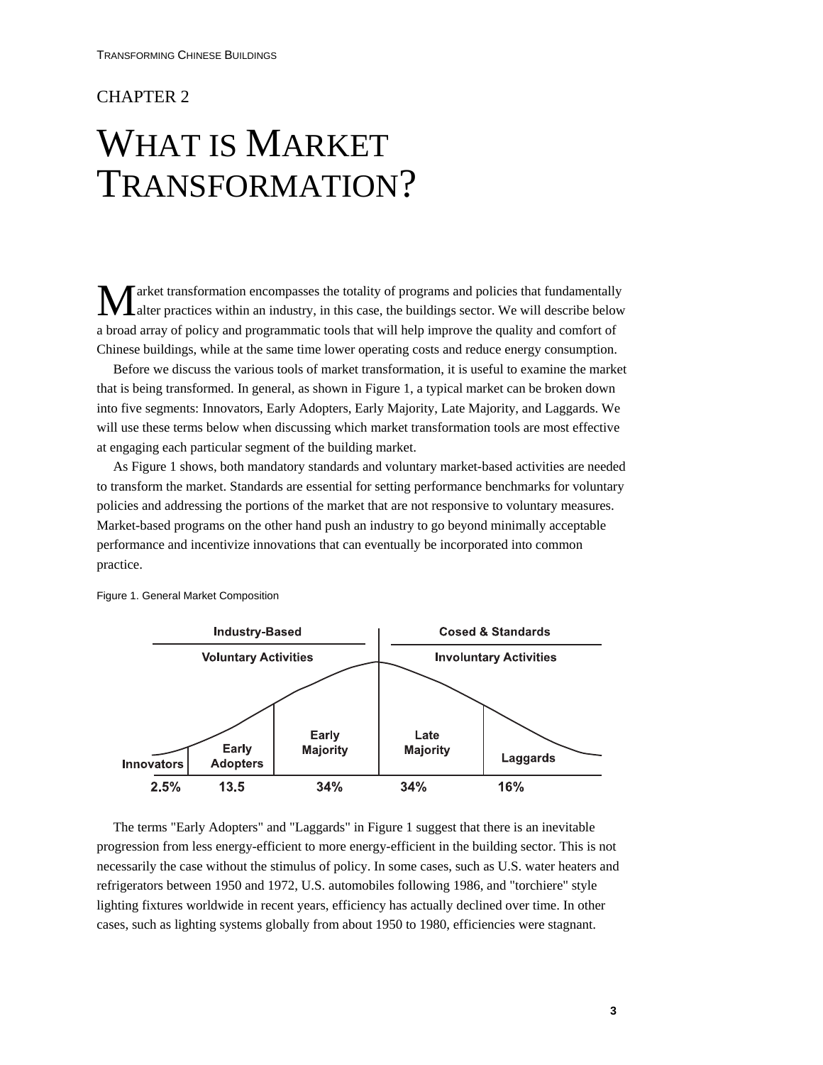## CHAPTER 2

# WHAT IS MARKET TRANSFORMATION?

Market transformation encompasses the totality of programs and policies that fundamentally alter practices within an industry, in this case, the buildings sector. We will describe below a broad array of policy and programmatic tools that will help improve the quality and comfort of Chinese buildings, while at the same time lower operating costs and reduce energy consumption.

Before we discuss the various tools of market transformation, it is useful to examine the market that is being transformed. In general, as shown in Figure 1, a typical market can be broken down into five segments: Innovators, Early Adopters, Early Majority, Late Majority, and Laggards. We will use these terms below when discussing which market transformation tools are most effective at engaging each particular segment of the building market.

As Figure 1 shows, both mandatory standards and voluntary market-based activities are needed to transform the market. Standards are essential for setting performance benchmarks for voluntary policies and addressing the portions of the market that are not responsive to voluntary measures. Market-based programs on the other hand push an industry to go beyond minimally acceptable performance and incentivize innovations that can eventually be incorporated into common practice.

Figure 1. General Market Composition

| Industry-Based Voluntary Activities | | | Cosed & Standards Involuntary Activities | |
|---|---|---|---|---|
| Innovators | Early Adopters | Early Majority | Late Majority | Laggards |
| 2.5% | 13.5 | 34% | 34% | 16% |

The terms "Early Adopters" and "Laggards" in Figure 1 suggest that there is an inevitable progression from less energy-efficient to more energy-efficient in the building sector. This is not necessarily the case without the stimulus of policy. In some cases, such as U.S. water heaters and refrigerators between 1950 and 1972, U.S. automobiles following 1986, and "torchiere" style lighting fixtures worldwide in recent years, efficiency has actually declined over time. In other cases, such as lighting systems globally from about 1950 to 1980, efficiencies were stagnant.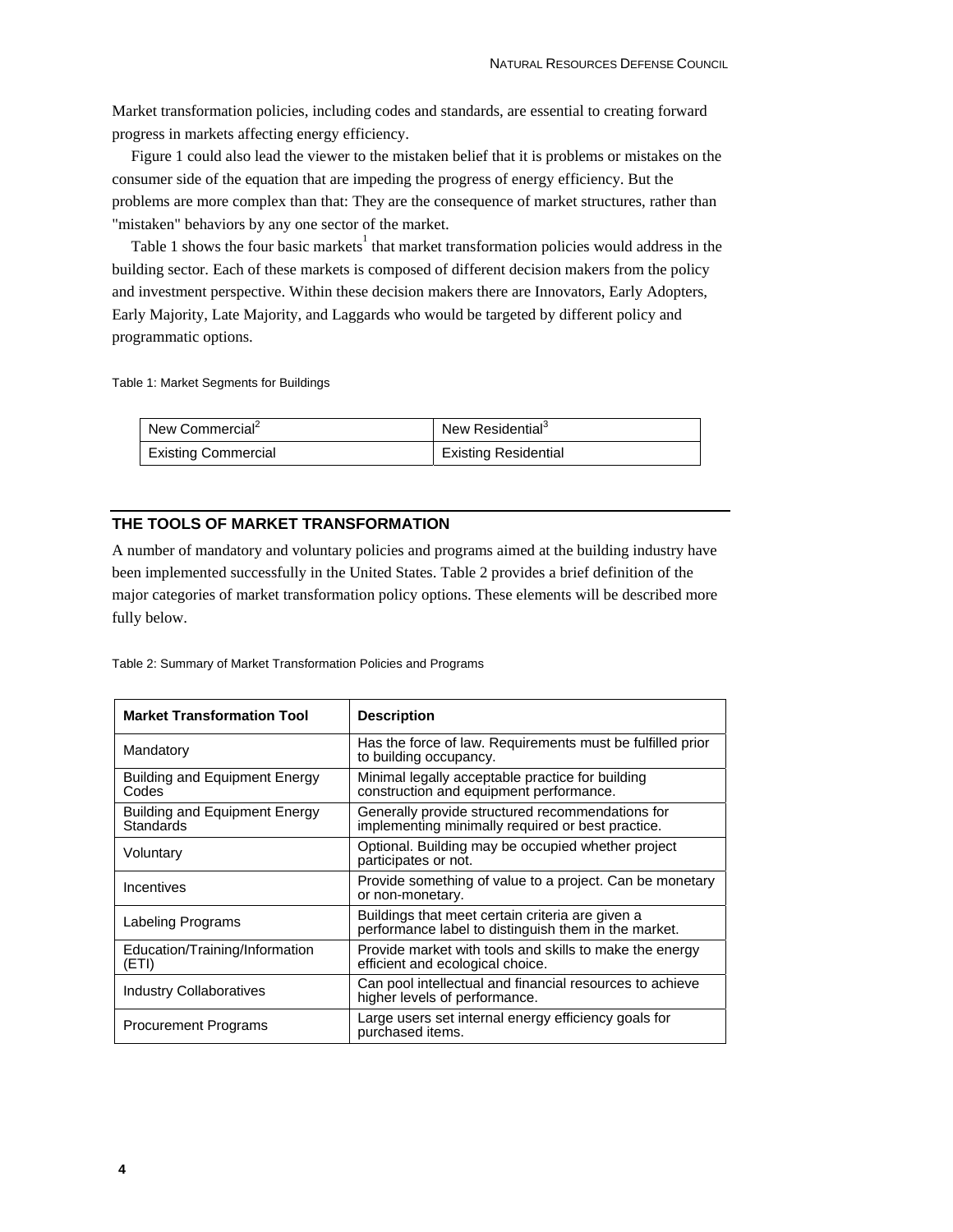Market transformation policies, including codes and standards, are essential to creating forward progress in markets affecting energy efficiency.

Figure 1 could also lead the viewer to the mistaken belief that it is problems or mistakes on the consumer side of the equation that are impeding the progress of energy efficiency. But the problems are more complex than that: They are the consequence of market structures, rather than "mistaken" behaviors by any one sector of the market.

Table 1 shows the four basic markets[1] that market transformation policies would address in the building sector. Each of these markets is composed of different decision makers from the policy and investment perspective. Within these decision makers there are Innovators, Early Adopters, Early Majority, Late Majority, and Laggards who would be targeted by different policy and programmatic options.

Table 1: Market Segments for Buildings

| New Commercial[2] | New Residential[3] |
|---|---|
| Existing Commercial | Existing Residential |

## THE TOOLS OF MARKET TRANSFORMATION

A number of mandatory and voluntary policies and programs aimed at the building industry have been implemented successfully in the United States. Table 2 provides a brief definition of the major categories of market transformation policy options. These elements will be described more fully below.

Table 2: Summary of Market Transformation Policies and Programs

| Market Transformation Tool | Description |
|---|---|
| Mandatory | Has the force of law. Requirements must be fulfilled prior to building occupancy. |
| Building and Equipment Energy Codes | Minimal legally acceptable practice for building construction and equipment performance. |
| Building and Equipment Energy Standards | Generally provide structured recommendations for implementing minimally required or best practice. |
| Voluntary | Optional. Building may be occupied whether project participates or not. |
| Incentives | Provide something of value to a project. Can be monetary or non-monetary. |
| Labeling Programs | Buildings that meet certain criteria are given a performance label to distinguish them in the market. |
| Education/Training/Information (ETI) | Provide market with tools and skills to make the energy efficient and ecological choice. |
| Industry Collaboratives | Can pool intellectual and financial resources to achieve higher levels of performance. |
| Procurement Programs | Large users set internal energy efficiency goals for purchased items. |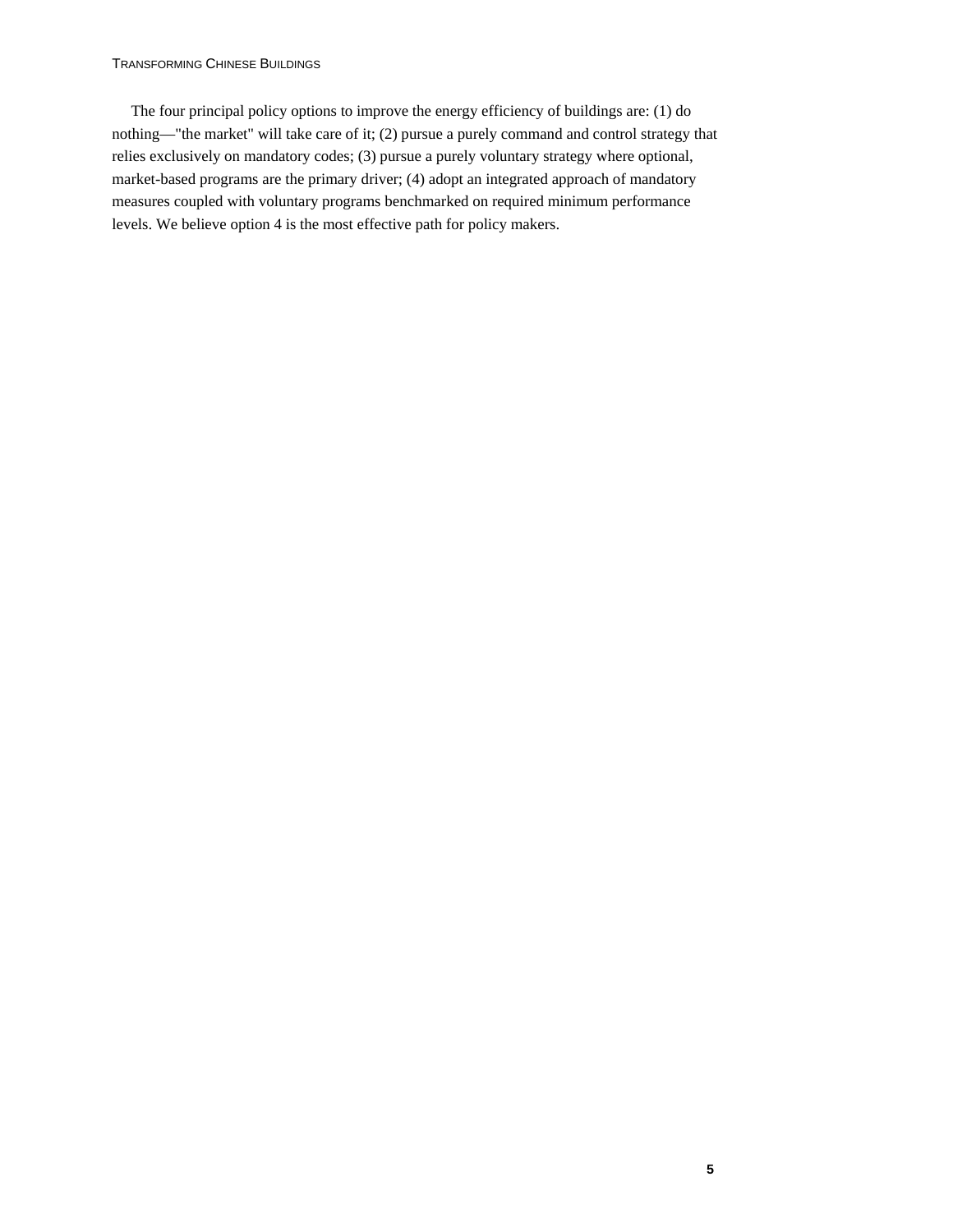The four principal policy options to improve the energy efficiency of buildings are: (1) do nothing—"the market" will take care of it; (2) pursue a purely command and control strategy that relies exclusively on mandatory codes; (3) pursue a purely voluntary strategy where optional, market-based programs are the primary driver; (4) adopt an integrated approach of mandatory measures coupled with voluntary programs benchmarked on required minimum performance levels. We believe option 4 is the most effective path for policy makers.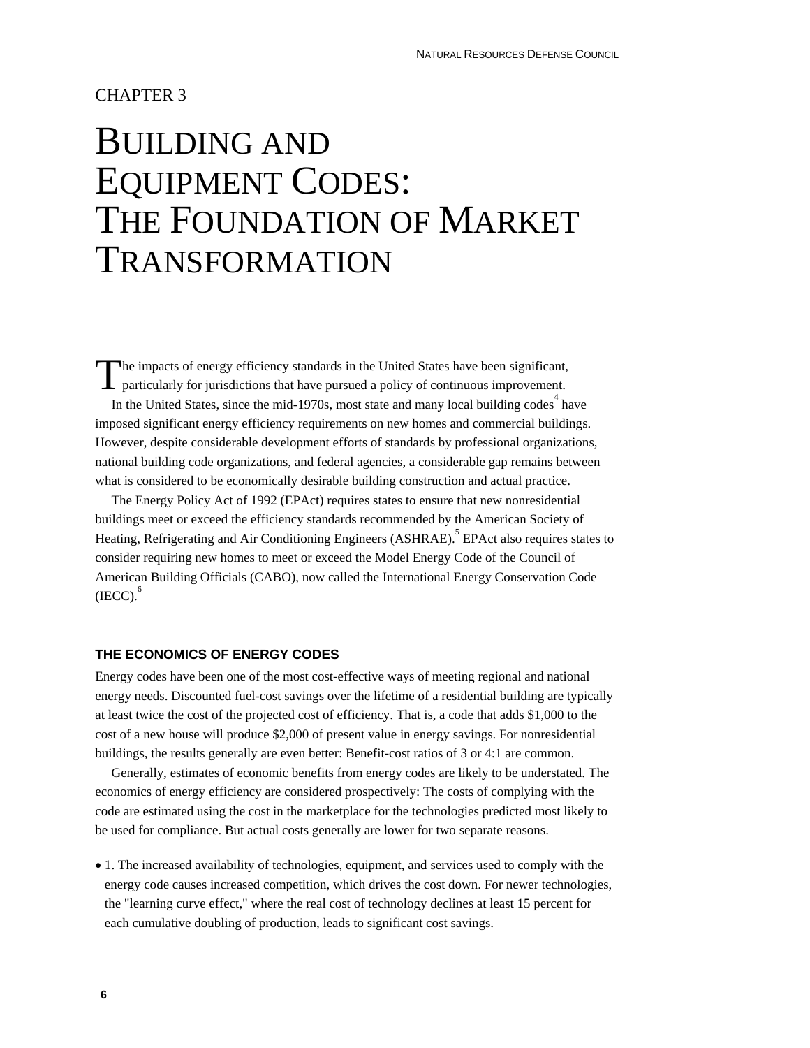CHAPTER 3

# BUILDING AND EQUIPMENT CODES: THE FOUNDATION OF MARKET TRANSFORMATION

The impacts of energy efficiency standards in the United States have been significant, particularly for jurisdictions that have pursued a policy of continuous improvement.

In the United States, since the mid-1970s, most state and many local building codes[4] have imposed significant energy efficiency requirements on new homes and commercial buildings. However, despite considerable development efforts of standards by professional organizations, national building code organizations, and federal agencies, a considerable gap remains between what is considered to be economically desirable building construction and actual practice.

The Energy Policy Act of 1992 (EPAct) requires states to ensure that new nonresidential buildings meet or exceed the efficiency standards recommended by the American Society of Heating, Refrigerating and Air Conditioning Engineers (ASHRAE).[5] EPAct also requires states to consider requiring new homes to meet or exceed the Model Energy Code of the Council of American Building Officials (CABO), now called the International Energy Conservation Code (IECC).[6]

## THE ECONOMICS OF ENERGY CODES

Energy codes have been one of the most cost-effective ways of meeting regional and national energy needs. Discounted fuel-cost savings over the lifetime of a residential building are typically at least twice the cost of the projected cost of efficiency. That is, a code that adds $1,000 to the cost of a new house will produce $2,000 of present value in energy savings. For nonresidential buildings, the results generally are even better: Benefit-cost ratios of 3 or 4:1 are common.

Generally, estimates of economic benefits from energy codes are likely to be understated. The economics of energy efficiency are considered prospectively: The costs of complying with the code are estimated using the cost in the marketplace for the technologies predicted most likely to be used for compliance. But actual costs generally are lower for two separate reasons.

- 1. The increased availability of technologies, equipment, and services used to comply with the energy code causes increased competition, which drives the cost down. For newer technologies, the "learning curve effect," where the real cost of technology declines at least 15 percent for each cumulative doubling of production, leads to significant cost savings.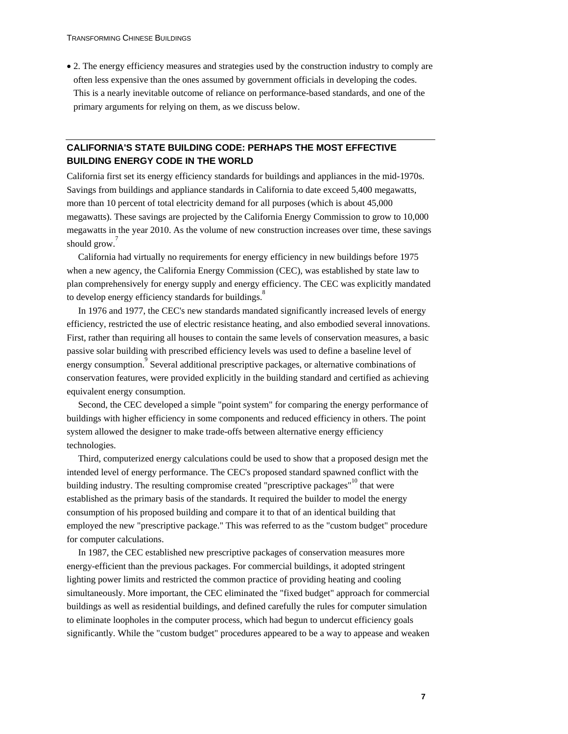- 2. The energy efficiency measures and strategies used by the construction industry to comply are often less expensive than the ones assumed by government officials in developing the codes. This is a nearly inevitable outcome of reliance on performance-based standards, and one of the primary arguments for relying on them, as we discuss below.

## CALIFORNIA'S STATE BUILDING CODE: PERHAPS THE MOST EFFECTIVE BUILDING ENERGY CODE IN THE WORLD

California first set its energy efficiency standards for buildings and appliances in the mid-1970s. Savings from buildings and appliance standards in California to date exceed 5,400 megawatts, more than 10 percent of total electricity demand for all purposes (which is about 45,000 megawatts). These savings are projected by the California Energy Commission to grow to 10,000 megawatts in the year 2010. As the volume of new construction increases over time, these savings should grow.[7]

California had virtually no requirements for energy efficiency in new buildings before 1975 when a new agency, the California Energy Commission (CEC), was established by state law to plan comprehensively for energy supply and energy efficiency. The CEC was explicitly mandated to develop energy efficiency standards for buildings.[8]

In 1976 and 1977, the CEC's new standards mandated significantly increased levels of energy efficiency, restricted the use of electric resistance heating, and also embodied several innovations. First, rather than requiring all houses to contain the same levels of conservation measures, a basic passive solar building with prescribed efficiency levels was used to define a baseline level of energy consumption.[9] Several additional prescriptive packages, or alternative combinations of conservation features, were provided explicitly in the building standard and certified as achieving equivalent energy consumption.

Second, the CEC developed a simple "point system" for comparing the energy performance of buildings with higher efficiency in some components and reduced efficiency in others. The point system allowed the designer to make trade-offs between alternative energy efficiency technologies.

Third, computerized energy calculations could be used to show that a proposed design met the intended level of energy performance. The CEC's proposed standard spawned conflict with the building industry. The resulting compromise created "prescriptive packages"[10] that were established as the primary basis of the standards. It required the builder to model the energy consumption of his proposed building and compare it to that of an identical building that employed the new "prescriptive package." This was referred to as the "custom budget" procedure for computer calculations.

In 1987, the CEC established new prescriptive packages of conservation measures more energy-efficient than the previous packages. For commercial buildings, it adopted stringent lighting power limits and restricted the common practice of providing heating and cooling simultaneously. More important, the CEC eliminated the "fixed budget" approach for commercial buildings as well as residential buildings, and defined carefully the rules for computer simulation to eliminate loopholes in the computer process, which had begun to undercut efficiency goals significantly. While the "custom budget" procedures appeared to be a way to appease and weaken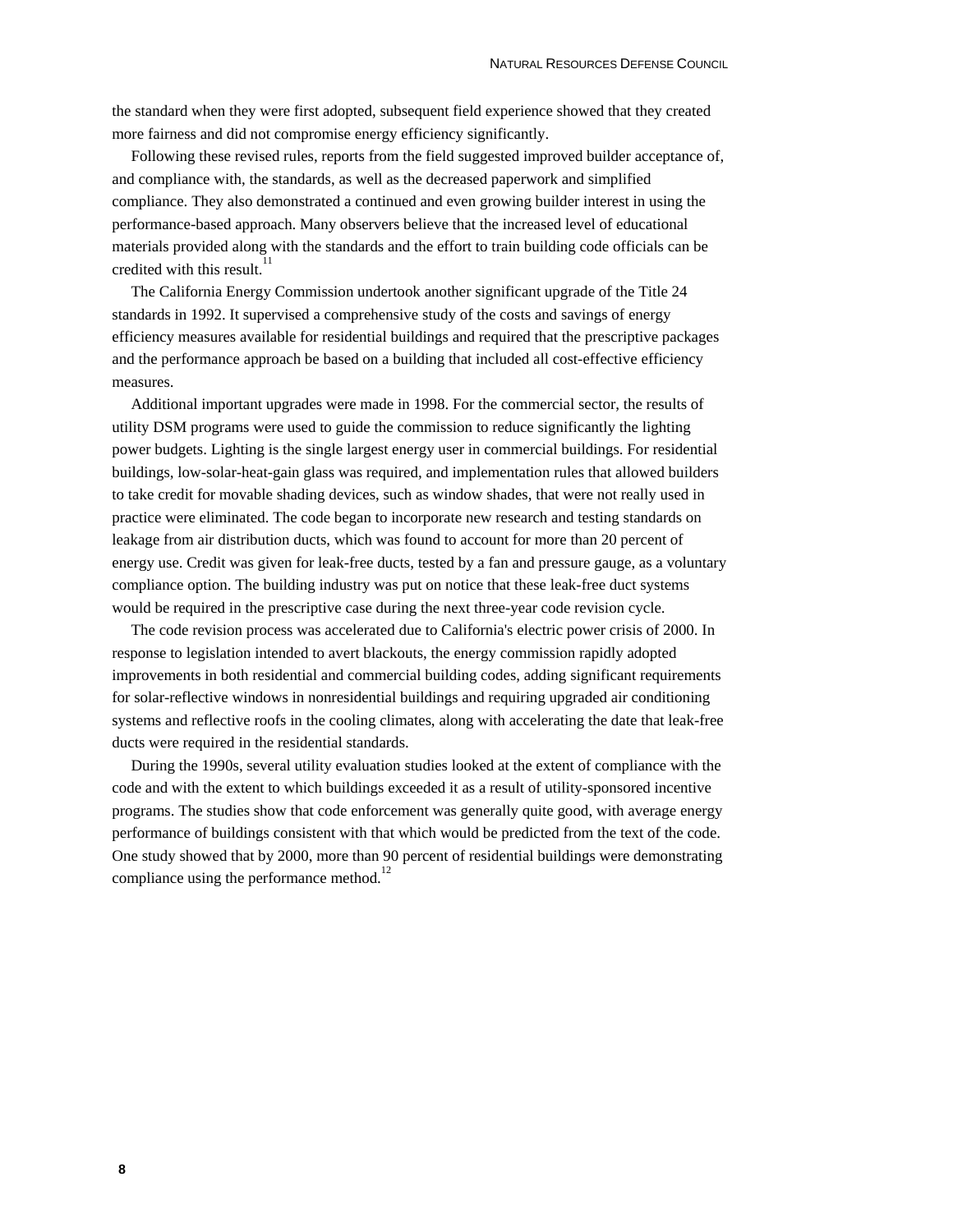the standard when they were first adopted, subsequent field experience showed that they created more fairness and did not compromise energy efficiency significantly.

Following these revised rules, reports from the field suggested improved builder acceptance of, and compliance with, the standards, as well as the decreased paperwork and simplified compliance. They also demonstrated a continued and even growing builder interest in using the performance-based approach. Many observers believe that the increased level of educational materials provided along with the standards and the effort to train building code officials can be credited with this result.[11]

The California Energy Commission undertook another significant upgrade of the Title 24 standards in 1992. It supervised a comprehensive study of the costs and savings of energy efficiency measures available for residential buildings and required that the prescriptive packages and the performance approach be based on a building that included all cost-effective efficiency measures.

Additional important upgrades were made in 1998. For the commercial sector, the results of utility DSM programs were used to guide the commission to reduce significantly the lighting power budgets. Lighting is the single largest energy user in commercial buildings. For residential buildings, low-solar-heat-gain glass was required, and implementation rules that allowed builders to take credit for movable shading devices, such as window shades, that were not really used in practice were eliminated. The code began to incorporate new research and testing standards on leakage from air distribution ducts, which was found to account for more than 20 percent of energy use. Credit was given for leak-free ducts, tested by a fan and pressure gauge, as a voluntary compliance option. The building industry was put on notice that these leak-free duct systems would be required in the prescriptive case during the next three-year code revision cycle.

The code revision process was accelerated due to California's electric power crisis of 2000. In response to legislation intended to avert blackouts, the energy commission rapidly adopted improvements in both residential and commercial building codes, adding significant requirements for solar-reflective windows in nonresidential buildings and requiring upgraded air conditioning systems and reflective roofs in the cooling climates, along with accelerating the date that leak-free ducts were required in the residential standards.

During the 1990s, several utility evaluation studies looked at the extent of compliance with the code and with the extent to which buildings exceeded it as a result of utility-sponsored incentive programs. The studies show that code enforcement was generally quite good, with average energy performance of buildings consistent with that which would be predicted from the text of the code. One study showed that by 2000, more than 90 percent of residential buildings were demonstrating compliance using the performance method.[12]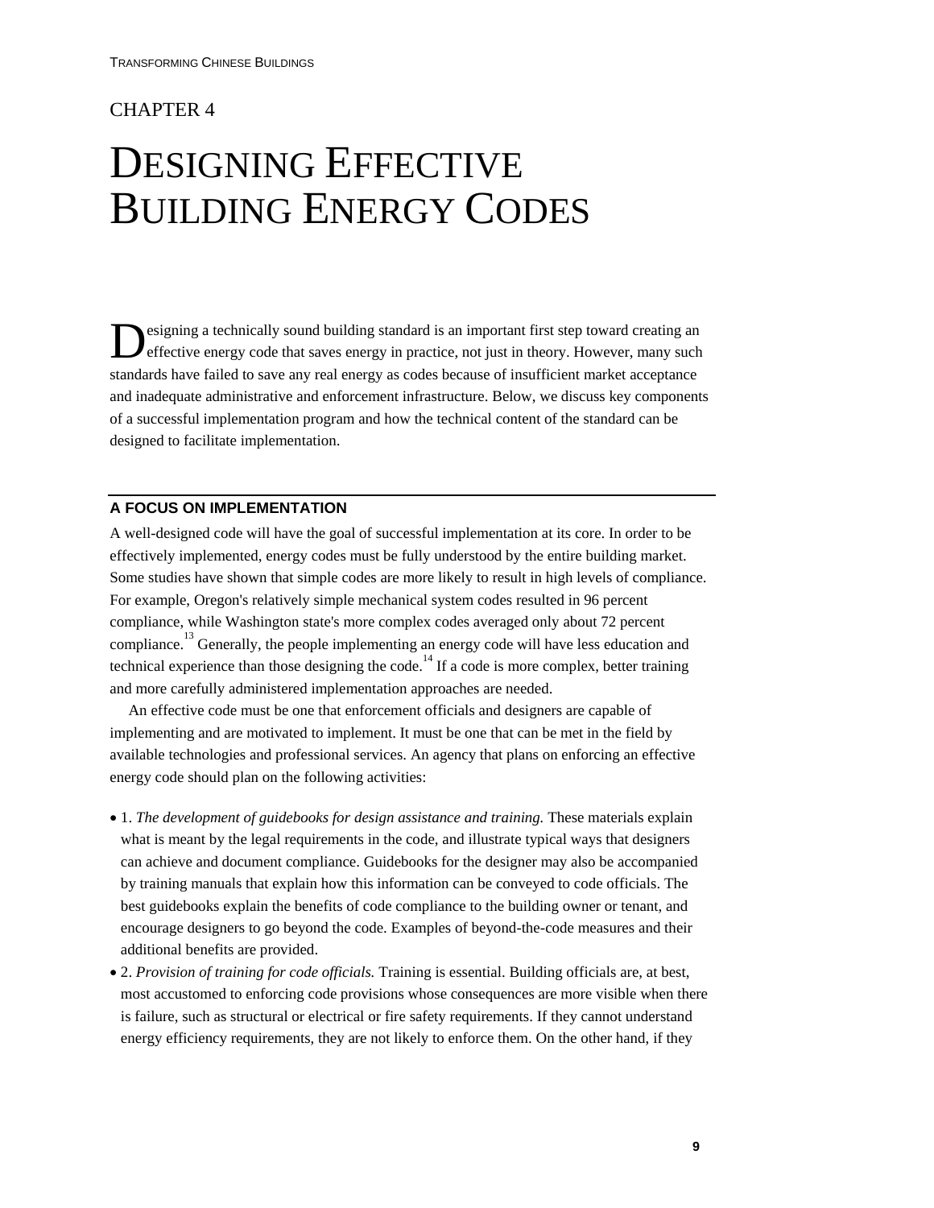CHAPTER 4

# DESIGNING EFFECTIVE BUILDING ENERGY CODES

Designing a technically sound building standard is an important first step toward creating an effective energy code that saves energy in practice, not just in theory. However, many such standards have failed to save any real energy as codes because of insufficient market acceptance and inadequate administrative and enforcement infrastructure. Below, we discuss key components of a successful implementation program and how the technical content of the standard can be designed to facilitate implementation.

## A FOCUS ON IMPLEMENTATION

A well-designed code will have the goal of successful implementation at its core. In order to be effectively implemented, energy codes must be fully understood by the entire building market. Some studies have shown that simple codes are more likely to result in high levels of compliance. For example, Oregon's relatively simple mechanical system codes resulted in 96 percent compliance, while Washington state's more complex codes averaged only about 72 percent compliance.[13] Generally, the people implementing an energy code will have less education and technical experience than those designing the code.[14] If a code is more complex, better training and more carefully administered implementation approaches are needed.

An effective code must be one that enforcement officials and designers are capable of implementing and are motivated to implement. It must be one that can be met in the field by available technologies and professional services. An agency that plans on enforcing an effective energy code should plan on the following activities:

- 1. *The development of guidebooks for design assistance and training.* These materials explain what is meant by the legal requirements in the code, and illustrate typical ways that designers can achieve and document compliance. Guidebooks for the designer may also be accompanied by training manuals that explain how this information can be conveyed to code officials. The best guidebooks explain the benefits of code compliance to the building owner or tenant, and encourage designers to go beyond the code. Examples of beyond-the-code measures and their additional benefits are provided.
- 2. *Provision of training for code officials.* Training is essential. Building officials are, at best, most accustomed to enforcing code provisions whose consequences are more visible when there is failure, such as structural or electrical or fire safety requirements. If they cannot understand energy efficiency requirements, they are not likely to enforce them. On the other hand, if they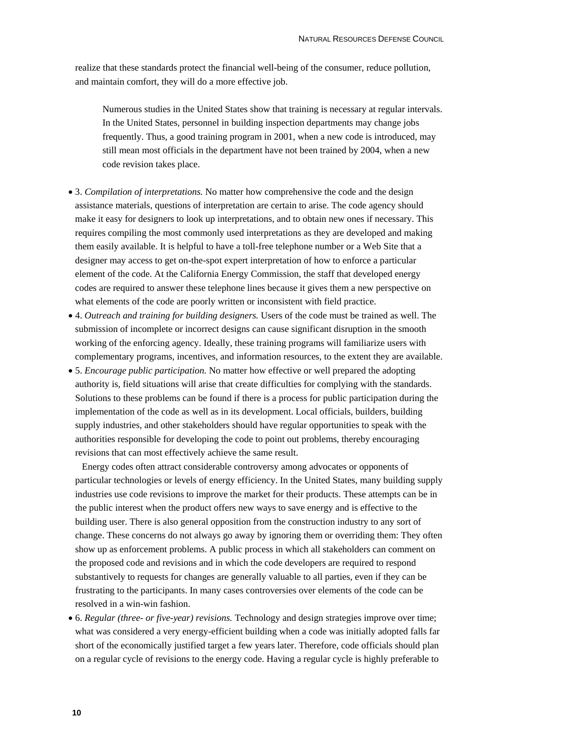realize that these standards protect the financial well-being of the consumer, reduce pollution, and maintain comfort, they will do a more effective job.

> Numerous studies in the United States show that training is necessary at regular intervals. In the United States, personnel in building inspection departments may change jobs frequently. Thus, a good training program in 2001, when a new code is introduced, may still mean most officials in the department have not been trained by 2004, when a new code revision takes place.

- 3. *Compilation of interpretations.* No matter how comprehensive the code and the design assistance materials, questions of interpretation are certain to arise. The code agency should make it easy for designers to look up interpretations, and to obtain new ones if necessary. This requires compiling the most commonly used interpretations as they are developed and making them easily available. It is helpful to have a toll-free telephone number or a Web Site that a designer may access to get on-the-spot expert interpretation of how to enforce a particular element of the code. At the California Energy Commission, the staff that developed energy codes are required to answer these telephone lines because it gives them a new perspective on what elements of the code are poorly written or inconsistent with field practice.
- 4. *Outreach and training for building designers.* Users of the code must be trained as well. The submission of incomplete or incorrect designs can cause significant disruption in the smooth working of the enforcing agency. Ideally, these training programs will familiarize users with complementary programs, incentives, and information resources, to the extent they are available.
- 5. *Encourage public participation.* No matter how effective or well prepared the adopting authority is, field situations will arise that create difficulties for complying with the standards. Solutions to these problems can be found if there is a process for public participation during the implementation of the code as well as in its development. Local officials, builders, building supply industries, and other stakeholders should have regular opportunities to speak with the authorities responsible for developing the code to point out problems, thereby encouraging revisions that can most effectively achieve the same result.

  Energy codes often attract considerable controversy among advocates or opponents of particular technologies or levels of energy efficiency. In the United States, many building supply industries use code revisions to improve the market for their products. These attempts can be in the public interest when the product offers new ways to save energy and is effective to the building user. There is also general opposition from the construction industry to any sort of change. These concerns do not always go away by ignoring them or overriding them: They often show up as enforcement problems. A public process in which all stakeholders can comment on the proposed code and revisions and in which the code developers are required to respond substantively to requests for changes are generally valuable to all parties, even if they can be frustrating to the participants. In many cases controversies over elements of the code can be resolved in a win-win fashion.
- 6. *Regular (three- or five-year) revisions.* Technology and design strategies improve over time; what was considered a very energy-efficient building when a code was initially adopted falls far short of the economically justified target a few years later. Therefore, code officials should plan on a regular cycle of revisions to the energy code. Having a regular cycle is highly preferable to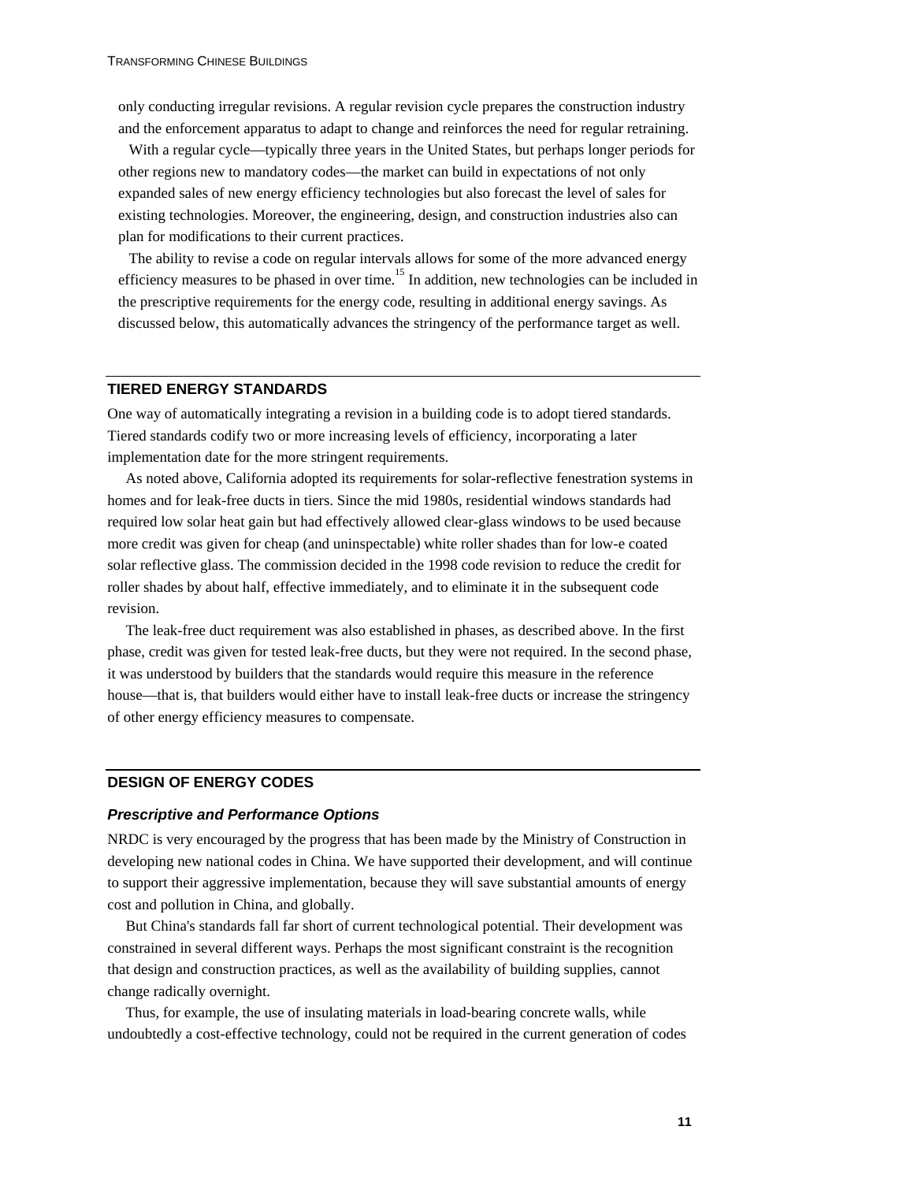only conducting irregular revisions. A regular revision cycle prepares the construction industry and the enforcement apparatus to adapt to change and reinforces the need for regular retraining.

With a regular cycle—typically three years in the United States, but perhaps longer periods for other regions new to mandatory codes—the market can build in expectations of not only expanded sales of new energy efficiency technologies but also forecast the level of sales for existing technologies. Moreover, the engineering, design, and construction industries also can plan for modifications to their current practices.

The ability to revise a code on regular intervals allows for some of the more advanced energy efficiency measures to be phased in over time.[15] In addition, new technologies can be included in the prescriptive requirements for the energy code, resulting in additional energy savings. As discussed below, this automatically advances the stringency of the performance target as well.

## TIERED ENERGY STANDARDS

One way of automatically integrating a revision in a building code is to adopt tiered standards. Tiered standards codify two or more increasing levels of efficiency, incorporating a later implementation date for the more stringent requirements.

As noted above, California adopted its requirements for solar-reflective fenestration systems in homes and for leak-free ducts in tiers. Since the mid 1980s, residential windows standards had required low solar heat gain but had effectively allowed clear-glass windows to be used because more credit was given for cheap (and uninspectable) white roller shades than for low-e coated solar reflective glass. The commission decided in the 1998 code revision to reduce the credit for roller shades by about half, effective immediately, and to eliminate it in the subsequent code revision.

The leak-free duct requirement was also established in phases, as described above. In the first phase, credit was given for tested leak-free ducts, but they were not required. In the second phase, it was understood by builders that the standards would require this measure in the reference house—that is, that builders would either have to install leak-free ducts or increase the stringency of other energy efficiency measures to compensate.

## DESIGN OF ENERGY CODES

### *Prescriptive and Performance Options*

NRDC is very encouraged by the progress that has been made by the Ministry of Construction in developing new national codes in China. We have supported their development, and will continue to support their aggressive implementation, because they will save substantial amounts of energy cost and pollution in China, and globally.

But China's standards fall far short of current technological potential. Their development was constrained in several different ways. Perhaps the most significant constraint is the recognition that design and construction practices, as well as the availability of building supplies, cannot change radically overnight.

Thus, for example, the use of insulating materials in load-bearing concrete walls, while undoubtedly a cost-effective technology, could not be required in the current generation of codes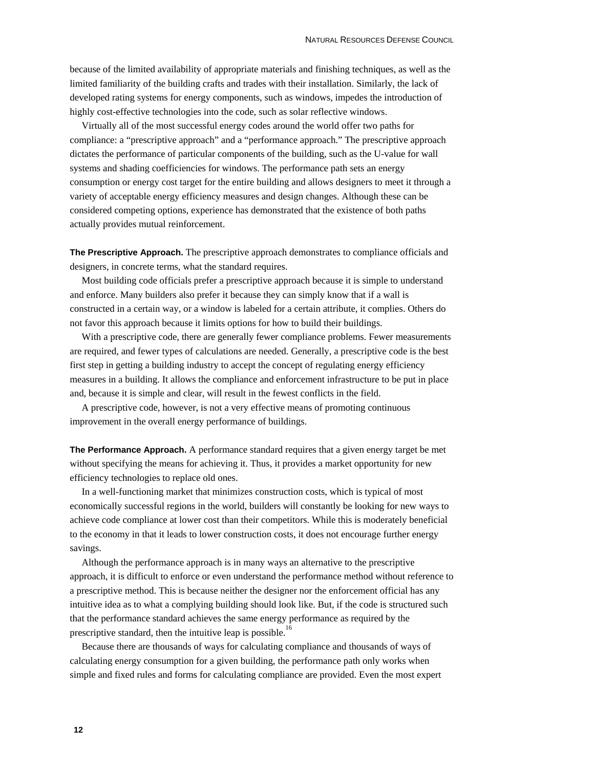because of the limited availability of appropriate materials and finishing techniques, as well as the limited familiarity of the building crafts and trades with their installation. Similarly, the lack of developed rating systems for energy components, such as windows, impedes the introduction of highly cost-effective technologies into the code, such as solar reflective windows.

Virtually all of the most successful energy codes around the world offer two paths for compliance: a "prescriptive approach" and a "performance approach." The prescriptive approach dictates the performance of particular components of the building, such as the U-value for wall systems and shading coefficiencies for windows. The performance path sets an energy consumption or energy cost target for the entire building and allows designers to meet it through a variety of acceptable energy efficiency measures and design changes. Although these can be considered competing options, experience has demonstrated that the existence of both paths actually provides mutual reinforcement.

**The Prescriptive Approach.** The prescriptive approach demonstrates to compliance officials and designers, in concrete terms, what the standard requires.

Most building code officials prefer a prescriptive approach because it is simple to understand and enforce. Many builders also prefer it because they can simply know that if a wall is constructed in a certain way, or a window is labeled for a certain attribute, it complies. Others do not favor this approach because it limits options for how to build their buildings.

With a prescriptive code, there are generally fewer compliance problems. Fewer measurements are required, and fewer types of calculations are needed. Generally, a prescriptive code is the best first step in getting a building industry to accept the concept of regulating energy efficiency measures in a building. It allows the compliance and enforcement infrastructure to be put in place and, because it is simple and clear, will result in the fewest conflicts in the field.

A prescriptive code, however, is not a very effective means of promoting continuous improvement in the overall energy performance of buildings.

**The Performance Approach.** A performance standard requires that a given energy target be met without specifying the means for achieving it. Thus, it provides a market opportunity for new efficiency technologies to replace old ones.

In a well-functioning market that minimizes construction costs, which is typical of most economically successful regions in the world, builders will constantly be looking for new ways to achieve code compliance at lower cost than their competitors. While this is moderately beneficial to the economy in that it leads to lower construction costs, it does not encourage further energy savings.

Although the performance approach is in many ways an alternative to the prescriptive approach, it is difficult to enforce or even understand the performance method without reference to a prescriptive method. This is because neither the designer nor the enforcement official has any intuitive idea as to what a complying building should look like. But, if the code is structured such that the performance standard achieves the same energy performance as required by the prescriptive standard, then the intuitive leap is possible.[16]

Because there are thousands of ways for calculating compliance and thousands of ways of calculating energy consumption for a given building, the performance path only works when simple and fixed rules and forms for calculating compliance are provided. Even the most expert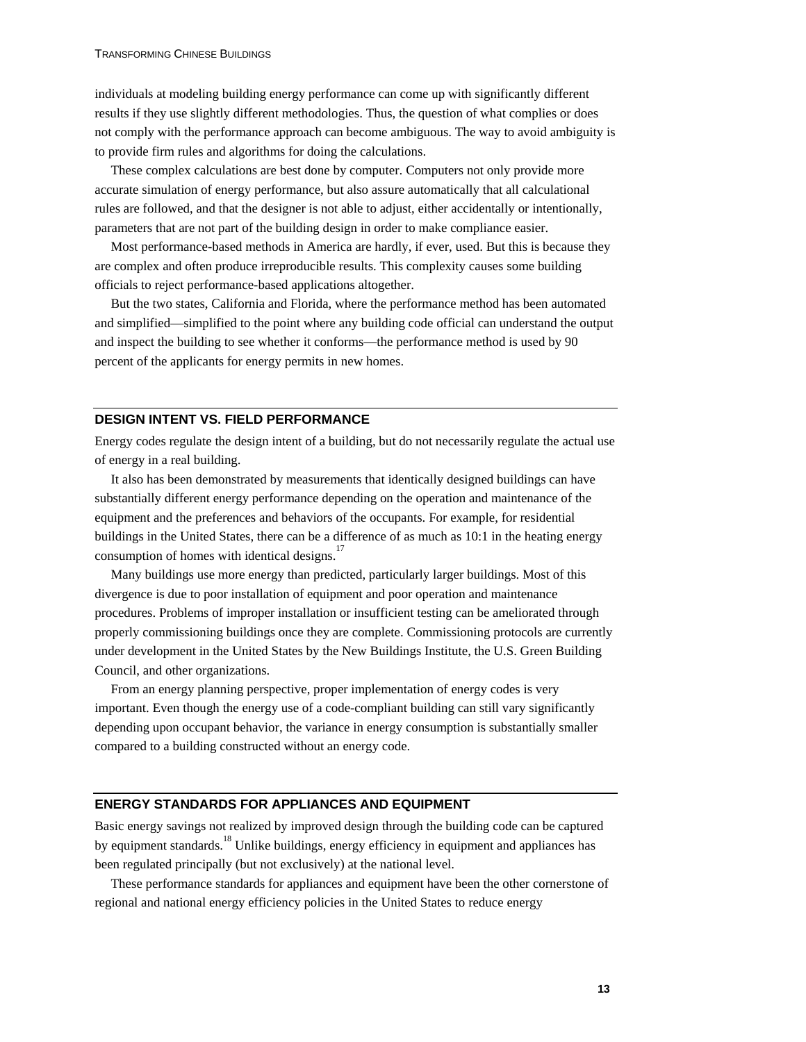individuals at modeling building energy performance can come up with significantly different results if they use slightly different methodologies. Thus, the question of what complies or does not comply with the performance approach can become ambiguous. The way to avoid ambiguity is to provide firm rules and algorithms for doing the calculations.

These complex calculations are best done by computer. Computers not only provide more accurate simulation of energy performance, but also assure automatically that all calculational rules are followed, and that the designer is not able to adjust, either accidentally or intentionally, parameters that are not part of the building design in order to make compliance easier.

Most performance-based methods in America are hardly, if ever, used. But this is because they are complex and often produce irreproducible results. This complexity causes some building officials to reject performance-based applications altogether.

But the two states, California and Florida, where the performance method has been automated and simplified—simplified to the point where any building code official can understand the output and inspect the building to see whether it conforms—the performance method is used by 90 percent of the applicants for energy permits in new homes.

## DESIGN INTENT VS. FIELD PERFORMANCE

Energy codes regulate the design intent of a building, but do not necessarily regulate the actual use of energy in a real building.

It also has been demonstrated by measurements that identically designed buildings can have substantially different energy performance depending on the operation and maintenance of the equipment and the preferences and behaviors of the occupants. For example, for residential buildings in the United States, there can be a difference of as much as 10:1 in the heating energy consumption of homes with identical designs.[17]

Many buildings use more energy than predicted, particularly larger buildings. Most of this divergence is due to poor installation of equipment and poor operation and maintenance procedures. Problems of improper installation or insufficient testing can be ameliorated through properly commissioning buildings once they are complete. Commissioning protocols are currently under development in the United States by the New Buildings Institute, the U.S. Green Building Council, and other organizations.

From an energy planning perspective, proper implementation of energy codes is very important. Even though the energy use of a code-compliant building can still vary significantly depending upon occupant behavior, the variance in energy consumption is substantially smaller compared to a building constructed without an energy code.

## ENERGY STANDARDS FOR APPLIANCES AND EQUIPMENT

Basic energy savings not realized by improved design through the building code can be captured by equipment standards.[18] Unlike buildings, energy efficiency in equipment and appliances has been regulated principally (but not exclusively) at the national level.

These performance standards for appliances and equipment have been the other cornerstone of regional and national energy efficiency policies in the United States to reduce energy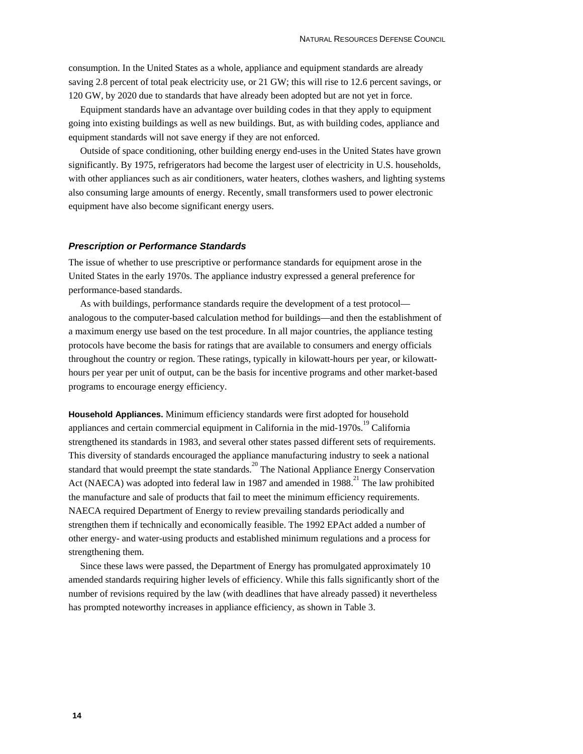consumption. In the United States as a whole, appliance and equipment standards are already saving 2.8 percent of total peak electricity use, or 21 GW; this will rise to 12.6 percent savings, or 120 GW, by 2020 due to standards that have already been adopted but are not yet in force.

Equipment standards have an advantage over building codes in that they apply to equipment going into existing buildings as well as new buildings. But, as with building codes, appliance and equipment standards will not save energy if they are not enforced.

Outside of space conditioning, other building energy end-uses in the United States have grown significantly. By 1975, refrigerators had become the largest user of electricity in U.S. households, with other appliances such as air conditioners, water heaters, clothes washers, and lighting systems also consuming large amounts of energy. Recently, small transformers used to power electronic equipment have also become significant energy users.

### *Prescription or Performance Standards*

The issue of whether to use prescriptive or performance standards for equipment arose in the United States in the early 1970s. The appliance industry expressed a general preference for performance-based standards.

As with buildings, performance standards require the development of a test protocol—analogous to the computer-based calculation method for buildings—and then the establishment of a maximum energy use based on the test procedure. In all major countries, the appliance testing protocols have become the basis for ratings that are available to consumers and energy officials throughout the country or region. These ratings, typically in kilowatt-hours per year, or kilowatt-hours per year per unit of output, can be the basis for incentive programs and other market-based programs to encourage energy efficiency.

**Household Appliances.** Minimum efficiency standards were first adopted for household appliances and certain commercial equipment in California in the mid-1970s.[19] California strengthened its standards in 1983, and several other states passed different sets of requirements. This diversity of standards encouraged the appliance manufacturing industry to seek a national standard that would preempt the state standards.[20] The National Appliance Energy Conservation Act (NAECA) was adopted into federal law in 1987 and amended in 1988.[21] The law prohibited the manufacture and sale of products that fail to meet the minimum efficiency requirements. NAECA required Department of Energy to review prevailing standards periodically and strengthen them if technically and economically feasible. The 1992 EPAct added a number of other energy- and water-using products and established minimum regulations and a process for strengthening them.

Since these laws were passed, the Department of Energy has promulgated approximately 10 amended standards requiring higher levels of efficiency. While this falls significantly short of the number of revisions required by the law (with deadlines that have already passed) it nevertheless has prompted noteworthy increases in appliance efficiency, as shown in Table 3.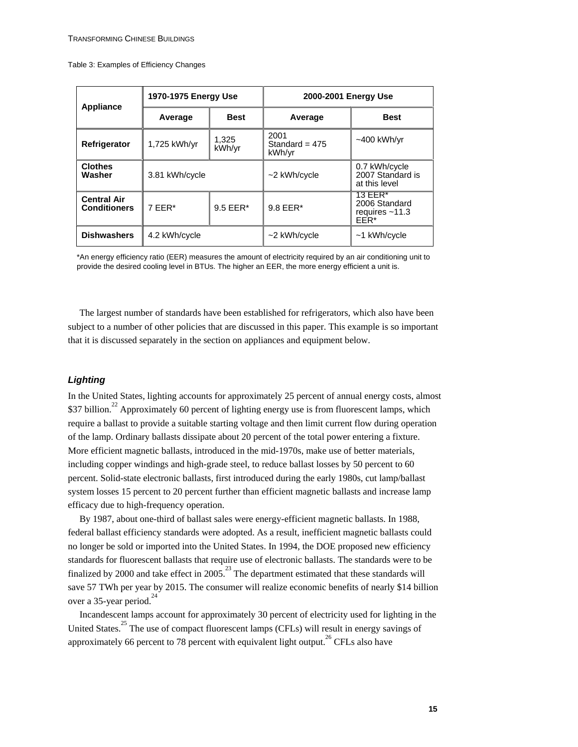Table 3: Examples of Efficiency Changes

| Appliance | 1970-1975 Energy Use | | 2000-2001 Energy Use | |
|---|---|---|---|---|
| | Average | Best | Average | Best |
| **Refrigerator** | 1,725 kWh/yr | 1,325 kWh/yr | 2001 Standard = 475 kWh/yr | ~400 kWh/yr |
| **Clothes Washer** | 3.81 kWh/cycle | | ~2 kWh/cycle | 0.7 kWh/cycle 2007 Standard is at this level |
| **Central Air Conditioners** | 7 EER* | 9.5 EER* | 9.8 EER* | 13 EER* 2006 Standard requires ~11.3 EER* |
| **Dishwashers** | 4.2 kWh/cycle | | ~2 kWh/cycle | ~1 kWh/cycle |

*An energy efficiency ratio (EER) measures the amount of electricity required by an air conditioning unit to provide the desired cooling level in BTUs. The higher an EER, the more energy efficient a unit is.

The largest number of standards have been established for refrigerators, which also have been subject to a number of other policies that are discussed in this paper. This example is so important that it is discussed separately in the section on appliances and equipment below.

### *Lighting*

In the United States, lighting accounts for approximately 25 percent of annual energy costs, almost $37 billion.[22] Approximately 60 percent of lighting energy use is from fluorescent lamps, which require a ballast to provide a suitable starting voltage and then limit current flow during operation of the lamp. Ordinary ballasts dissipate about 20 percent of the total power entering a fixture. More efficient magnetic ballasts, introduced in the mid-1970s, make use of better materials, including copper windings and high-grade steel, to reduce ballast losses by 50 percent to 60 percent. Solid-state electronic ballasts, first introduced during the early 1980s, cut lamp/ballast system losses 15 percent to 20 percent further than efficient magnetic ballasts and increase lamp efficacy due to high-frequency operation.

By 1987, about one-third of ballast sales were energy-efficient magnetic ballasts. In 1988, federal ballast efficiency standards were adopted. As a result, inefficient magnetic ballasts could no longer be sold or imported into the United States. In 1994, the DOE proposed new efficiency standards for fluorescent ballasts that require use of electronic ballasts. The standards were to be finalized by 2000 and take effect in 2005.[23] The department estimated that these standards will save 57 TWh per year by 2015. The consumer will realize economic benefits of nearly $14 billion over a 35-year period.[24]

Incandescent lamps account for approximately 30 percent of electricity used for lighting in the United States.[25] The use of compact fluorescent lamps (CFLs) will result in energy savings of approximately 66 percent to 78 percent with equivalent light output.[26] CFLs also have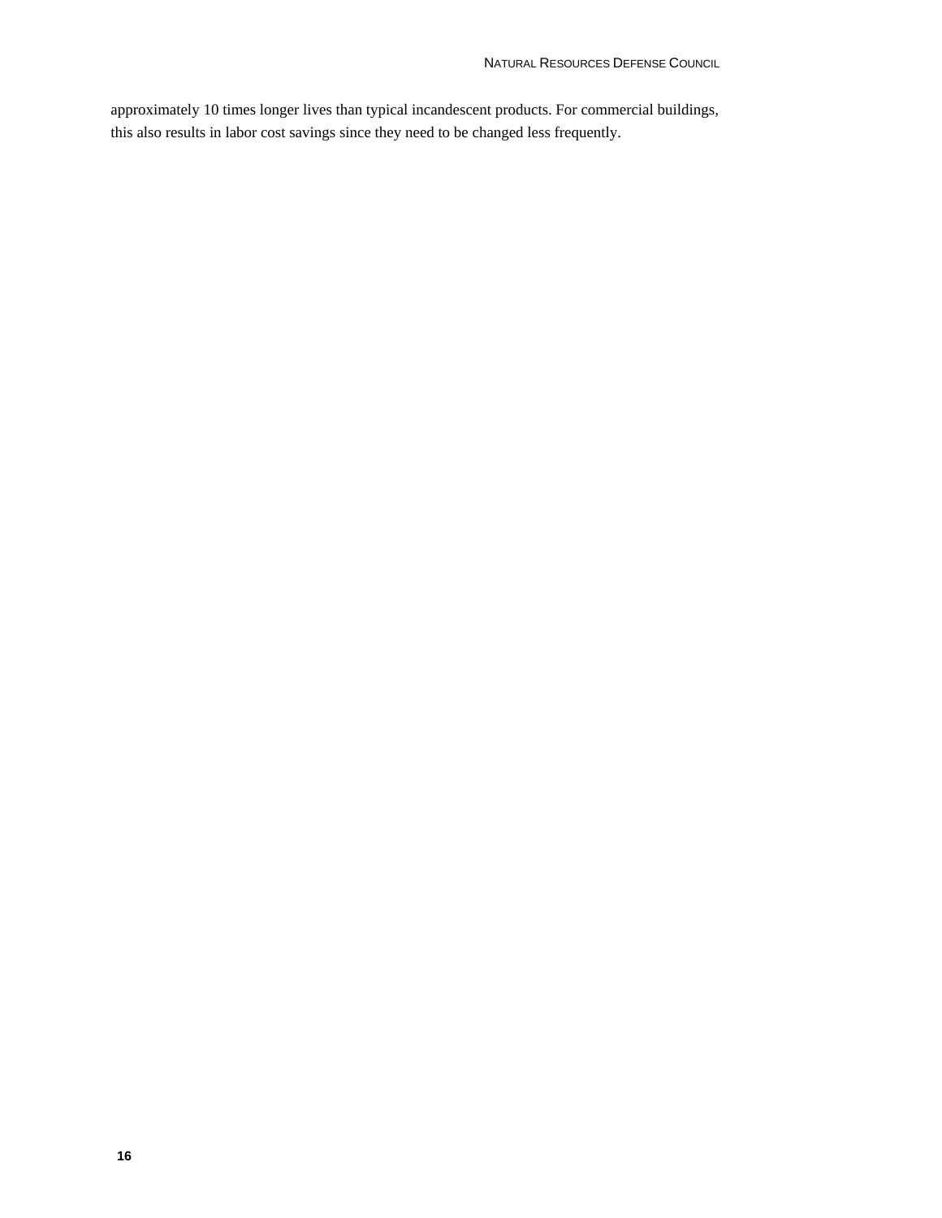approximately 10 times longer lives than typical incandescent products. For commercial buildings, this also results in labor cost savings since they need to be changed less frequently.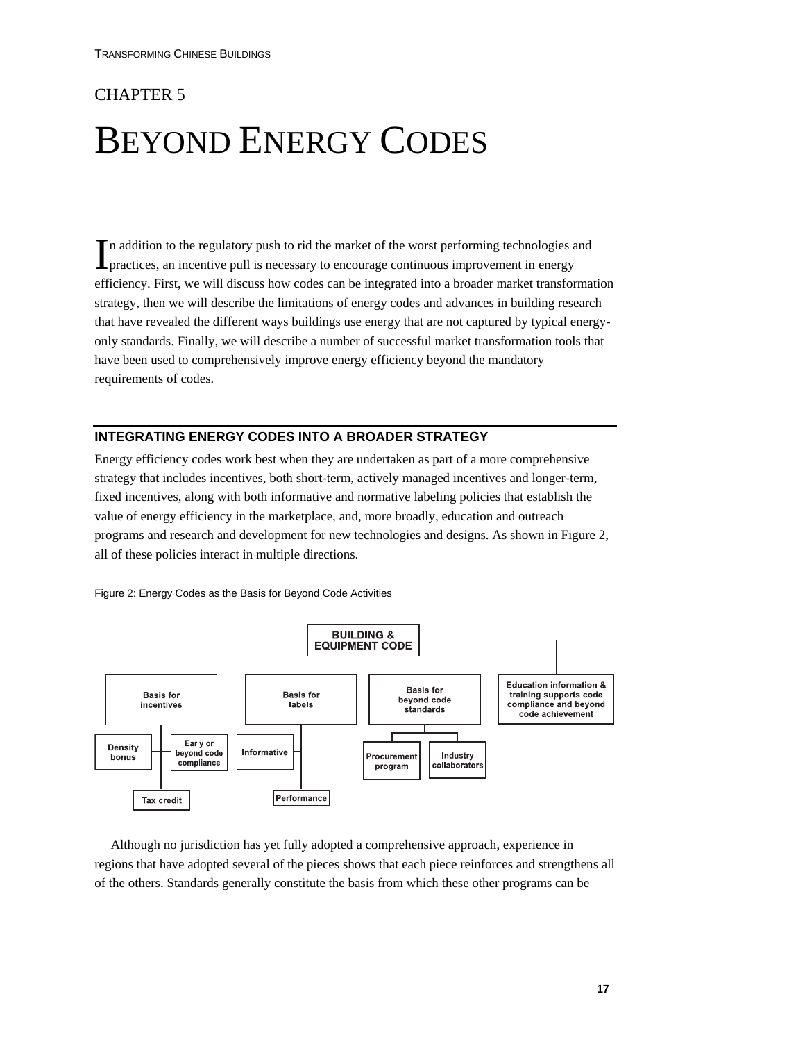# CHAPTER 5

# BEYOND ENERGY CODES

In addition to the regulatory push to rid the market of the worst performing technologies and practices, an incentive pull is necessary to encourage continuous improvement in energy efficiency. First, we will discuss how codes can be integrated into a broader market transformation strategy, then we will describe the limitations of energy codes and advances in building research that have revealed the different ways buildings use energy that are not captured by typical energy-only standards. Finally, we will describe a number of successful market transformation tools that have been used to comprehensively improve energy efficiency beyond the mandatory requirements of codes.

## INTEGRATING ENERGY CODES INTO A BROADER STRATEGY

Energy efficiency codes work best when they are undertaken as part of a more comprehensive strategy that includes incentives, both short-term, actively managed incentives and longer-term, fixed incentives, along with both informative and normative labeling policies that establish the value of energy efficiency in the marketplace, and, more broadly, education and outreach programs and research and development for new technologies and designs. As shown in Figure 2, all of these policies interact in multiple directions.

Figure 2: Energy Codes as the Basis for Beyond Code Activities

BUILDING & EQUIPMENT CODE

- Basis for incentives
  - Density bonus
  - Early or beyond code compliance
  - Tax credit
- Basis for labels
  - Informative
  - Performance
- Basis for beyond code standards
  - Procurement program
  - Industry collaborators
- Education information & training supports code compliance and beyond code achievement

Although no jurisdiction has yet fully adopted a comprehensive approach, experience in regions that have adopted several of the pieces shows that each piece reinforces and strengthens all of the others. Standards generally constitute the basis from which these other programs can be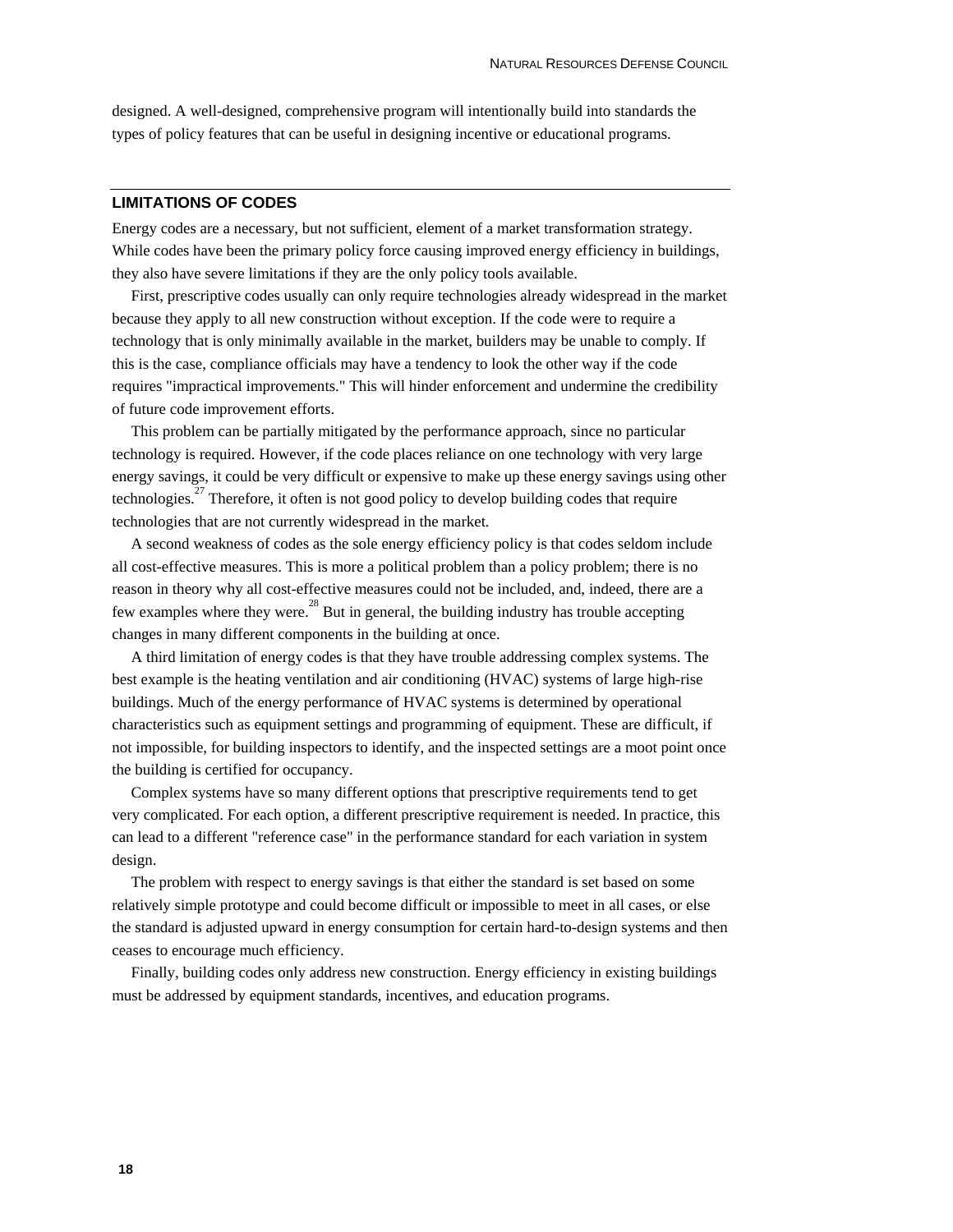designed. A well-designed, comprehensive program will intentionally build into standards the types of policy features that can be useful in designing incentive or educational programs.

## LIMITATIONS OF CODES

Energy codes are a necessary, but not sufficient, element of a market transformation strategy. While codes have been the primary policy force causing improved energy efficiency in buildings, they also have severe limitations if they are the only policy tools available.

First, prescriptive codes usually can only require technologies already widespread in the market because they apply to all new construction without exception. If the code were to require a technology that is only minimally available in the market, builders may be unable to comply. If this is the case, compliance officials may have a tendency to look the other way if the code requires "impractical improvements." This will hinder enforcement and undermine the credibility of future code improvement efforts.

This problem can be partially mitigated by the performance approach, since no particular technology is required. However, if the code places reliance on one technology with very large energy savings, it could be very difficult or expensive to make up these energy savings using other technologies.[27] Therefore, it often is not good policy to develop building codes that require technologies that are not currently widespread in the market.

A second weakness of codes as the sole energy efficiency policy is that codes seldom include all cost-effective measures. This is more a political problem than a policy problem; there is no reason in theory why all cost-effective measures could not be included, and, indeed, there are a few examples where they were.[28] But in general, the building industry has trouble accepting changes in many different components in the building at once.

A third limitation of energy codes is that they have trouble addressing complex systems. The best example is the heating ventilation and air conditioning (HVAC) systems of large high-rise buildings. Much of the energy performance of HVAC systems is determined by operational characteristics such as equipment settings and programming of equipment. These are difficult, if not impossible, for building inspectors to identify, and the inspected settings are a moot point once the building is certified for occupancy.

Complex systems have so many different options that prescriptive requirements tend to get very complicated. For each option, a different prescriptive requirement is needed. In practice, this can lead to a different "reference case" in the performance standard for each variation in system design.

The problem with respect to energy savings is that either the standard is set based on some relatively simple prototype and could become difficult or impossible to meet in all cases, or else the standard is adjusted upward in energy consumption for certain hard-to-design systems and then ceases to encourage much efficiency.

Finally, building codes only address new construction. Energy efficiency in existing buildings must be addressed by equipment standards, incentives, and education programs.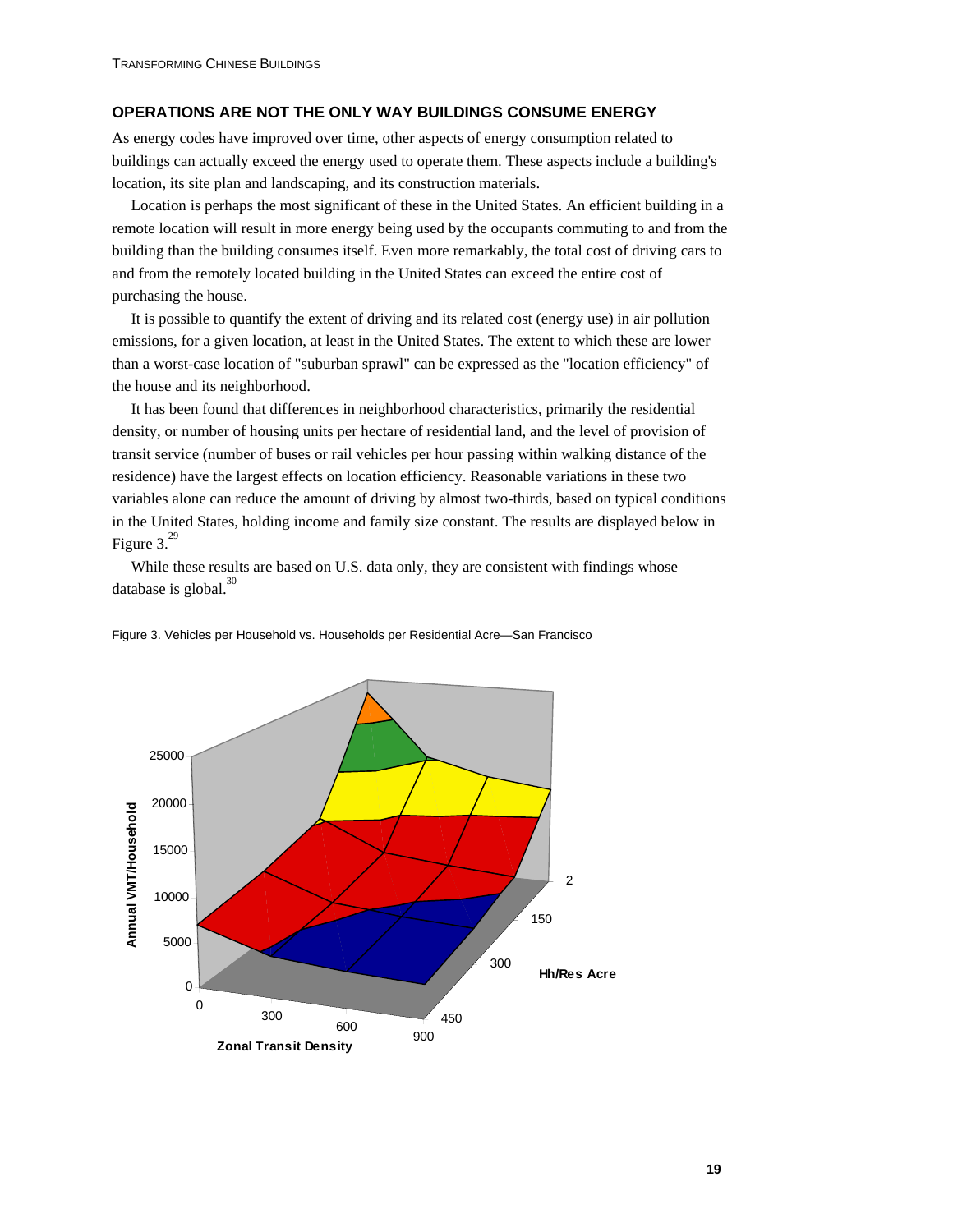## OPERATIONS ARE NOT THE ONLY WAY BUILDINGS CONSUME ENERGY

As energy codes have improved over time, other aspects of energy consumption related to buildings can actually exceed the energy used to operate them. These aspects include a building's location, its site plan and landscaping, and its construction materials.

Location is perhaps the most significant of these in the United States. An efficient building in a remote location will result in more energy being used by the occupants commuting to and from the building than the building consumes itself. Even more remarkably, the total cost of driving cars to and from the remotely located building in the United States can exceed the entire cost of purchasing the house.

It is possible to quantify the extent of driving and its related cost (energy use) in air pollution emissions, for a given location, at least in the United States. The extent to which these are lower than a worst-case location of "suburban sprawl" can be expressed as the "location efficiency" of the house and its neighborhood.

It has been found that differences in neighborhood characteristics, primarily the residential density, or number of housing units per hectare of residential land, and the level of provision of transit service (number of buses or rail vehicles per hour passing within walking distance of the residence) have the largest effects on location efficiency. Reasonable variations in these two variables alone can reduce the amount of driving by almost two-thirds, based on typical conditions in the United States, holding income and family size constant. The results are displayed below in Figure 3.[29]

While these results are based on U.S. data only, they are consistent with findings whose database is global.[30]

Figure 3. Vehicles per Household vs. Households per Residential Acre—San Francisco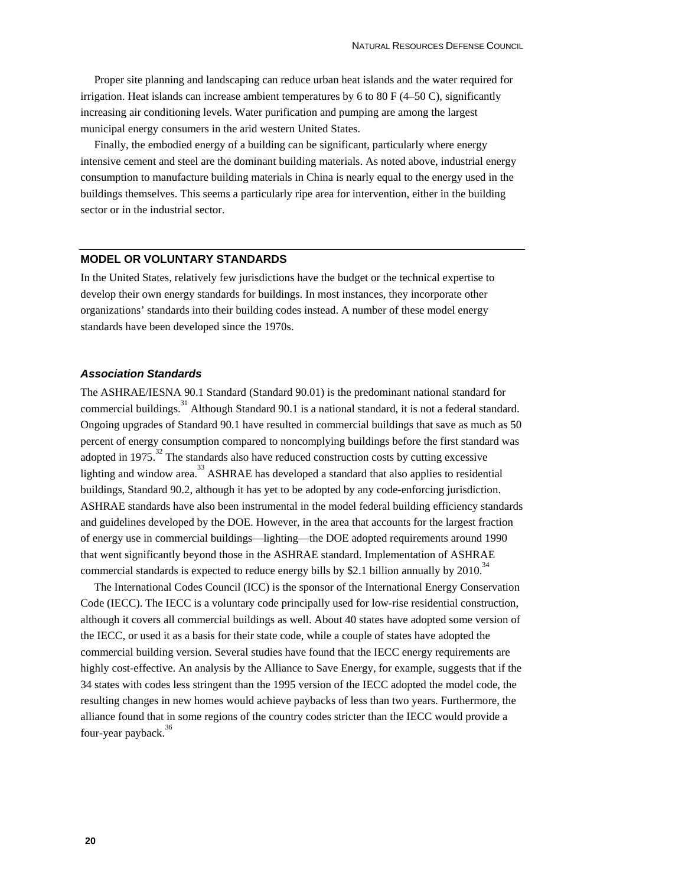Proper site planning and landscaping can reduce urban heat islands and the water required for irrigation. Heat islands can increase ambient temperatures by 6 to 80 F (4–50 C), significantly increasing air conditioning levels. Water purification and pumping are among the largest municipal energy consumers in the arid western United States.

Finally, the embodied energy of a building can be significant, particularly where energy intensive cement and steel are the dominant building materials. As noted above, industrial energy consumption to manufacture building materials in China is nearly equal to the energy used in the buildings themselves. This seems a particularly ripe area for intervention, either in the building sector or in the industrial sector.

## MODEL OR VOLUNTARY STANDARDS

In the United States, relatively few jurisdictions have the budget or the technical expertise to develop their own energy standards for buildings. In most instances, they incorporate other organizations' standards into their building codes instead. A number of these model energy standards have been developed since the 1970s.

### *Association Standards*

The ASHRAE/IESNA 90.1 Standard (Standard 90.01) is the predominant national standard for commercial buildings.[31] Although Standard 90.1 is a national standard, it is not a federal standard. Ongoing upgrades of Standard 90.1 have resulted in commercial buildings that save as much as 50 percent of energy consumption compared to noncomplying buildings before the first standard was adopted in 1975.[32] The standards also have reduced construction costs by cutting excessive lighting and window area.[33] ASHRAE has developed a standard that also applies to residential buildings, Standard 90.2, although it has yet to be adopted by any code-enforcing jurisdiction. ASHRAE standards have also been instrumental in the model federal building efficiency standards and guidelines developed by the DOE. However, in the area that accounts for the largest fraction of energy use in commercial buildings—lighting—the DOE adopted requirements around 1990 that went significantly beyond those in the ASHRAE standard. Implementation of ASHRAE commercial standards is expected to reduce energy bills by $2.1 billion annually by 2010.[34]

The International Codes Council (ICC) is the sponsor of the International Energy Conservation Code (IECC). The IECC is a voluntary code principally used for low-rise residential construction, although it covers all commercial buildings as well. About 40 states have adopted some version of the IECC, or used it as a basis for their state code, while a couple of states have adopted the commercial building version. Several studies have found that the IECC energy requirements are highly cost-effective. An analysis by the Alliance to Save Energy, for example, suggests that if the 34 states with codes less stringent than the 1995 version of the IECC adopted the model code, the resulting changes in new homes would achieve paybacks of less than two years. Furthermore, the alliance found that in some regions of the country codes stricter than the IECC would provide a four-year payback.[36]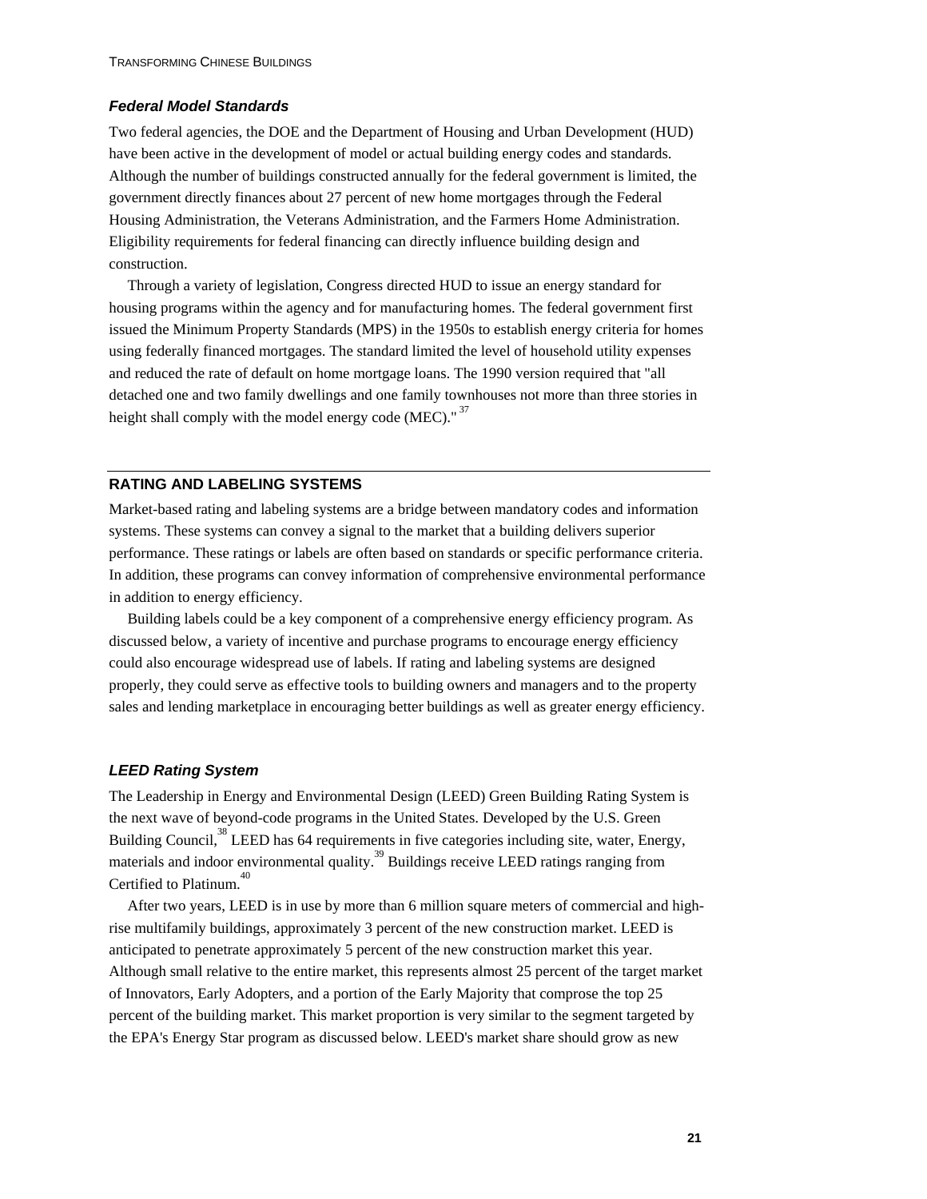### *Federal Model Standards*

Two federal agencies, the DOE and the Department of Housing and Urban Development (HUD) have been active in the development of model or actual building energy codes and standards. Although the number of buildings constructed annually for the federal government is limited, the government directly finances about 27 percent of new home mortgages through the Federal Housing Administration, the Veterans Administration, and the Farmers Home Administration. Eligibility requirements for federal financing can directly influence building design and construction.

Through a variety of legislation, Congress directed HUD to issue an energy standard for housing programs within the agency and for manufacturing homes. The federal government first issued the Minimum Property Standards (MPS) in the 1950s to establish energy criteria for homes using federally financed mortgages. The standard limited the level of household utility expenses and reduced the rate of default on home mortgage loans. The 1990 version required that "all detached one and two family dwellings and one family townhouses not more than three stories in height shall comply with the model energy code (MEC)."[37]

## RATING AND LABELING SYSTEMS

Market-based rating and labeling systems are a bridge between mandatory codes and information systems. These systems can convey a signal to the market that a building delivers superior performance. These ratings or labels are often based on standards or specific performance criteria. In addition, these programs can convey information of comprehensive environmental performance in addition to energy efficiency.

Building labels could be a key component of a comprehensive energy efficiency program. As discussed below, a variety of incentive and purchase programs to encourage energy efficiency could also encourage widespread use of labels. If rating and labeling systems are designed properly, they could serve as effective tools to building owners and managers and to the property sales and lending marketplace in encouraging better buildings as well as greater energy efficiency.

### *LEED Rating System*

The Leadership in Energy and Environmental Design (LEED) Green Building Rating System is the next wave of beyond-code programs in the United States. Developed by the U.S. Green Building Council,[38] LEED has 64 requirements in five categories including site, water, Energy, materials and indoor environmental quality.[39] Buildings receive LEED ratings ranging from Certified to Platinum.[40]

After two years, LEED is in use by more than 6 million square meters of commercial and high-rise multifamily buildings, approximately 3 percent of the new construction market. LEED is anticipated to penetrate approximately 5 percent of the new construction market this year. Although small relative to the entire market, this represents almost 25 percent of the target market of Innovators, Early Adopters, and a portion of the Early Majority that comprose the top 25 percent of the building market. This market proportion is very similar to the segment targeted by the EPA's Energy Star program as discussed below. LEED's market share should grow as new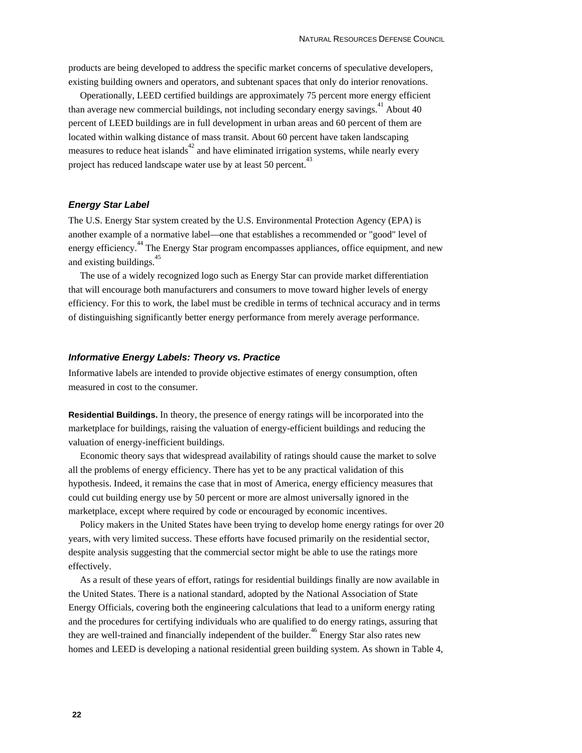products are being developed to address the specific market concerns of speculative developers, existing building owners and operators, and subtenant spaces that only do interior renovations.

Operationally, LEED certified buildings are approximately 75 percent more energy efficient than average new commercial buildings, not including secondary energy savings.[41] About 40 percent of LEED buildings are in full development in urban areas and 60 percent of them are located within walking distance of mass transit. About 60 percent have taken landscaping measures to reduce heat islands[42] and have eliminated irrigation systems, while nearly every project has reduced landscape water use by at least 50 percent.[43]

### *Energy Star Label*

The U.S. Energy Star system created by the U.S. Environmental Protection Agency (EPA) is another example of a normative label—one that establishes a recommended or "good" level of energy efficiency.[44] The Energy Star program encompasses appliances, office equipment, and new and existing buildings.[45]

The use of a widely recognized logo such as Energy Star can provide market differentiation that will encourage both manufacturers and consumers to move toward higher levels of energy efficiency. For this to work, the label must be credible in terms of technical accuracy and in terms of distinguishing significantly better energy performance from merely average performance.

### *Informative Energy Labels: Theory vs. Practice*

Informative labels are intended to provide objective estimates of energy consumption, often measured in cost to the consumer.

**Residential Buildings.** In theory, the presence of energy ratings will be incorporated into the marketplace for buildings, raising the valuation of energy-efficient buildings and reducing the valuation of energy-inefficient buildings.

Economic theory says that widespread availability of ratings should cause the market to solve all the problems of energy efficiency. There has yet to be any practical validation of this hypothesis. Indeed, it remains the case that in most of America, energy efficiency measures that could cut building energy use by 50 percent or more are almost universally ignored in the marketplace, except where required by code or encouraged by economic incentives.

Policy makers in the United States have been trying to develop home energy ratings for over 20 years, with very limited success. These efforts have focused primarily on the residential sector, despite analysis suggesting that the commercial sector might be able to use the ratings more effectively.

As a result of these years of effort, ratings for residential buildings finally are now available in the United States. There is a national standard, adopted by the National Association of State Energy Officials, covering both the engineering calculations that lead to a uniform energy rating and the procedures for certifying individuals who are qualified to do energy ratings, assuring that they are well-trained and financially independent of the builder.[46] Energy Star also rates new homes and LEED is developing a national residential green building system. As shown in Table 4,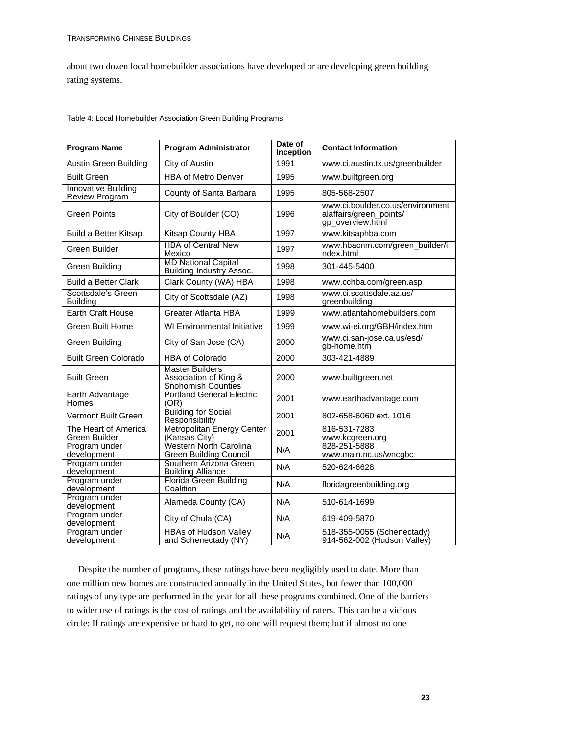about two dozen local homebuilder associations have developed or are developing green building rating systems.

Table 4: Local Homebuilder Association Green Building Programs

| Program Name | Program Administrator | Date of Inception | Contact Information |
|---|---|---|---|
| Austin Green Building | City of Austin | 1991 | www.ci.austin.tx.us/greenbuilder |
| Built Green | HBA of Metro Denver | 1995 | www.builtgreen.org |
| Innovative Building Review Program | County of Santa Barbara | 1995 | 805-568-2507 |
| Green Points | City of Boulder (CO) | 1996 | www.ci.boulder.co.us/environmentalaffairs/green_points/gp_overview.html |
| Build a Better Kitsap | Kitsap County HBA | 1997 | www.kitsaphba.com |
| Green Builder | HBA of Central New Mexico | 1997 | www.hbacnm.com/green_builder/index.html |
| Green Building | MD National Capital Building Industry Assoc. | 1998 | 301-445-5400 |
| Build a Better Clark | Clark County (WA) HBA | 1998 | www.cchba.com/green.asp |
| Scottsdale's Green Building | City of Scottsdale (AZ) | 1998 | www.ci.scottsdale.az.us/greenbuilding |
| Earth Craft House | Greater Atlanta HBA | 1999 | www.atlantahomebuilders.com |
| Green Built Home | WI Environmental Initiative | 1999 | www.wi-ei.org/GBH/index.htm |
| Green Building | City of San Jose (CA) | 2000 | www.ci.san-jose.ca.us/esd/gb-home.htm |
| Built Green Colorado | HBA of Colorado | 2000 | 303-421-4889 |
| Built Green | Master Builders Association of King & Snohomish Counties | 2000 | www.builtgreen.net |
| Earth Advantage Homes | Portland General Electric (OR) | 2001 | www.earthadvantage.com |
| Vermont Built Green | Building for Social Responsibility | 2001 | 802-658-6060 ext. 1016 |
| The Heart of America Green Builder | Metropolitan Energy Center (Kansas City) | 2001 | 816-531-7283 www.kcgreen.org |
| Program under development | Western North Carolina Green Building Council | N/A | 828-251-5888 www.main.nc.us/wncgbc |
| Program under development | Southern Arizona Green Building Alliance | N/A | 520-624-6628 |
| Program under development | Florida Green Building Coalition | N/A | floridagreenbuilding.org |
| Program under development | Alameda County (CA) | N/A | 510-614-1699 |
| Program under development | City of Chula (CA) | N/A | 619-409-5870 |
| Program under development | HBAs of Hudson Valley and Schenectady (NY) | N/A | 518-355-0055 (Schenectady) 914-562-002 (Hudson Valley) |

Despite the number of programs, these ratings have been negligibly used to date. More than one million new homes are constructed annually in the United States, but fewer than 100,000 ratings of any type are performed in the year for all these programs combined. One of the barriers to wider use of ratings is the cost of ratings and the availability of raters. This can be a vicious circle: If ratings are expensive or hard to get, no one will request them; but if almost no one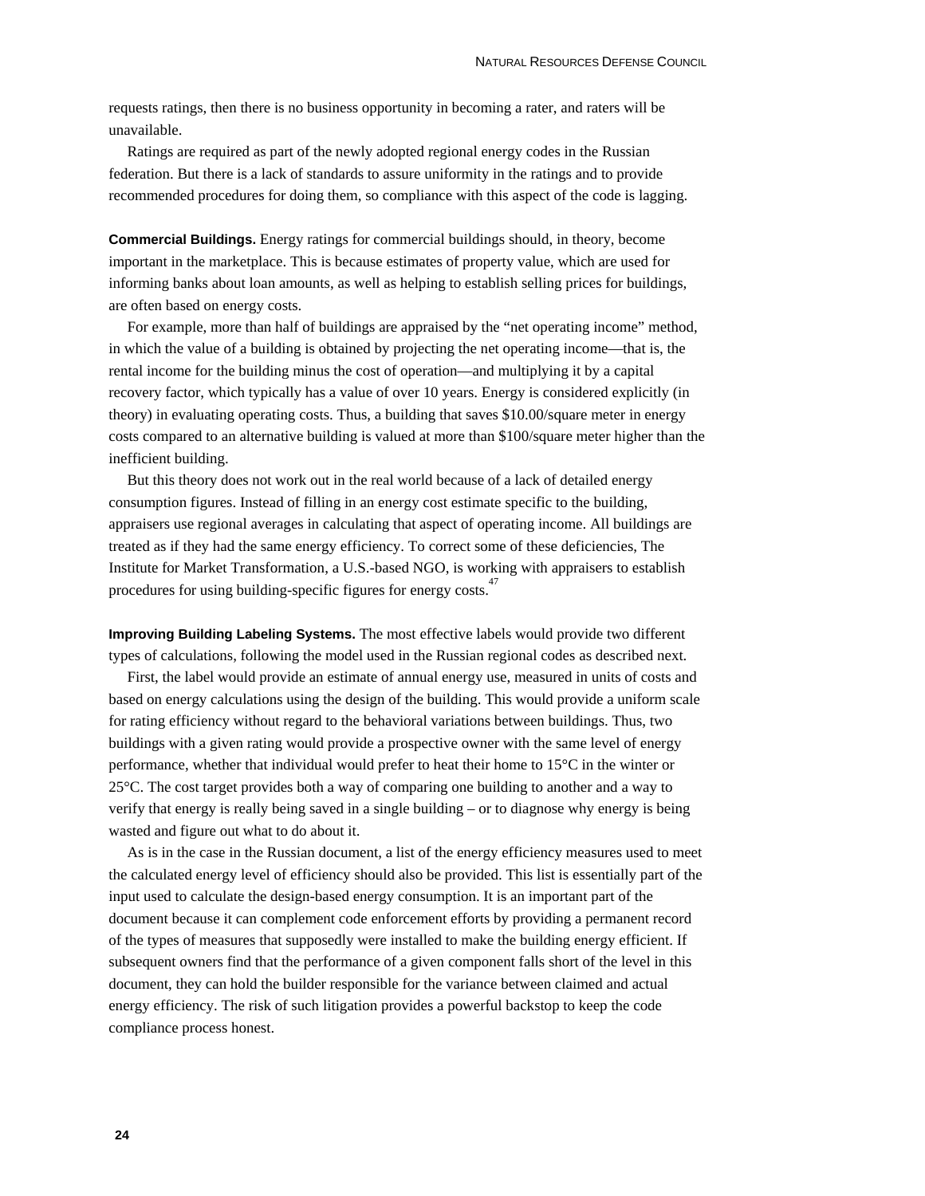requests ratings, then there is no business opportunity in becoming a rater, and raters will be unavailable.

Ratings are required as part of the newly adopted regional energy codes in the Russian federation. But there is a lack of standards to assure uniformity in the ratings and to provide recommended procedures for doing them, so compliance with this aspect of the code is lagging.

**Commercial Buildings.** Energy ratings for commercial buildings should, in theory, become important in the marketplace. This is because estimates of property value, which are used for informing banks about loan amounts, as well as helping to establish selling prices for buildings, are often based on energy costs.

For example, more than half of buildings are appraised by the "net operating income" method, in which the value of a building is obtained by projecting the net operating income—that is, the rental income for the building minus the cost of operation—and multiplying it by a capital recovery factor, which typically has a value of over 10 years. Energy is considered explicitly (in theory) in evaluating operating costs. Thus, a building that saves $10.00/square meter in energy costs compared to an alternative building is valued at more than $100/square meter higher than the inefficient building.

But this theory does not work out in the real world because of a lack of detailed energy consumption figures. Instead of filling in an energy cost estimate specific to the building, appraisers use regional averages in calculating that aspect of operating income. All buildings are treated as if they had the same energy efficiency. To correct some of these deficiencies, The Institute for Market Transformation, a U.S.-based NGO, is working with appraisers to establish procedures for using building-specific figures for energy costs.[47]

**Improving Building Labeling Systems.** The most effective labels would provide two different types of calculations, following the model used in the Russian regional codes as described next.

First, the label would provide an estimate of annual energy use, measured in units of costs and based on energy calculations using the design of the building. This would provide a uniform scale for rating efficiency without regard to the behavioral variations between buildings. Thus, two buildings with a given rating would provide a prospective owner with the same level of energy performance, whether that individual would prefer to heat their home to 15°C in the winter or 25°C. The cost target provides both a way of comparing one building to another and a way to verify that energy is really being saved in a single building – or to diagnose why energy is being wasted and figure out what to do about it.

As is in the case in the Russian document, a list of the energy efficiency measures used to meet the calculated energy level of efficiency should also be provided. This list is essentially part of the input used to calculate the design-based energy consumption. It is an important part of the document because it can complement code enforcement efforts by providing a permanent record of the types of measures that supposedly were installed to make the building energy efficient. If subsequent owners find that the performance of a given component falls short of the level in this document, they can hold the builder responsible for the variance between claimed and actual energy efficiency. The risk of such litigation provides a powerful backstop to keep the code compliance process honest.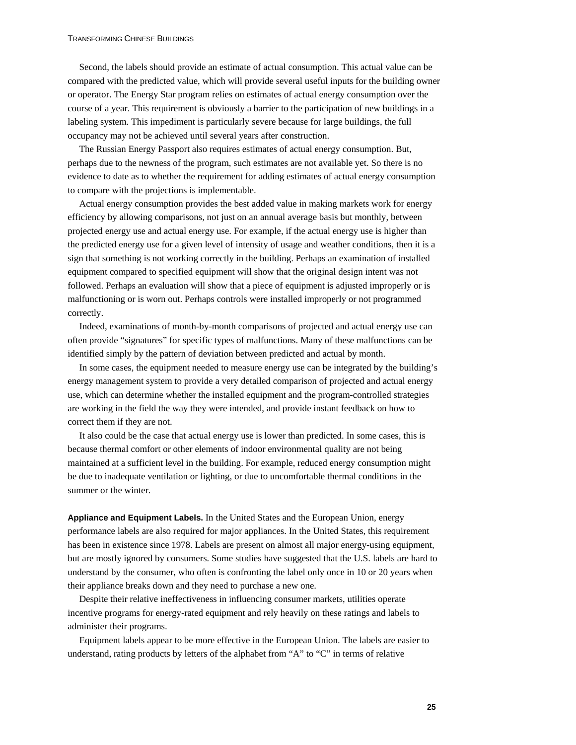Second, the labels should provide an estimate of actual consumption. This actual value can be compared with the predicted value, which will provide several useful inputs for the building owner or operator. The Energy Star program relies on estimates of actual energy consumption over the course of a year. This requirement is obviously a barrier to the participation of new buildings in a labeling system. This impediment is particularly severe because for large buildings, the full occupancy may not be achieved until several years after construction.

The Russian Energy Passport also requires estimates of actual energy consumption. But, perhaps due to the newness of the program, such estimates are not available yet. So there is no evidence to date as to whether the requirement for adding estimates of actual energy consumption to compare with the projections is implementable.

Actual energy consumption provides the best added value in making markets work for energy efficiency by allowing comparisons, not just on an annual average basis but monthly, between projected energy use and actual energy use. For example, if the actual energy use is higher than the predicted energy use for a given level of intensity of usage and weather conditions, then it is a sign that something is not working correctly in the building. Perhaps an examination of installed equipment compared to specified equipment will show that the original design intent was not followed. Perhaps an evaluation will show that a piece of equipment is adjusted improperly or is malfunctioning or is worn out. Perhaps controls were installed improperly or not programmed correctly.

Indeed, examinations of month-by-month comparisons of projected and actual energy use can often provide "signatures" for specific types of malfunctions. Many of these malfunctions can be identified simply by the pattern of deviation between predicted and actual by month.

In some cases, the equipment needed to measure energy use can be integrated by the building's energy management system to provide a very detailed comparison of projected and actual energy use, which can determine whether the installed equipment and the program-controlled strategies are working in the field the way they were intended, and provide instant feedback on how to correct them if they are not.

It also could be the case that actual energy use is lower than predicted. In some cases, this is because thermal comfort or other elements of indoor environmental quality are not being maintained at a sufficient level in the building. For example, reduced energy consumption might be due to inadequate ventilation or lighting, or due to uncomfortable thermal conditions in the summer or the winter.

**Appliance and Equipment Labels.** In the United States and the European Union, energy performance labels are also required for major appliances. In the United States, this requirement has been in existence since 1978. Labels are present on almost all major energy-using equipment, but are mostly ignored by consumers. Some studies have suggested that the U.S. labels are hard to understand by the consumer, who often is confronting the label only once in 10 or 20 years when their appliance breaks down and they need to purchase a new one.

Despite their relative ineffectiveness in influencing consumer markets, utilities operate incentive programs for energy-rated equipment and rely heavily on these ratings and labels to administer their programs.

Equipment labels appear to be more effective in the European Union. The labels are easier to understand, rating products by letters of the alphabet from "A" to "C" in terms of relative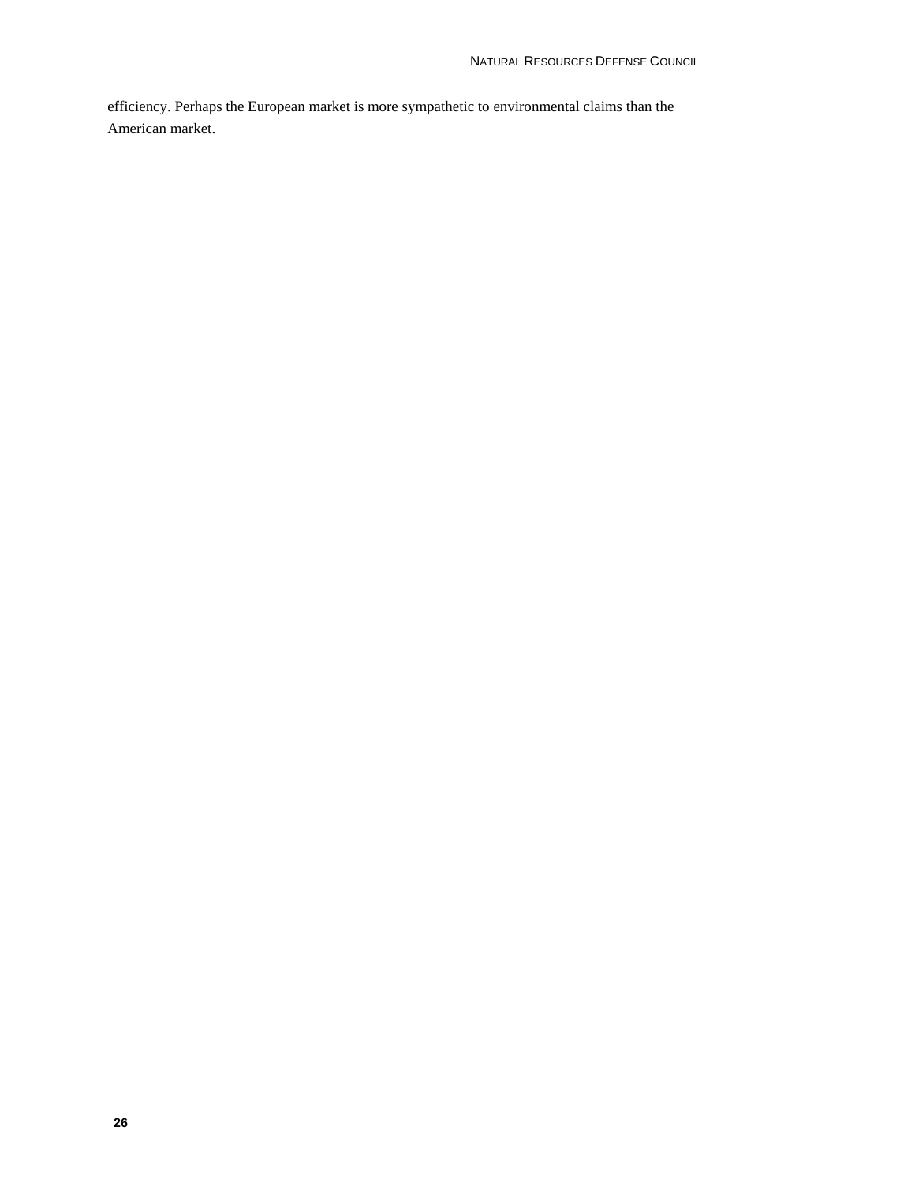efficiency. Perhaps the European market is more sympathetic to environmental claims than the American market.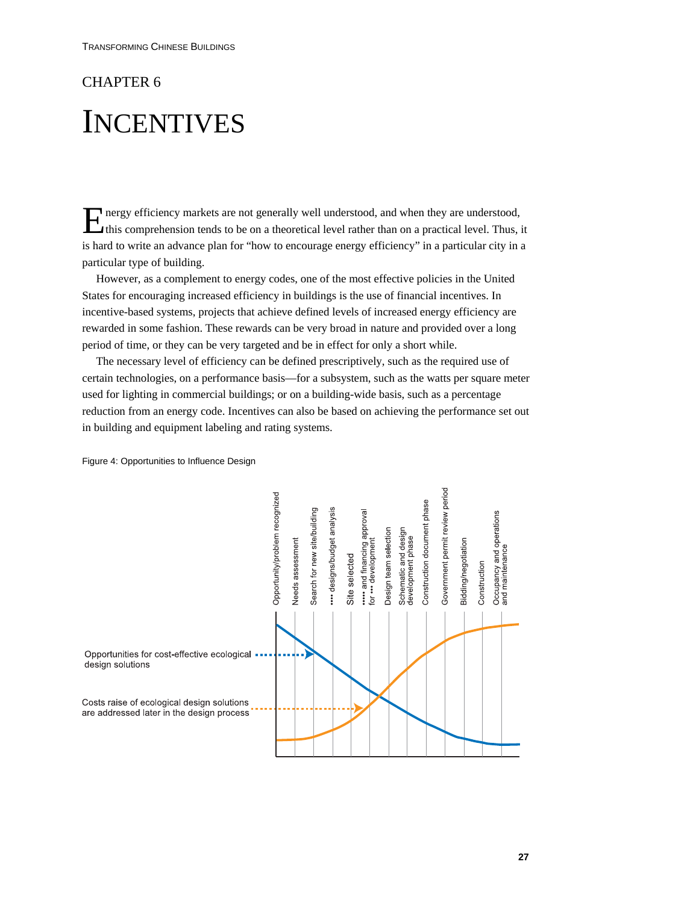# CHAPTER 6

# INCENTIVES

Energy efficiency markets are not generally well understood, and when they are understood, this comprehension tends to be on a theoretical level rather than on a practical level. Thus, it is hard to write an advance plan for "how to encourage energy efficiency" in a particular city in a particular type of building.

However, as a complement to energy codes, one of the most effective policies in the United States for encouraging increased efficiency in buildings is the use of financial incentives. In incentive-based systems, projects that achieve defined levels of increased energy efficiency are rewarded in some fashion. These rewards can be very broad in nature and provided over a long period of time, or they can be very targeted and be in effect for only a short while.

The necessary level of efficiency can be defined prescriptively, such as the required use of certain technologies, on a performance basis—for a subsystem, such as the watts per square meter used for lighting in commercial buildings; or on a building-wide basis, such as a percentage reduction from an energy code. Incentives can also be based on achieving the performance set out in building and equipment labeling and rating systems.

Figure 4: Opportunities to Influence Design

Opportunity/problem recognized | Needs assessment | Search for new site/building | •••• designs/budget analysis | Site selected | ••••• and financing approval for ••• development | Design team selection | Schematic and design development phase | Construction document phase | Government permit review period | Bidding/negotiation | Construction | Occupancy and operations and maintenance

Opportunities for cost-effective ecological design solutions

Costs raise of ecological design solutions are addressed later in the design process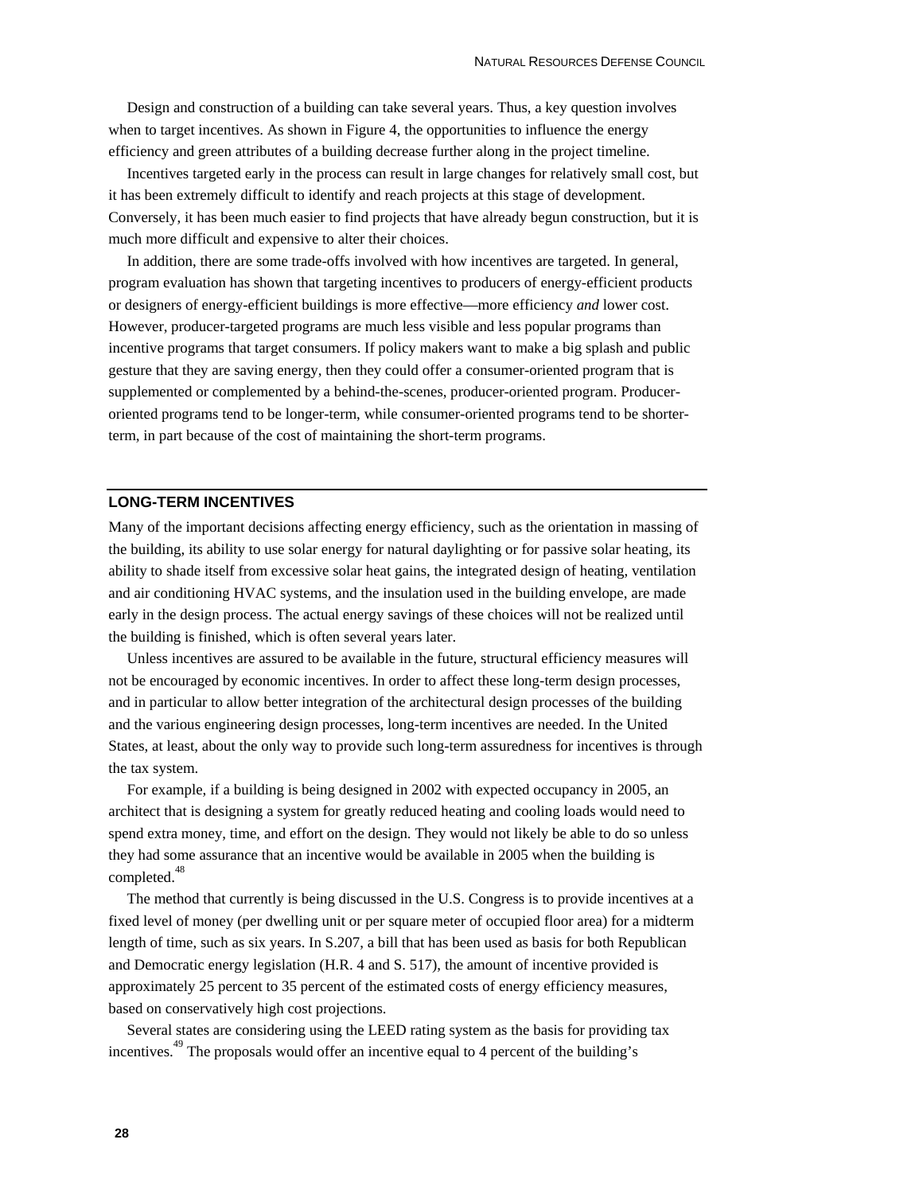Design and construction of a building can take several years. Thus, a key question involves when to target incentives. As shown in Figure 4, the opportunities to influence the energy efficiency and green attributes of a building decrease further along in the project timeline.

Incentives targeted early in the process can result in large changes for relatively small cost, but it has been extremely difficult to identify and reach projects at this stage of development. Conversely, it has been much easier to find projects that have already begun construction, but it is much more difficult and expensive to alter their choices.

In addition, there are some trade-offs involved with how incentives are targeted. In general, program evaluation has shown that targeting incentives to producers of energy-efficient products or designers of energy-efficient buildings is more effective—more efficiency *and* lower cost. However, producer-targeted programs are much less visible and less popular programs than incentive programs that target consumers. If policy makers want to make a big splash and public gesture that they are saving energy, then they could offer a consumer-oriented program that is supplemented or complemented by a behind-the-scenes, producer-oriented program. Producer-oriented programs tend to be longer-term, while consumer-oriented programs tend to be shorter-term, in part because of the cost of maintaining the short-term programs.

## LONG-TERM INCENTIVES

Many of the important decisions affecting energy efficiency, such as the orientation in massing of the building, its ability to use solar energy for natural daylighting or for passive solar heating, its ability to shade itself from excessive solar heat gains, the integrated design of heating, ventilation and air conditioning HVAC systems, and the insulation used in the building envelope, are made early in the design process. The actual energy savings of these choices will not be realized until the building is finished, which is often several years later.

Unless incentives are assured to be available in the future, structural efficiency measures will not be encouraged by economic incentives. In order to affect these long-term design processes, and in particular to allow better integration of the architectural design processes of the building and the various engineering design processes, long-term incentives are needed. In the United States, at least, about the only way to provide such long-term assuredness for incentives is through the tax system.

For example, if a building is being designed in 2002 with expected occupancy in 2005, an architect that is designing a system for greatly reduced heating and cooling loads would need to spend extra money, time, and effort on the design. They would not likely be able to do so unless they had some assurance that an incentive would be available in 2005 when the building is completed.[48]

The method that currently is being discussed in the U.S. Congress is to provide incentives at a fixed level of money (per dwelling unit or per square meter of occupied floor area) for a midterm length of time, such as six years. In S.207, a bill that has been used as basis for both Republican and Democratic energy legislation (H.R. 4 and S. 517), the amount of incentive provided is approximately 25 percent to 35 percent of the estimated costs of energy efficiency measures, based on conservatively high cost projections.

Several states are considering using the LEED rating system as the basis for providing tax incentives.[49] The proposals would offer an incentive equal to 4 percent of the building's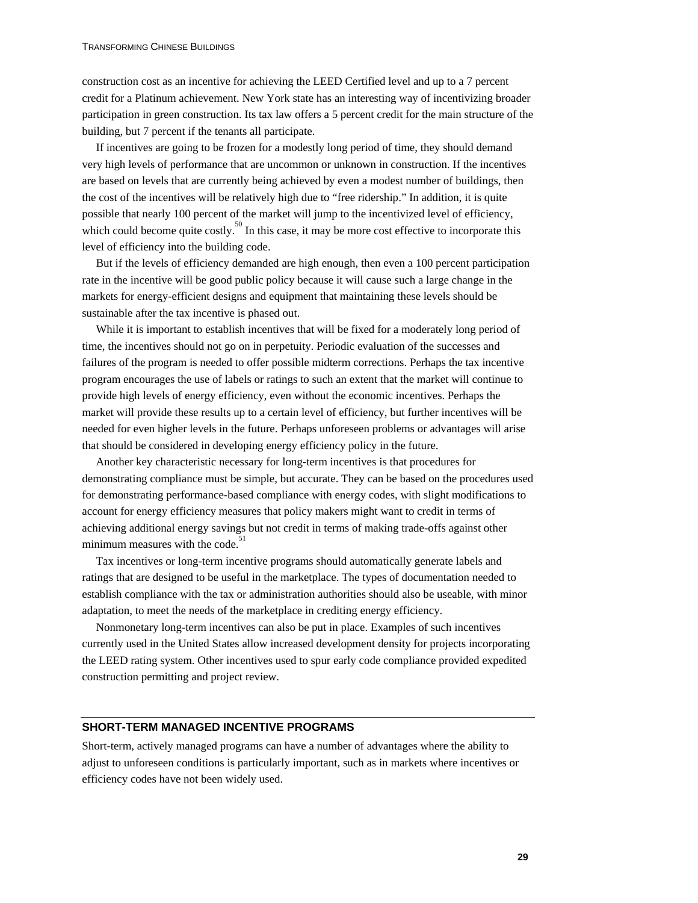construction cost as an incentive for achieving the LEED Certified level and up to a 7 percent credit for a Platinum achievement. New York state has an interesting way of incentivizing broader participation in green construction. Its tax law offers a 5 percent credit for the main structure of the building, but 7 percent if the tenants all participate.

If incentives are going to be frozen for a modestly long period of time, they should demand very high levels of performance that are uncommon or unknown in construction. If the incentives are based on levels that are currently being achieved by even a modest number of buildings, then the cost of the incentives will be relatively high due to "free ridership." In addition, it is quite possible that nearly 100 percent of the market will jump to the incentivized level of efficiency, which could become quite costly.[50] In this case, it may be more cost effective to incorporate this level of efficiency into the building code.

But if the levels of efficiency demanded are high enough, then even a 100 percent participation rate in the incentive will be good public policy because it will cause such a large change in the markets for energy-efficient designs and equipment that maintaining these levels should be sustainable after the tax incentive is phased out.

While it is important to establish incentives that will be fixed for a moderately long period of time, the incentives should not go on in perpetuity. Periodic evaluation of the successes and failures of the program is needed to offer possible midterm corrections. Perhaps the tax incentive program encourages the use of labels or ratings to such an extent that the market will continue to provide high levels of energy efficiency, even without the economic incentives. Perhaps the market will provide these results up to a certain level of efficiency, but further incentives will be needed for even higher levels in the future. Perhaps unforeseen problems or advantages will arise that should be considered in developing energy efficiency policy in the future.

Another key characteristic necessary for long-term incentives is that procedures for demonstrating compliance must be simple, but accurate. They can be based on the procedures used for demonstrating performance-based compliance with energy codes, with slight modifications to account for energy efficiency measures that policy makers might want to credit in terms of achieving additional energy savings but not credit in terms of making trade-offs against other minimum measures with the code.[51]

Tax incentives or long-term incentive programs should automatically generate labels and ratings that are designed to be useful in the marketplace. The types of documentation needed to establish compliance with the tax or administration authorities should also be useable, with minor adaptation, to meet the needs of the marketplace in crediting energy efficiency.

Nonmonetary long-term incentives can also be put in place. Examples of such incentives currently used in the United States allow increased development density for projects incorporating the LEED rating system. Other incentives used to spur early code compliance provided expedited construction permitting and project review.

## SHORT-TERM MANAGED INCENTIVE PROGRAMS

Short-term, actively managed programs can have a number of advantages where the ability to adjust to unforeseen conditions is particularly important, such as in markets where incentives or efficiency codes have not been widely used.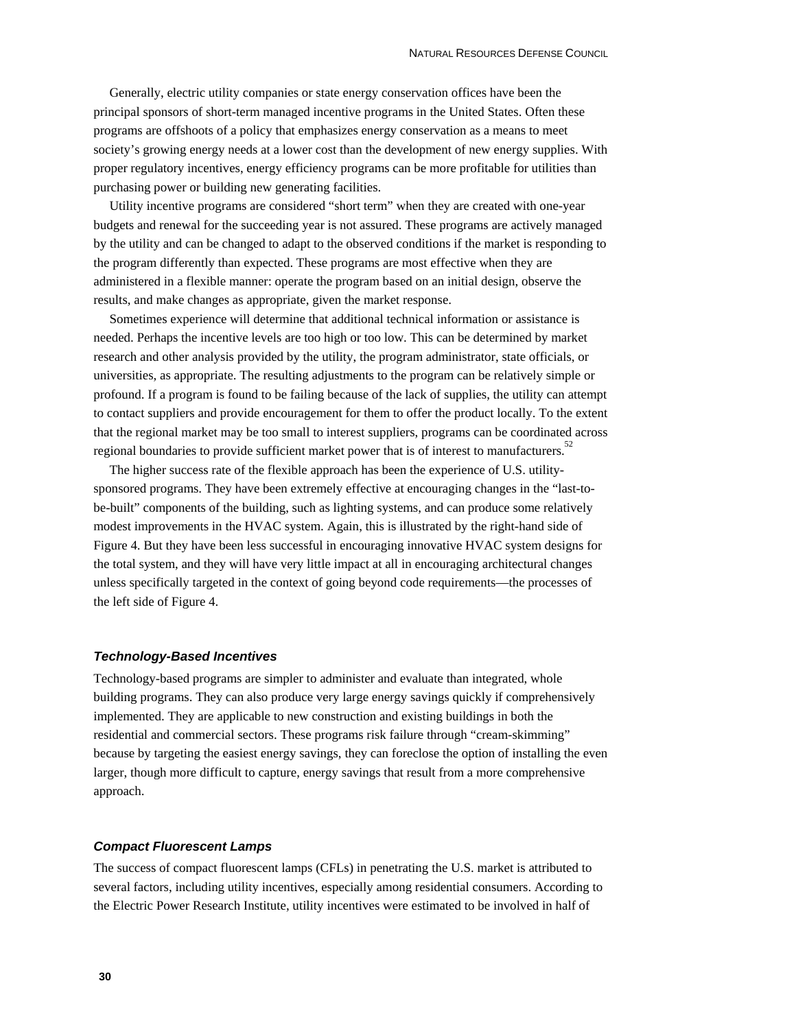Generally, electric utility companies or state energy conservation offices have been the principal sponsors of short-term managed incentive programs in the United States. Often these programs are offshoots of a policy that emphasizes energy conservation as a means to meet society's growing energy needs at a lower cost than the development of new energy supplies. With proper regulatory incentives, energy efficiency programs can be more profitable for utilities than purchasing power or building new generating facilities.

Utility incentive programs are considered "short term" when they are created with one-year budgets and renewal for the succeeding year is not assured. These programs are actively managed by the utility and can be changed to adapt to the observed conditions if the market is responding to the program differently than expected. These programs are most effective when they are administered in a flexible manner: operate the program based on an initial design, observe the results, and make changes as appropriate, given the market response.

Sometimes experience will determine that additional technical information or assistance is needed. Perhaps the incentive levels are too high or too low. This can be determined by market research and other analysis provided by the utility, the program administrator, state officials, or universities, as appropriate. The resulting adjustments to the program can be relatively simple or profound. If a program is found to be failing because of the lack of supplies, the utility can attempt to contact suppliers and provide encouragement for them to offer the product locally. To the extent that the regional market may be too small to interest suppliers, programs can be coordinated across regional boundaries to provide sufficient market power that is of interest to manufacturers.[52]

The higher success rate of the flexible approach has been the experience of U.S. utility-sponsored programs. They have been extremely effective at encouraging changes in the "last-to-be-built" components of the building, such as lighting systems, and can produce some relatively modest improvements in the HVAC system. Again, this is illustrated by the right-hand side of Figure 4. But they have been less successful in encouraging innovative HVAC system designs for the total system, and they will have very little impact at all in encouraging architectural changes unless specifically targeted in the context of going beyond code requirements—the processes of the left side of Figure 4.

### *Technology-Based Incentives*

Technology-based programs are simpler to administer and evaluate than integrated, whole building programs. They can also produce very large energy savings quickly if comprehensively implemented. They are applicable to new construction and existing buildings in both the residential and commercial sectors. These programs risk failure through "cream-skimming" because by targeting the easiest energy savings, they can foreclose the option of installing the even larger, though more difficult to capture, energy savings that result from a more comprehensive approach.

### *Compact Fluorescent Lamps*

The success of compact fluorescent lamps (CFLs) in penetrating the U.S. market is attributed to several factors, including utility incentives, especially among residential consumers. According to the Electric Power Research Institute, utility incentives were estimated to be involved in half of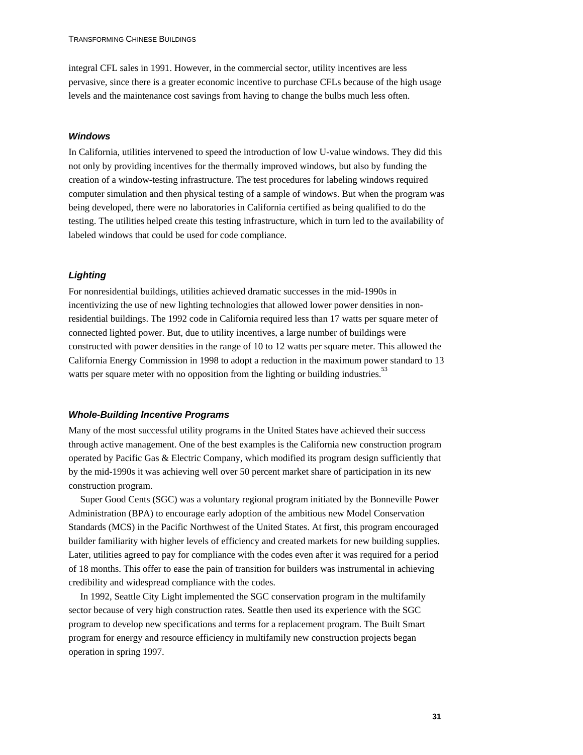integral CFL sales in 1991. However, in the commercial sector, utility incentives are less pervasive, since there is a greater economic incentive to purchase CFLs because of the high usage levels and the maintenance cost savings from having to change the bulbs much less often.

### *Windows*

In California, utilities intervened to speed the introduction of low U-value windows. They did this not only by providing incentives for the thermally improved windows, but also by funding the creation of a window-testing infrastructure. The test procedures for labeling windows required computer simulation and then physical testing of a sample of windows. But when the program was being developed, there were no laboratories in California certified as being qualified to do the testing. The utilities helped create this testing infrastructure, which in turn led to the availability of labeled windows that could be used for code compliance.

### *Lighting*

For nonresidential buildings, utilities achieved dramatic successes in the mid-1990s in incentivizing the use of new lighting technologies that allowed lower power densities in non-residential buildings. The 1992 code in California required less than 17 watts per square meter of connected lighted power. But, due to utility incentives, a large number of buildings were constructed with power densities in the range of 10 to 12 watts per square meter. This allowed the California Energy Commission in 1998 to adopt a reduction in the maximum power standard to 13 watts per square meter with no opposition from the lighting or building industries.[53]

### *Whole-Building Incentive Programs*

Many of the most successful utility programs in the United States have achieved their success through active management. One of the best examples is the California new construction program operated by Pacific Gas & Electric Company, which modified its program design sufficiently that by the mid-1990s it was achieving well over 50 percent market share of participation in its new construction program.

Super Good Cents (SGC) was a voluntary regional program initiated by the Bonneville Power Administration (BPA) to encourage early adoption of the ambitious new Model Conservation Standards (MCS) in the Pacific Northwest of the United States. At first, this program encouraged builder familiarity with higher levels of efficiency and created markets for new building supplies. Later, utilities agreed to pay for compliance with the codes even after it was required for a period of 18 months. This offer to ease the pain of transition for builders was instrumental in achieving credibility and widespread compliance with the codes.

In 1992, Seattle City Light implemented the SGC conservation program in the multifamily sector because of very high construction rates. Seattle then used its experience with the SGC program to develop new specifications and terms for a replacement program. The Built Smart program for energy and resource efficiency in multifamily new construction projects began operation in spring 1997.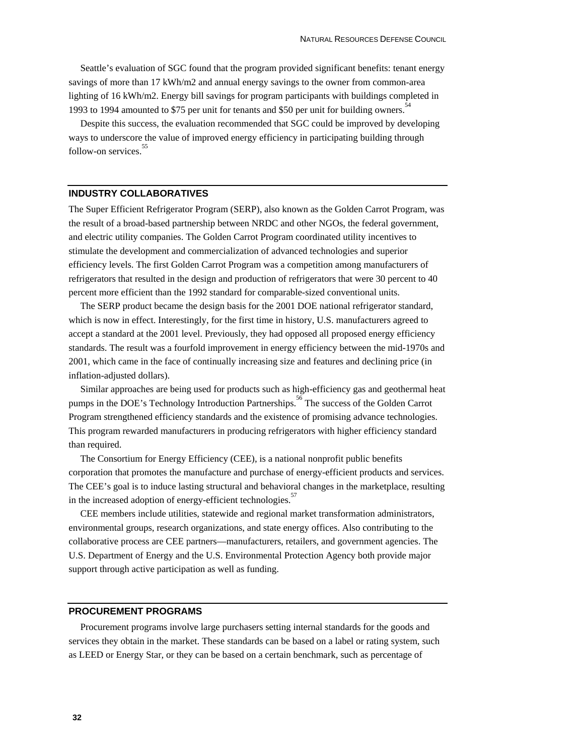Seattle's evaluation of SGC found that the program provided significant benefits: tenant energy savings of more than 17 kWh/m2 and annual energy savings to the owner from common-area lighting of 16 kWh/m2. Energy bill savings for program participants with buildings completed in 1993 to 1994 amounted to $75 per unit for tenants and $50 per unit for building owners.[54]

Despite this success, the evaluation recommended that SGC could be improved by developing ways to underscore the value of improved energy efficiency in participating building through follow-on services.[55]

## INDUSTRY COLLABORATIVES

The Super Efficient Refrigerator Program (SERP), also known as the Golden Carrot Program, was the result of a broad-based partnership between NRDC and other NGOs, the federal government, and electric utility companies. The Golden Carrot Program coordinated utility incentives to stimulate the development and commercialization of advanced technologies and superior efficiency levels. The first Golden Carrot Program was a competition among manufacturers of refrigerators that resulted in the design and production of refrigerators that were 30 percent to 40 percent more efficient than the 1992 standard for comparable-sized conventional units.

The SERP product became the design basis for the 2001 DOE national refrigerator standard, which is now in effect. Interestingly, for the first time in history, U.S. manufacturers agreed to accept a standard at the 2001 level. Previously, they had opposed all proposed energy efficiency standards. The result was a fourfold improvement in energy efficiency between the mid-1970s and 2001, which came in the face of continually increasing size and features and declining price (in inflation-adjusted dollars).

Similar approaches are being used for products such as high-efficiency gas and geothermal heat pumps in the DOE's Technology Introduction Partnerships.[56] The success of the Golden Carrot Program strengthened efficiency standards and the existence of promising advance technologies. This program rewarded manufacturers in producing refrigerators with higher efficiency standard than required.

The Consortium for Energy Efficiency (CEE), is a national nonprofit public benefits corporation that promotes the manufacture and purchase of energy-efficient products and services. The CEE's goal is to induce lasting structural and behavioral changes in the marketplace, resulting in the increased adoption of energy-efficient technologies.[57]

CEE members include utilities, statewide and regional market transformation administrators, environmental groups, research organizations, and state energy offices. Also contributing to the collaborative process are CEE partners—manufacturers, retailers, and government agencies. The U.S. Department of Energy and the U.S. Environmental Protection Agency both provide major support through active participation as well as funding.

## PROCUREMENT PROGRAMS

Procurement programs involve large purchasers setting internal standards for the goods and services they obtain in the market. These standards can be based on a label or rating system, such as LEED or Energy Star, or they can be based on a certain benchmark, such as percentage of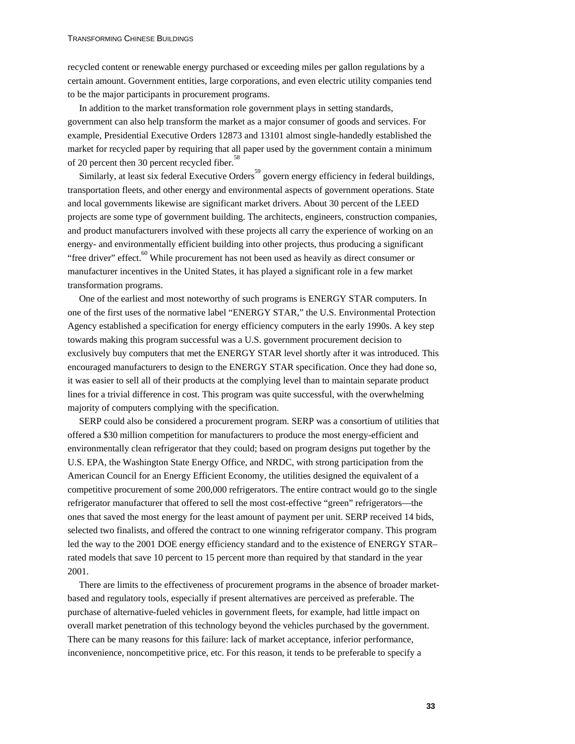recycled content or renewable energy purchased or exceeding miles per gallon regulations by a certain amount. Government entities, large corporations, and even electric utility companies tend to be the major participants in procurement programs.

In addition to the market transformation role government plays in setting standards, government can also help transform the market as a major consumer of goods and services. For example, Presidential Executive Orders 12873 and 13101 almost single-handedly established the market for recycled paper by requiring that all paper used by the government contain a minimum of 20 percent then 30 percent recycled fiber.[58]

Similarly, at least six federal Executive Orders[59] govern energy efficiency in federal buildings, transportation fleets, and other energy and environmental aspects of government operations. State and local governments likewise are significant market drivers. About 30 percent of the LEED projects are some type of government building. The architects, engineers, construction companies, and product manufacturers involved with these projects all carry the experience of working on an energy- and environmentally efficient building into other projects, thus producing a significant "free driver" effect.[60] While procurement has not been used as heavily as direct consumer or manufacturer incentives in the United States, it has played a significant role in a few market transformation programs.

One of the earliest and most noteworthy of such programs is ENERGY STAR computers. In one of the first uses of the normative label "ENERGY STAR," the U.S. Environmental Protection Agency established a specification for energy efficiency computers in the early 1990s. A key step towards making this program successful was a U.S. government procurement decision to exclusively buy computers that met the ENERGY STAR level shortly after it was introduced. This encouraged manufacturers to design to the ENERGY STAR specification. Once they had done so, it was easier to sell all of their products at the complying level than to maintain separate product lines for a trivial difference in cost. This program was quite successful, with the overwhelming majority of computers complying with the specification.

SERP could also be considered a procurement program. SERP was a consortium of utilities that offered a $30 million competition for manufacturers to produce the most energy-efficient and environmentally clean refrigerator that they could; based on program designs put together by the U.S. EPA, the Washington State Energy Office, and NRDC, with strong participation from the American Council for an Energy Efficient Economy, the utilities designed the equivalent of a competitive procurement of some 200,000 refrigerators. The entire contract would go to the single refrigerator manufacturer that offered to sell the most cost-effective "green" refrigerators—the ones that saved the most energy for the least amount of payment per unit. SERP received 14 bids, selected two finalists, and offered the contract to one winning refrigerator company. This program led the way to the 2001 DOE energy efficiency standard and to the existence of ENERGY STAR–rated models that save 10 percent to 15 percent more than required by that standard in the year 2001.

There are limits to the effectiveness of procurement programs in the absence of broader market-based and regulatory tools, especially if present alternatives are perceived as preferable. The purchase of alternative-fueled vehicles in government fleets, for example, had little impact on overall market penetration of this technology beyond the vehicles purchased by the government. There can be many reasons for this failure: lack of market acceptance, inferior performance, inconvenience, noncompetitive price, etc. For this reason, it tends to be preferable to specify a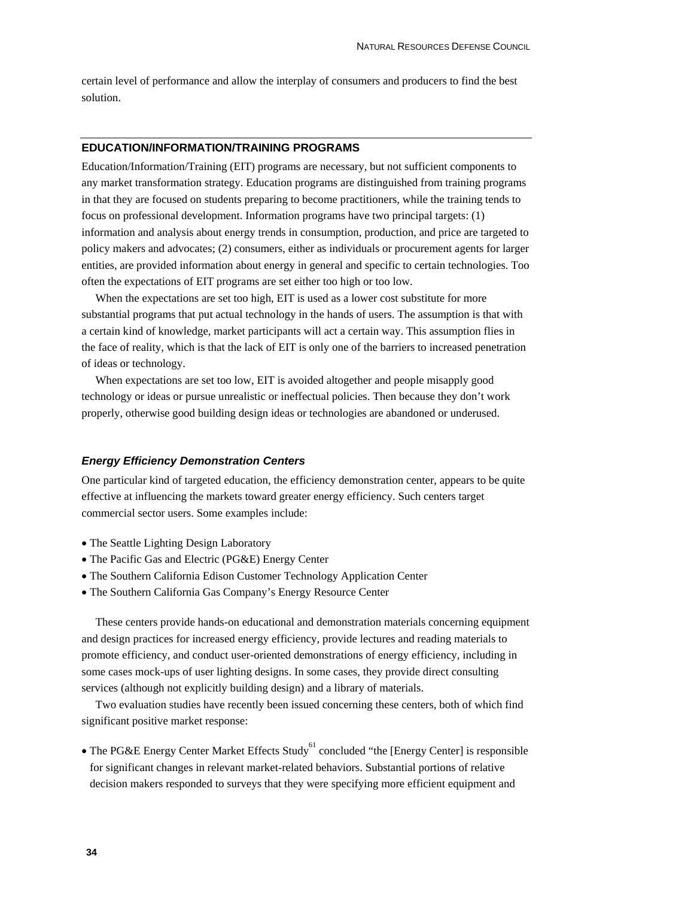certain level of performance and allow the interplay of consumers and producers to find the best solution.

## EDUCATION/INFORMATION/TRAINING PROGRAMS

Education/Information/Training (EIT) programs are necessary, but not sufficient components to any market transformation strategy. Education programs are distinguished from training programs in that they are focused on students preparing to become practitioners, while the training tends to focus on professional development. Information programs have two principal targets: (1) information and analysis about energy trends in consumption, production, and price are targeted to policy makers and advocates; (2) consumers, either as individuals or procurement agents for larger entities, are provided information about energy in general and specific to certain technologies. Too often the expectations of EIT programs are set either too high or too low.

When the expectations are set too high, EIT is used as a lower cost substitute for more substantial programs that put actual technology in the hands of users. The assumption is that with a certain kind of knowledge, market participants will act a certain way. This assumption flies in the face of reality, which is that the lack of EIT is only one of the barriers to increased penetration of ideas or technology.

When expectations are set too low, EIT is avoided altogether and people misapply good technology or ideas or pursue unrealistic or ineffectual policies. Then because they don't work properly, otherwise good building design ideas or technologies are abandoned or underused.

### *Energy Efficiency Demonstration Centers*

One particular kind of targeted education, the efficiency demonstration center, appears to be quite effective at influencing the markets toward greater energy efficiency. Such centers target commercial sector users. Some examples include:

- The Seattle Lighting Design Laboratory
- The Pacific Gas and Electric (PG&E) Energy Center
- The Southern California Edison Customer Technology Application Center
- The Southern California Gas Company's Energy Resource Center

These centers provide hands-on educational and demonstration materials concerning equipment and design practices for increased energy efficiency, provide lectures and reading materials to promote efficiency, and conduct user-oriented demonstrations of energy efficiency, including in some cases mock-ups of user lighting designs. In some cases, they provide direct consulting services (although not explicitly building design) and a library of materials.

Two evaluation studies have recently been issued concerning these centers, both of which find significant positive market response:

- The PG&E Energy Center Market Effects Study[61] concluded "the [Energy Center] is responsible for significant changes in relevant market-related behaviors. Substantial portions of relative decision makers responded to surveys that they were specifying more efficient equipment and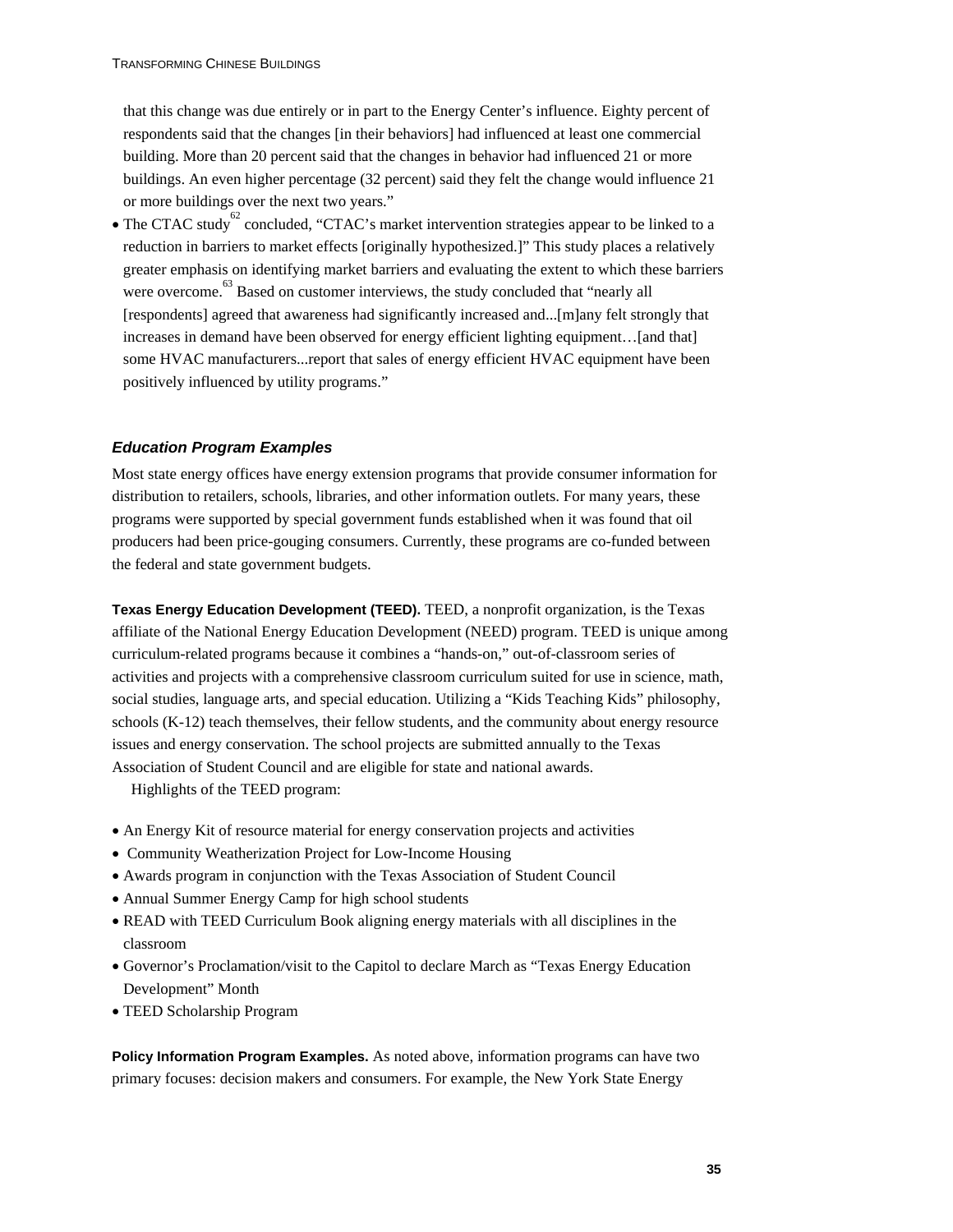that this change was due entirely or in part to the Energy Center's influence. Eighty percent of respondents said that the changes [in their behaviors] had influenced at least one commercial building. More than 20 percent said that the changes in behavior had influenced 21 or more buildings. An even higher percentage (32 percent) said they felt the change would influence 21 or more buildings over the next two years."

- The CTAC study[62] concluded, "CTAC's market intervention strategies appear to be linked to a reduction in barriers to market effects [originally hypothesized.]" This study places a relatively greater emphasis on identifying market barriers and evaluating the extent to which these barriers were overcome.[63] Based on customer interviews, the study concluded that "nearly all [respondents] agreed that awareness had significantly increased and...[m]any felt strongly that increases in demand have been observed for energy efficient lighting equipment…[and that] some HVAC manufacturers...report that sales of energy efficient HVAC equipment have been positively influenced by utility programs."

### *Education Program Examples*

Most state energy offices have energy extension programs that provide consumer information for distribution to retailers, schools, libraries, and other information outlets. For many years, these programs were supported by special government funds established when it was found that oil producers had been price-gouging consumers. Currently, these programs are co-funded between the federal and state government budgets.

**Texas Energy Education Development (TEED).** TEED, a nonprofit organization, is the Texas affiliate of the National Energy Education Development (NEED) program. TEED is unique among curriculum-related programs because it combines a "hands-on," out-of-classroom series of activities and projects with a comprehensive classroom curriculum suited for use in science, math, social studies, language arts, and special education. Utilizing a "Kids Teaching Kids" philosophy, schools (K-12) teach themselves, their fellow students, and the community about energy resource issues and energy conservation. The school projects are submitted annually to the Texas Association of Student Council and are eligible for state and national awards.

Highlights of the TEED program:

- An Energy Kit of resource material for energy conservation projects and activities
- Community Weatherization Project for Low-Income Housing
- Awards program in conjunction with the Texas Association of Student Council
- Annual Summer Energy Camp for high school students
- READ with TEED Curriculum Book aligning energy materials with all disciplines in the classroom
- Governor's Proclamation/visit to the Capitol to declare March as "Texas Energy Education Development" Month
- TEED Scholarship Program

**Policy Information Program Examples.** As noted above, information programs can have two primary focuses: decision makers and consumers. For example, the New York State Energy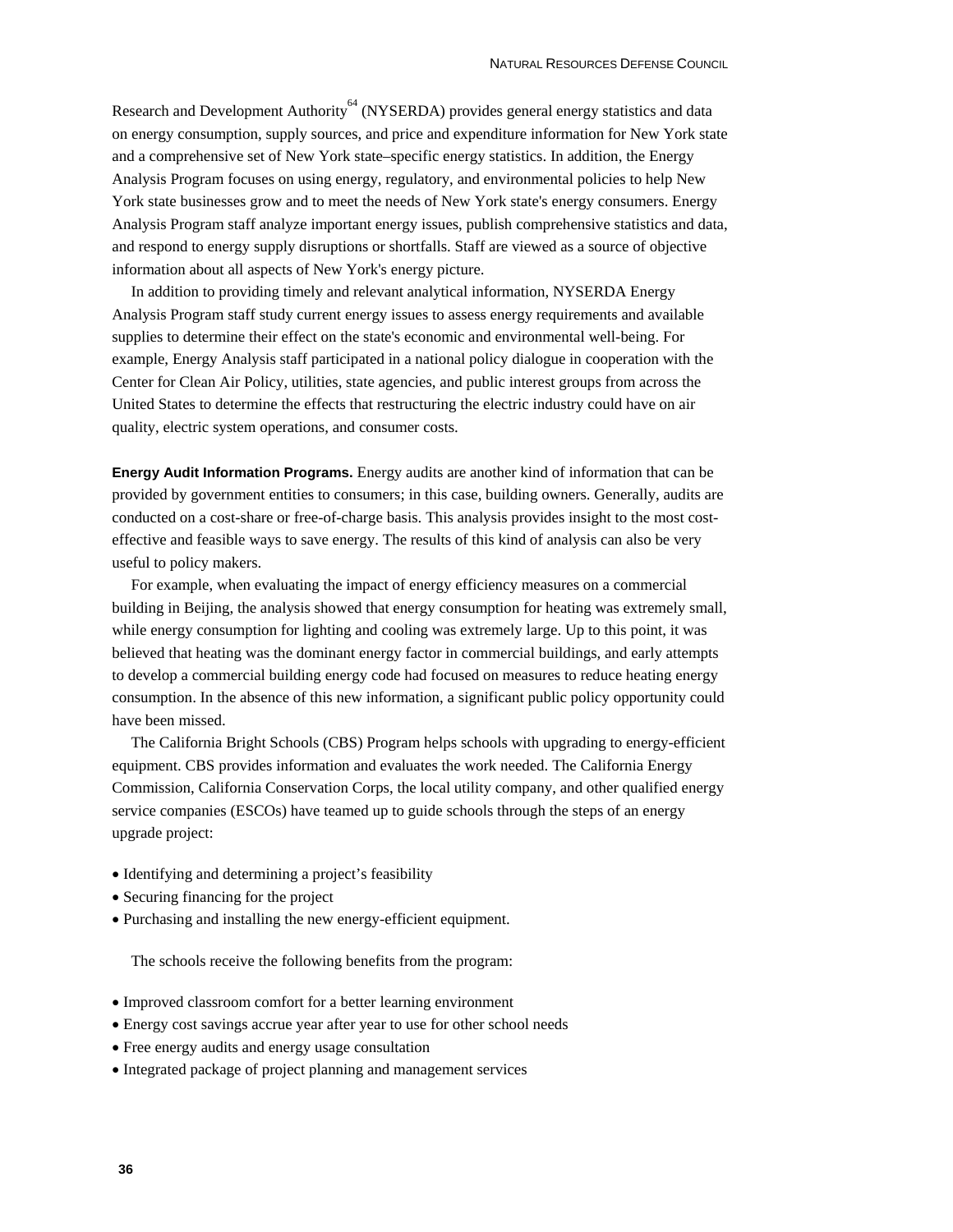Research and Development Authority[64] (NYSERDA) provides general energy statistics and data on energy consumption, supply sources, and price and expenditure information for New York state and a comprehensive set of New York state–specific energy statistics. In addition, the Energy Analysis Program focuses on using energy, regulatory, and environmental policies to help New York state businesses grow and to meet the needs of New York state's energy consumers. Energy Analysis Program staff analyze important energy issues, publish comprehensive statistics and data, and respond to energy supply disruptions or shortfalls. Staff are viewed as a source of objective information about all aspects of New York's energy picture.

In addition to providing timely and relevant analytical information, NYSERDA Energy Analysis Program staff study current energy issues to assess energy requirements and available supplies to determine their effect on the state's economic and environmental well-being. For example, Energy Analysis staff participated in a national policy dialogue in cooperation with the Center for Clean Air Policy, utilities, state agencies, and public interest groups from across the United States to determine the effects that restructuring the electric industry could have on air quality, electric system operations, and consumer costs.

**Energy Audit Information Programs.** Energy audits are another kind of information that can be provided by government entities to consumers; in this case, building owners. Generally, audits are conducted on a cost-share or free-of-charge basis. This analysis provides insight to the most cost-effective and feasible ways to save energy. The results of this kind of analysis can also be very useful to policy makers.

For example, when evaluating the impact of energy efficiency measures on a commercial building in Beijing, the analysis showed that energy consumption for heating was extremely small, while energy consumption for lighting and cooling was extremely large. Up to this point, it was believed that heating was the dominant energy factor in commercial buildings, and early attempts to develop a commercial building energy code had focused on measures to reduce heating energy consumption. In the absence of this new information, a significant public policy opportunity could have been missed.

The California Bright Schools (CBS) Program helps schools with upgrading to energy-efficient equipment. CBS provides information and evaluates the work needed. The California Energy Commission, California Conservation Corps, the local utility company, and other qualified energy service companies (ESCOs) have teamed up to guide schools through the steps of an energy upgrade project:

- Identifying and determining a project's feasibility
- Securing financing for the project
- Purchasing and installing the new energy-efficient equipment.

The schools receive the following benefits from the program:

- Improved classroom comfort for a better learning environment
- Energy cost savings accrue year after year to use for other school needs
- Free energy audits and energy usage consultation
- Integrated package of project planning and management services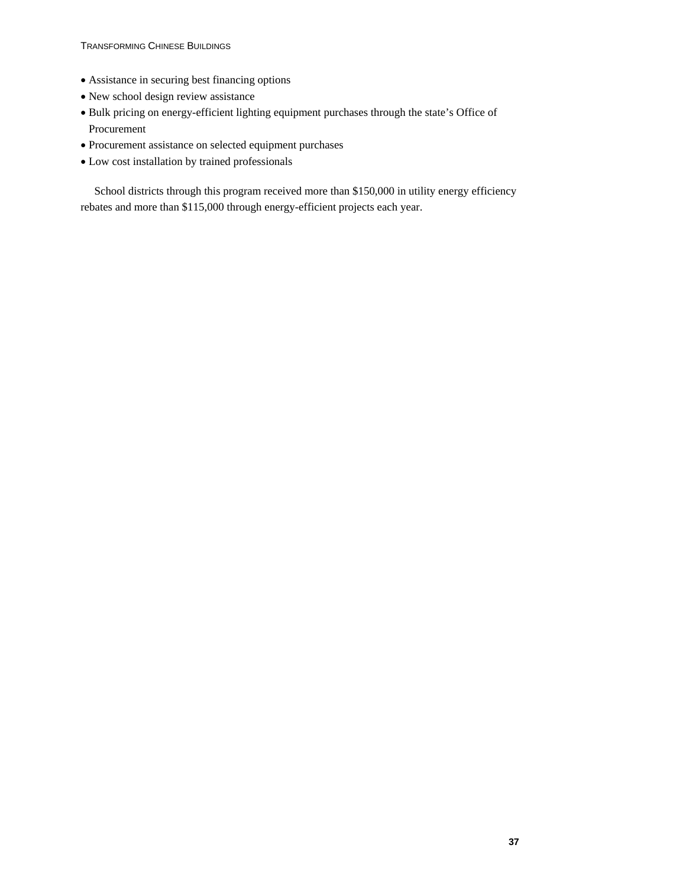- Assistance in securing best financing options
- New school design review assistance
- Bulk pricing on energy-efficient lighting equipment purchases through the state's Office of Procurement
- Procurement assistance on selected equipment purchases
- Low cost installation by trained professionals

School districts through this program received more than $150,000 in utility energy efficiency rebates and more than $115,000 through energy-efficient projects each year.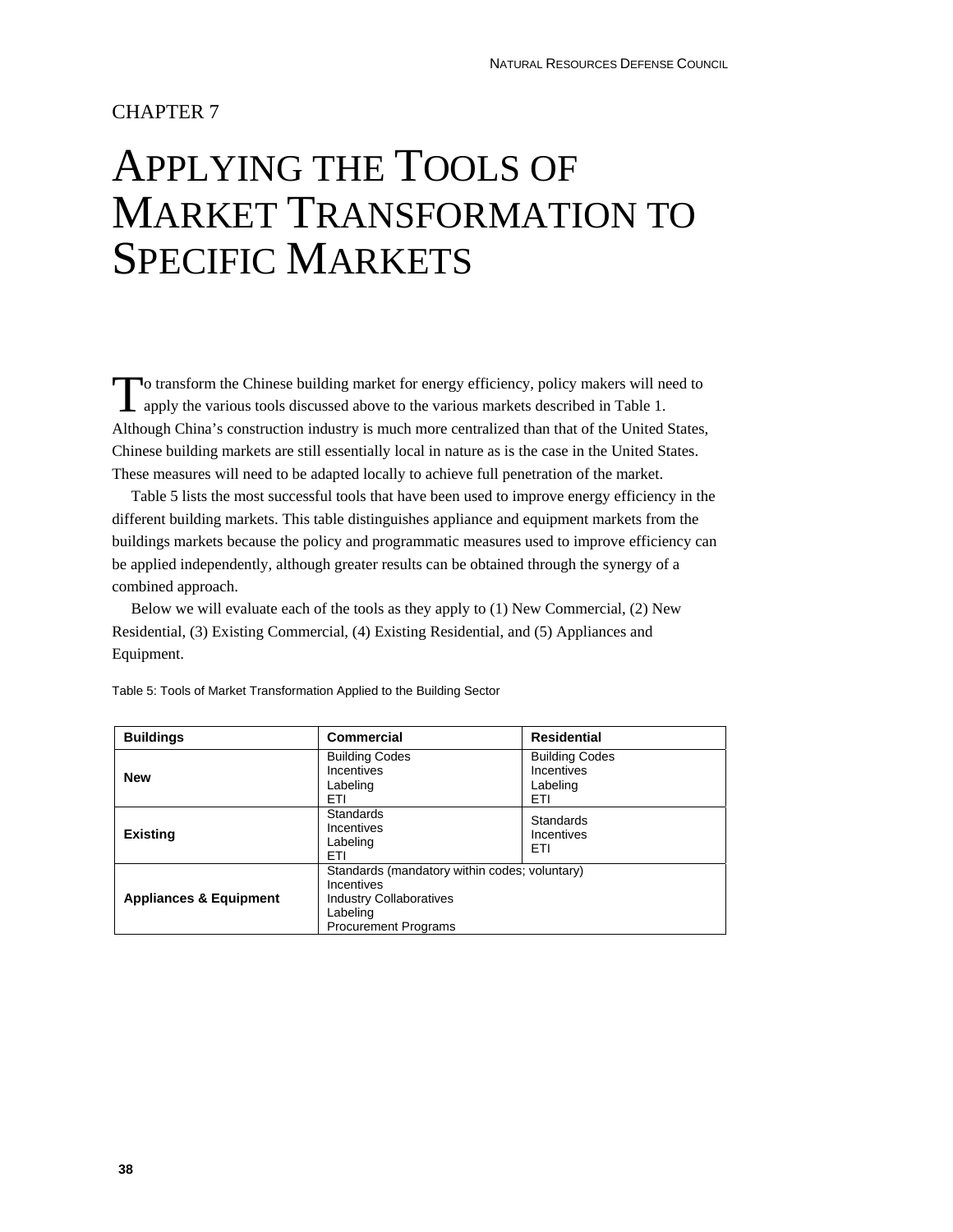CHAPTER 7

# APPLYING THE TOOLS OF MARKET TRANSFORMATION TO SPECIFIC MARKETS

To transform the Chinese building market for energy efficiency, policy makers will need to apply the various tools discussed above to the various markets described in Table 1. Although China's construction industry is much more centralized than that of the United States, Chinese building markets are still essentially local in nature as is the case in the United States. These measures will need to be adapted locally to achieve full penetration of the market.

Table 5 lists the most successful tools that have been used to improve energy efficiency in the different building markets. This table distinguishes appliance and equipment markets from the buildings markets because the policy and programmatic measures used to improve efficiency can be applied independently, although greater results can be obtained through the synergy of a combined approach.

Below we will evaluate each of the tools as they apply to (1) New Commercial, (2) New Residential, (3) Existing Commercial, (4) Existing Residential, and (5) Appliances and Equipment.

Table 5: Tools of Market Transformation Applied to the Building Sector

| **Buildings** | **Commercial** | **Residential** |
|---|---|---|
| **New** | Building Codes<br>Incentives<br>Labeling<br>ETI | Building Codes<br>Incentives<br>Labeling<br>ETI |
| **Existing** | Standards<br>Incentives<br>Labeling<br>ETI | Standards<br>Incentives<br>ETI |
| **Appliances & Equipment** | Standards (mandatory within codes; voluntary)<br>Incentives<br>Industry Collaboratives<br>Labeling<br>Procurement Programs | |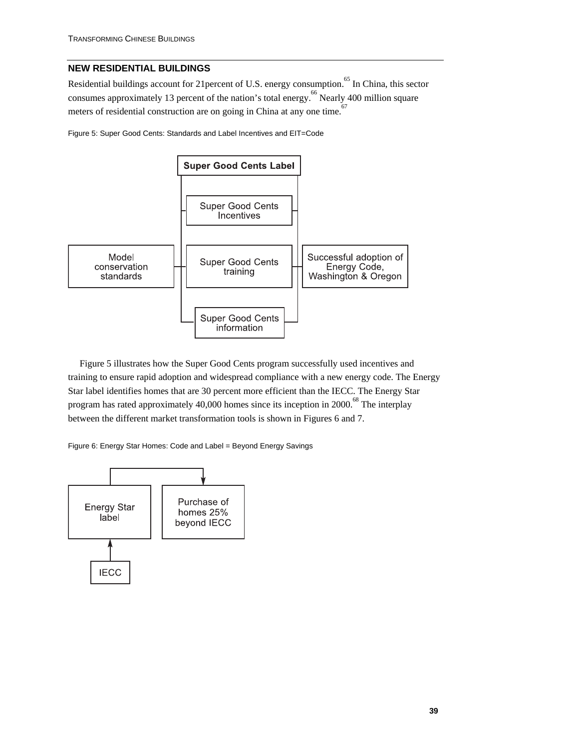## NEW RESIDENTIAL BUILDINGS

Residential buildings account for 21percent of U.S. energy consumption.[65] In China, this sector consumes approximately 13 percent of the nation's total energy.[66] Nearly 400 million square meters of residential construction are on going in China at any one time.[67]

Figure 5: Super Good Cents: Standards and Label Incentives and EIT=Code

Super Good Cents Label

Super Good Cents Incentives

Model conservation standards

Super Good Cents training

Successful adoption of Energy Code, Washington & Oregon

Super Good Cents information

Figure 5 illustrates how the Super Good Cents program successfully used incentives and training to ensure rapid adoption and widespread compliance with a new energy code. The Energy Star label identifies homes that are 30 percent more efficient than the IECC. The Energy Star program has rated approximately 40,000 homes since its inception in 2000.[68] The interplay between the different market transformation tools is shown in Figures 6 and 7.

Figure 6: Energy Star Homes: Code and Label = Beyond Energy Savings

Energy Star label

Purchase of homes 25% beyond IECC

IECC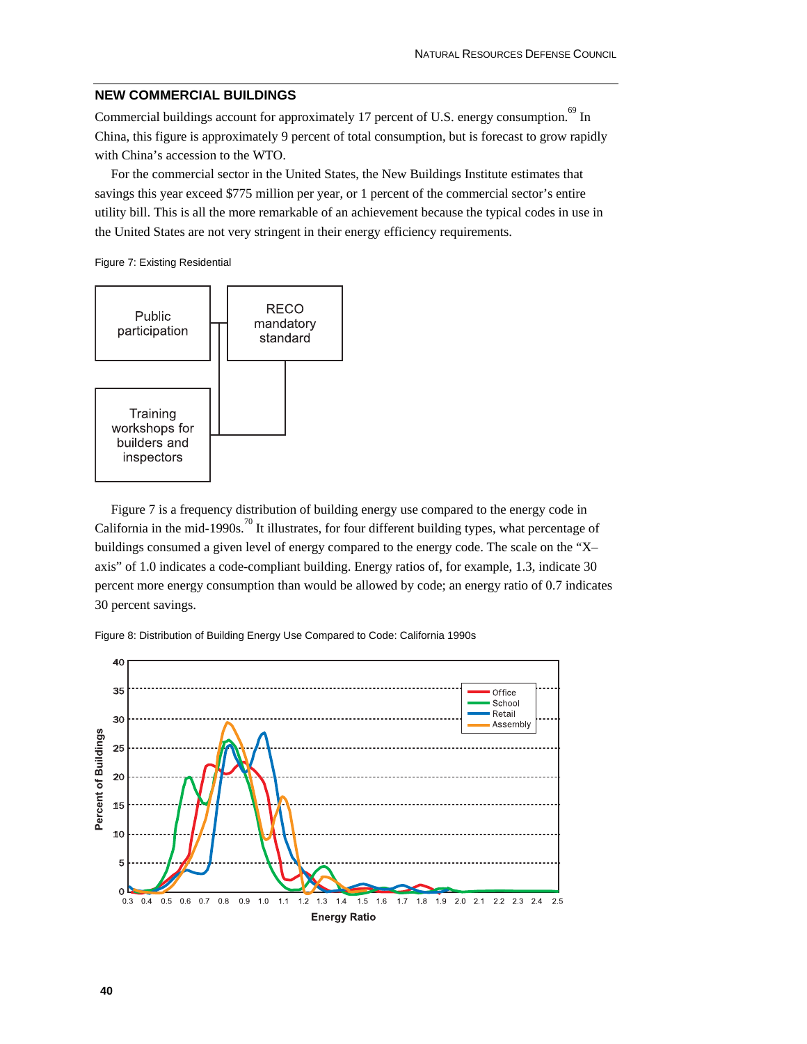## NEW COMMERCIAL BUILDINGS

Commercial buildings account for approximately 17 percent of U.S. energy consumption.[69] In China, this figure is approximately 9 percent of total consumption, but is forecast to grow rapidly with China's accession to the WTO.

For the commercial sector in the United States, the New Buildings Institute estimates that savings this year exceed $775 million per year, or 1 percent of the commercial sector's entire utility bill. This is all the more remarkable of an achievement because the typical codes in use in the United States are not very stringent in their energy efficiency requirements.

Figure 7: Existing Residential

Public participation

RECO mandatory standard

Training workshops for builders and inspectors

Figure 7 is a frequency distribution of building energy use compared to the energy code in California in the mid-1990s.[70] It illustrates, for four different building types, what percentage of buildings consumed a given level of energy compared to the energy code. The scale on the "X–axis" of 1.0 indicates a code-compliant building. Energy ratios of, for example, 1.3, indicate 30 percent more energy consumption than would be allowed by code; an energy ratio of 0.7 indicates 30 percent savings.

Figure 8: Distribution of Building Energy Use Compared to Code: California 1990s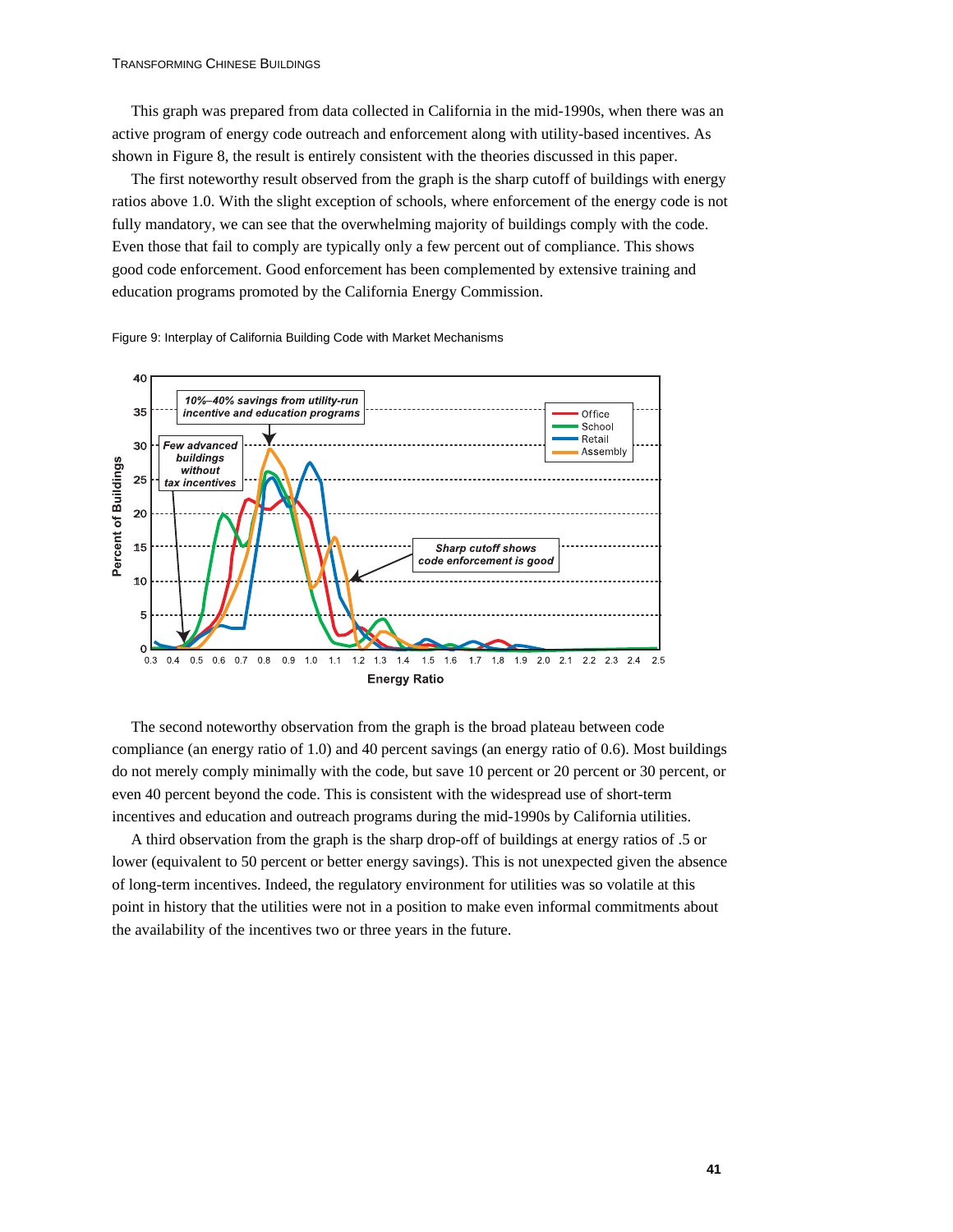This graph was prepared from data collected in California in the mid-1990s, when there was an active program of energy code outreach and enforcement along with utility-based incentives. As shown in Figure 8, the result is entirely consistent with the theories discussed in this paper.

The first noteworthy result observed from the graph is the sharp cutoff of buildings with energy ratios above 1.0. With the slight exception of schools, where enforcement of the energy code is not fully mandatory, we can see that the overwhelming majority of buildings comply with the code. Even those that fail to comply are typically only a few percent out of compliance. This shows good code enforcement. Good enforcement has been complemented by extensive training and education programs promoted by the California Energy Commission.

Figure 9: Interplay of California Building Code with Market Mechanisms

The second noteworthy observation from the graph is the broad plateau between code compliance (an energy ratio of 1.0) and 40 percent savings (an energy ratio of 0.6). Most buildings do not merely comply minimally with the code, but save 10 percent or 20 percent or 30 percent, or even 40 percent beyond the code. This is consistent with the widespread use of short-term incentives and education and outreach programs during the mid-1990s by California utilities.

A third observation from the graph is the sharp drop-off of buildings at energy ratios of .5 or lower (equivalent to 50 percent or better energy savings). This is not unexpected given the absence of long-term incentives. Indeed, the regulatory environment for utilities was so volatile at this point in history that the utilities were not in a position to make even informal commitments about the availability of the incentives two or three years in the future.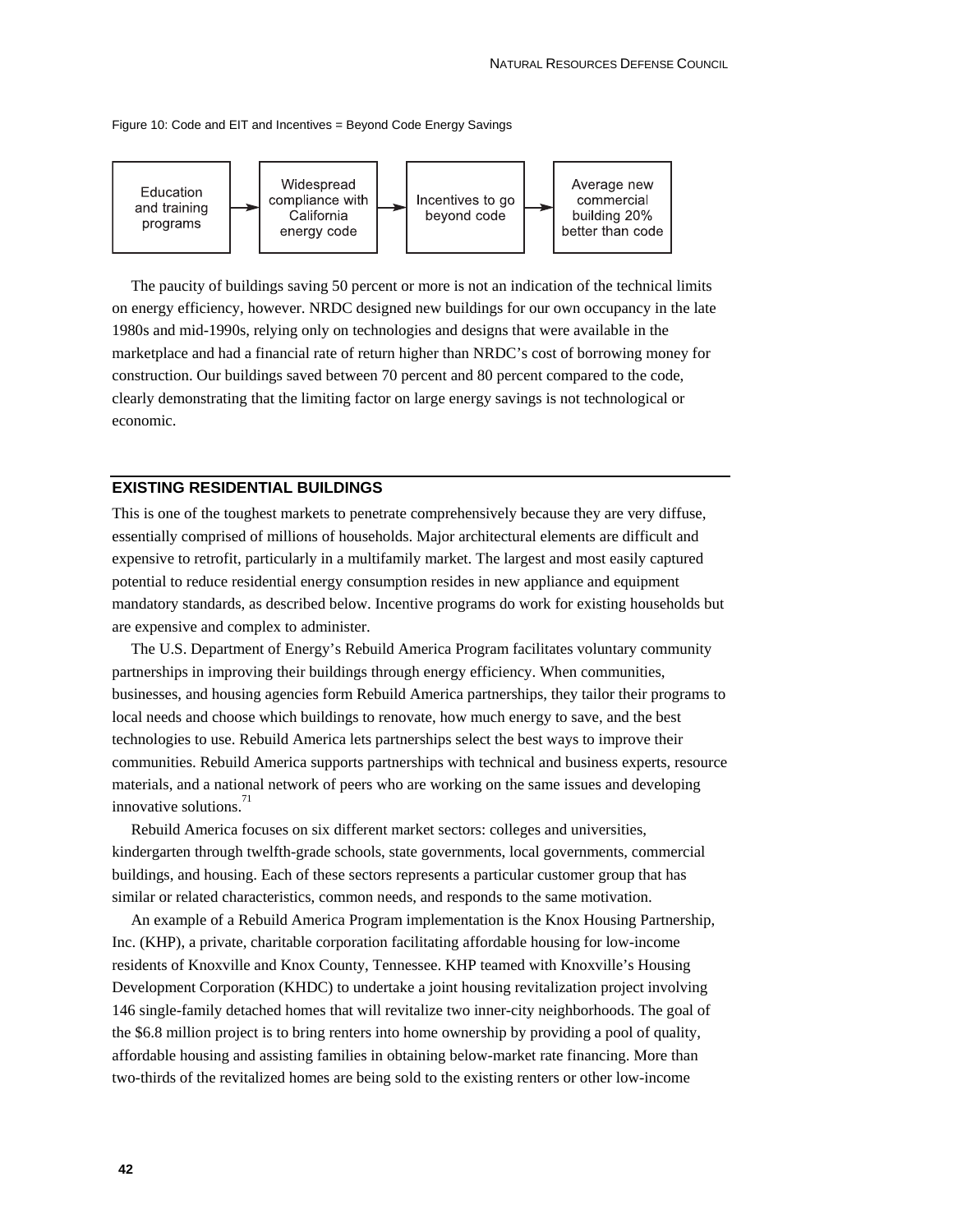Figure 10: Code and EIT and Incentives = Beyond Code Energy Savings

Education and training programs → Widespread compliance with California energy code → Incentives to go beyond code → Average new commercial building 20% better than code

The paucity of buildings saving 50 percent or more is not an indication of the technical limits on energy efficiency, however. NRDC designed new buildings for our own occupancy in the late 1980s and mid-1990s, relying only on technologies and designs that were available in the marketplace and had a financial rate of return higher than NRDC's cost of borrowing money for construction. Our buildings saved between 70 percent and 80 percent compared to the code, clearly demonstrating that the limiting factor on large energy savings is not technological or economic.

## EXISTING RESIDENTIAL BUILDINGS

This is one of the toughest markets to penetrate comprehensively because they are very diffuse, essentially comprised of millions of households. Major architectural elements are difficult and expensive to retrofit, particularly in a multifamily market. The largest and most easily captured potential to reduce residential energy consumption resides in new appliance and equipment mandatory standards, as described below. Incentive programs do work for existing households but are expensive and complex to administer.

The U.S. Department of Energy's Rebuild America Program facilitates voluntary community partnerships in improving their buildings through energy efficiency. When communities, businesses, and housing agencies form Rebuild America partnerships, they tailor their programs to local needs and choose which buildings to renovate, how much energy to save, and the best technologies to use. Rebuild America lets partnerships select the best ways to improve their communities. Rebuild America supports partnerships with technical and business experts, resource materials, and a national network of peers who are working on the same issues and developing innovative solutions.[71]

Rebuild America focuses on six different market sectors: colleges and universities, kindergarten through twelfth-grade schools, state governments, local governments, commercial buildings, and housing. Each of these sectors represents a particular customer group that has similar or related characteristics, common needs, and responds to the same motivation.

An example of a Rebuild America Program implementation is the Knox Housing Partnership, Inc. (KHP), a private, charitable corporation facilitating affordable housing for low-income residents of Knoxville and Knox County, Tennessee. KHP teamed with Knoxville's Housing Development Corporation (KHDC) to undertake a joint housing revitalization project involving 146 single-family detached homes that will revitalize two inner-city neighborhoods. The goal of the $6.8 million project is to bring renters into home ownership by providing a pool of quality, affordable housing and assisting families in obtaining below-market rate financing. More than two-thirds of the revitalized homes are being sold to the existing renters or other low-income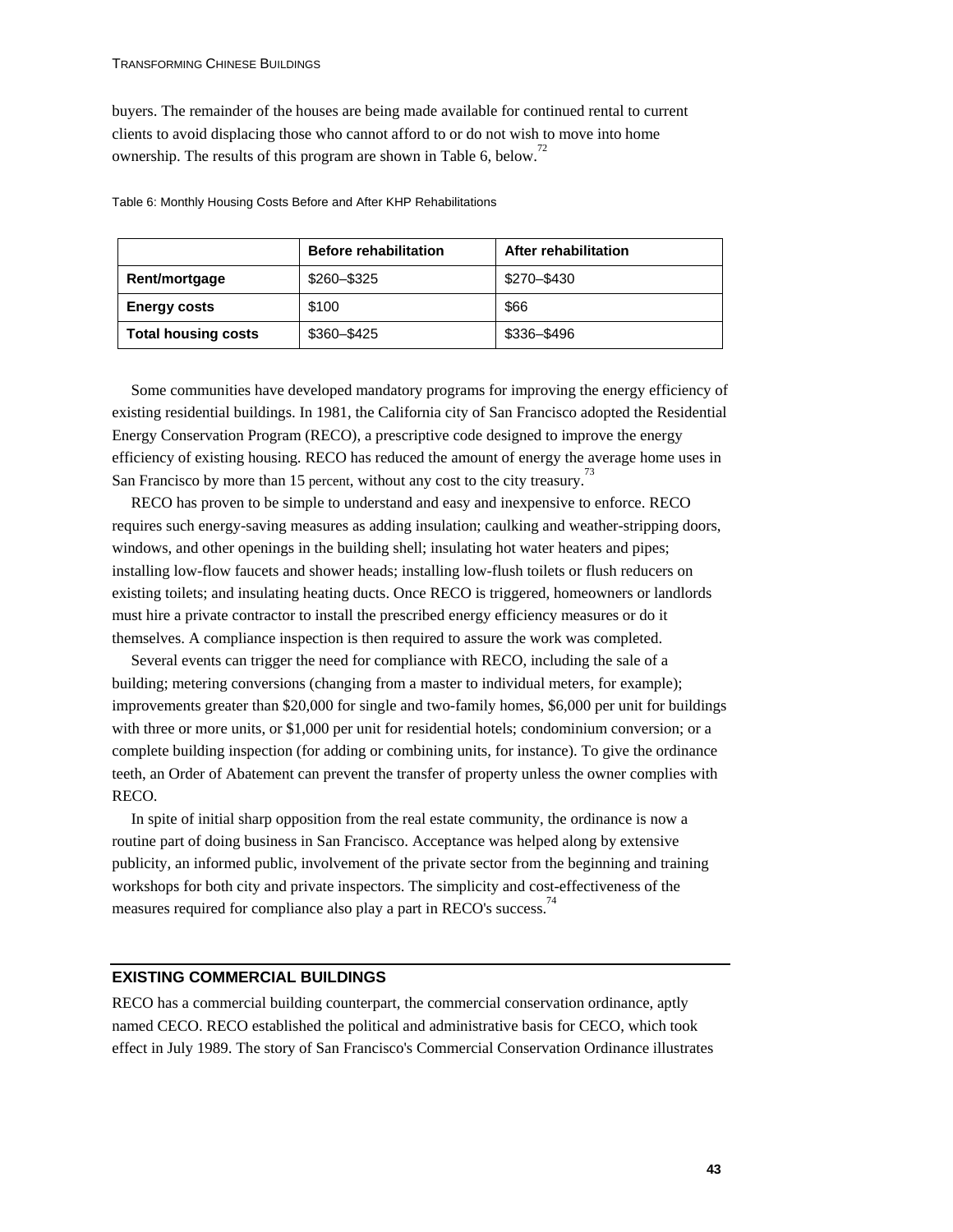buyers. The remainder of the houses are being made available for continued rental to current clients to avoid displacing those who cannot afford to or do not wish to move into home ownership. The results of this program are shown in Table 6, below.[72]

Table 6: Monthly Housing Costs Before and After KHP Rehabilitations

| | Before rehabilitation | After rehabilitation |
|---|---|---|
| **Rent/mortgage** | $260–$325 | $270–$430 |
| **Energy costs** | $100 | $66 |
| **Total housing costs** | $360–$425 | $336–$496 |

Some communities have developed mandatory programs for improving the energy efficiency of existing residential buildings. In 1981, the California city of San Francisco adopted the Residential Energy Conservation Program (RECO), a prescriptive code designed to improve the energy efficiency of existing housing. RECO has reduced the amount of energy the average home uses in San Francisco by more than 15 percent, without any cost to the city treasury.[73]

RECO has proven to be simple to understand and easy and inexpensive to enforce. RECO requires such energy-saving measures as adding insulation; caulking and weather-stripping doors, windows, and other openings in the building shell; insulating hot water heaters and pipes; installing low-flow faucets and shower heads; installing low-flush toilets or flush reducers on existing toilets; and insulating heating ducts. Once RECO is triggered, homeowners or landlords must hire a private contractor to install the prescribed energy efficiency measures or do it themselves. A compliance inspection is then required to assure the work was completed.

Several events can trigger the need for compliance with RECO, including the sale of a building; metering conversions (changing from a master to individual meters, for example); improvements greater than $20,000 for single and two-family homes, $6,000 per unit for buildings with three or more units, or $1,000 per unit for residential hotels; condominium conversion; or a complete building inspection (for adding or combining units, for instance). To give the ordinance teeth, an Order of Abatement can prevent the transfer of property unless the owner complies with RECO.

In spite of initial sharp opposition from the real estate community, the ordinance is now a routine part of doing business in San Francisco. Acceptance was helped along by extensive publicity, an informed public, involvement of the private sector from the beginning and training workshops for both city and private inspectors. The simplicity and cost-effectiveness of the measures required for compliance also play a part in RECO's success.[74]

## EXISTING COMMERCIAL BUILDINGS

RECO has a commercial building counterpart, the commercial conservation ordinance, aptly named CECO. RECO established the political and administrative basis for CECO, which took effect in July 1989. The story of San Francisco's Commercial Conservation Ordinance illustrates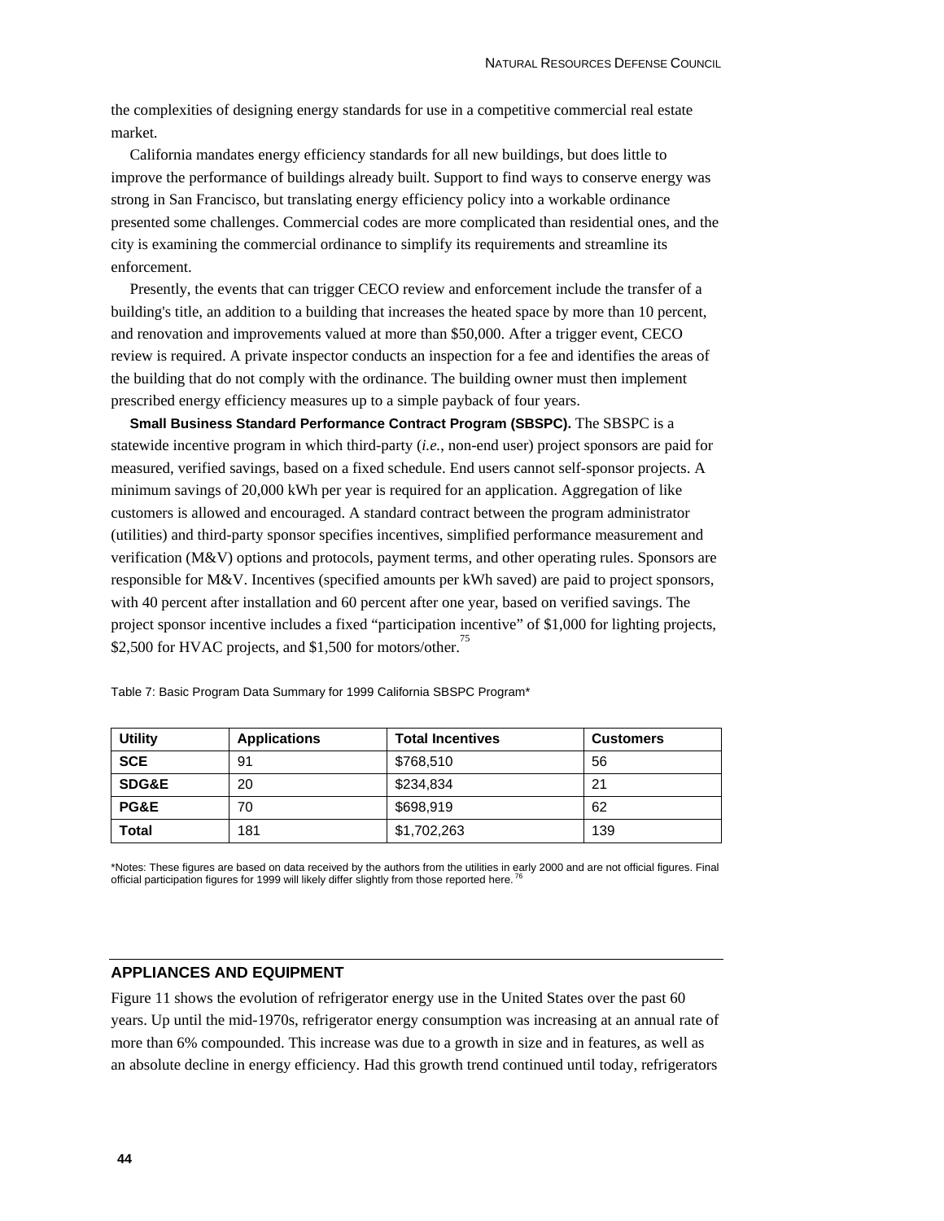the complexities of designing energy standards for use in a competitive commercial real estate market.

California mandates energy efficiency standards for all new buildings, but does little to improve the performance of buildings already built. Support to find ways to conserve energy was strong in San Francisco, but translating energy efficiency policy into a workable ordinance presented some challenges. Commercial codes are more complicated than residential ones, and the city is examining the commercial ordinance to simplify its requirements and streamline its enforcement.

Presently, the events that can trigger CECO review and enforcement include the transfer of a building's title, an addition to a building that increases the heated space by more than 10 percent, and renovation and improvements valued at more than $50,000. After a trigger event, CECO review is required. A private inspector conducts an inspection for a fee and identifies the areas of the building that do not comply with the ordinance. The building owner must then implement prescribed energy efficiency measures up to a simple payback of four years.

**Small Business Standard Performance Contract Program (SBSPC).** The SBSPC is a statewide incentive program in which third-party (*i.e.*, non-end user) project sponsors are paid for measured, verified savings, based on a fixed schedule. End users cannot self-sponsor projects. A minimum savings of 20,000 kWh per year is required for an application. Aggregation of like customers is allowed and encouraged. A standard contract between the program administrator (utilities) and third-party sponsor specifies incentives, simplified performance measurement and verification (M&V) options and protocols, payment terms, and other operating rules. Sponsors are responsible for M&V. Incentives (specified amounts per kWh saved) are paid to project sponsors, with 40 percent after installation and 60 percent after one year, based on verified savings. The project sponsor incentive includes a fixed "participation incentive" of $1,000 for lighting projects, $2,500 for HVAC projects, and $1,500 for motors/other.[75]

Table 7: Basic Program Data Summary for 1999 California SBSPC Program*

| Utility | Applications | Total Incentives | Customers |
|---|---|---|---|
| **SCE** | 91 | $768,510 | 56 |
| **SDG&E** | 20 | $234,834 | 21 |
| **PG&E** | 70 | $698,919 | 62 |
| **Total** | 181 | $1,702,263 | 139 |

*Notes: These figures are based on data received by the authors from the utilities in early 2000 and are not official figures. Final official participation figures for 1999 will likely differ slightly from those reported here.[76]

## APPLIANCES AND EQUIPMENT

Figure 11 shows the evolution of refrigerator energy use in the United States over the past 60 years. Up until the mid-1970s, refrigerator energy consumption was increasing at an annual rate of more than 6% compounded. This increase was due to a growth in size and in features, as well as an absolute decline in energy efficiency. Had this growth trend continued until today, refrigerators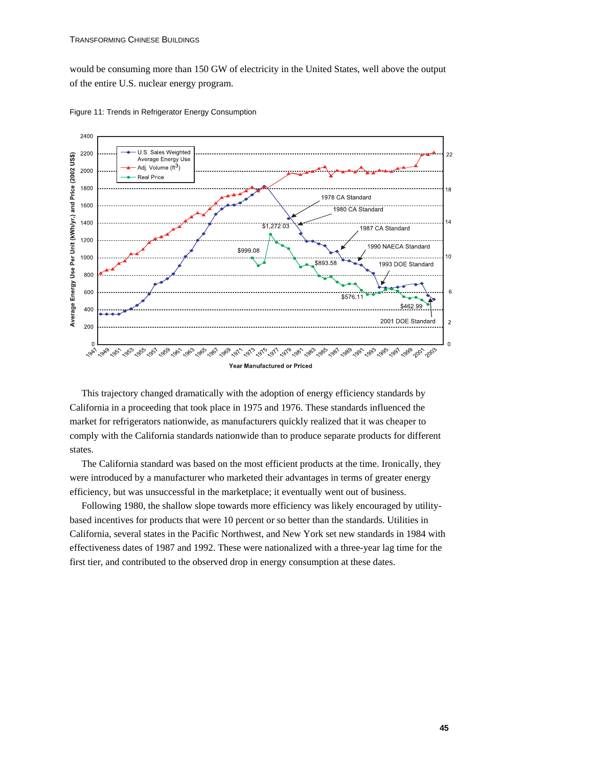would be consuming more than 150 GW of electricity in the United States, well above the output of the entire U.S. nuclear energy program.

Figure 11: Trends in Refrigerator Energy Consumption

This trajectory changed dramatically with the adoption of energy efficiency standards by California in a proceeding that took place in 1975 and 1976. These standards influenced the market for refrigerators nationwide, as manufacturers quickly realized that it was cheaper to comply with the California standards nationwide than to produce separate products for different states.

The California standard was based on the most efficient products at the time. Ironically, they were introduced by a manufacturer who marketed their advantages in terms of greater energy efficiency, but was unsuccessful in the marketplace; it eventually went out of business.

Following 1980, the shallow slope towards more efficiency was likely encouraged by utility-based incentives for products that were 10 percent or so better than the standards. Utilities in California, several states in the Pacific Northwest, and New York set new standards in 1984 with effectiveness dates of 1987 and 1992. These were nationalized with a three-year lag time for the first tier, and contributed to the observed drop in energy consumption at these dates.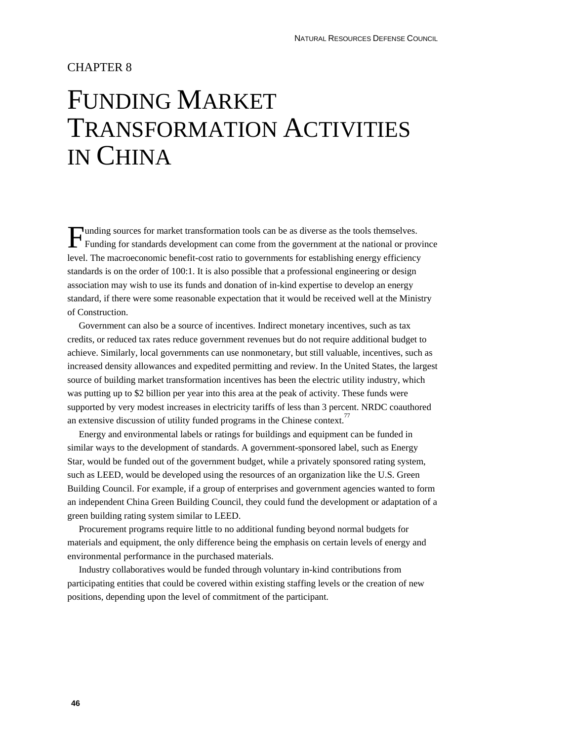CHAPTER 8

# FUNDING MARKET TRANSFORMATION ACTIVITIES IN CHINA

Funding sources for market transformation tools can be as diverse as the tools themselves. Funding for standards development can come from the government at the national or province level. The macroeconomic benefit-cost ratio to governments for establishing energy efficiency standards is on the order of 100:1. It is also possible that a professional engineering or design association may wish to use its funds and donation of in-kind expertise to develop an energy standard, if there were some reasonable expectation that it would be received well at the Ministry of Construction.

Government can also be a source of incentives. Indirect monetary incentives, such as tax credits, or reduced tax rates reduce government revenues but do not require additional budget to achieve. Similarly, local governments can use nonmonetary, but still valuable, incentives, such as increased density allowances and expedited permitting and review. In the United States, the largest source of building market transformation incentives has been the electric utility industry, which was putting up to $2 billion per year into this area at the peak of activity. These funds were supported by very modest increases in electricity tariffs of less than 3 percent. NRDC coauthored an extensive discussion of utility funded programs in the Chinese context.[77]

Energy and environmental labels or ratings for buildings and equipment can be funded in similar ways to the development of standards. A government-sponsored label, such as Energy Star, would be funded out of the government budget, while a privately sponsored rating system, such as LEED, would be developed using the resources of an organization like the U.S. Green Building Council. For example, if a group of enterprises and government agencies wanted to form an independent China Green Building Council, they could fund the development or adaptation of a green building rating system similar to LEED.

Procurement programs require little to no additional funding beyond normal budgets for materials and equipment, the only difference being the emphasis on certain levels of energy and environmental performance in the purchased materials.

Industry collaboratives would be funded through voluntary in-kind contributions from participating entities that could be covered within existing staffing levels or the creation of new positions, depending upon the level of commitment of the participant.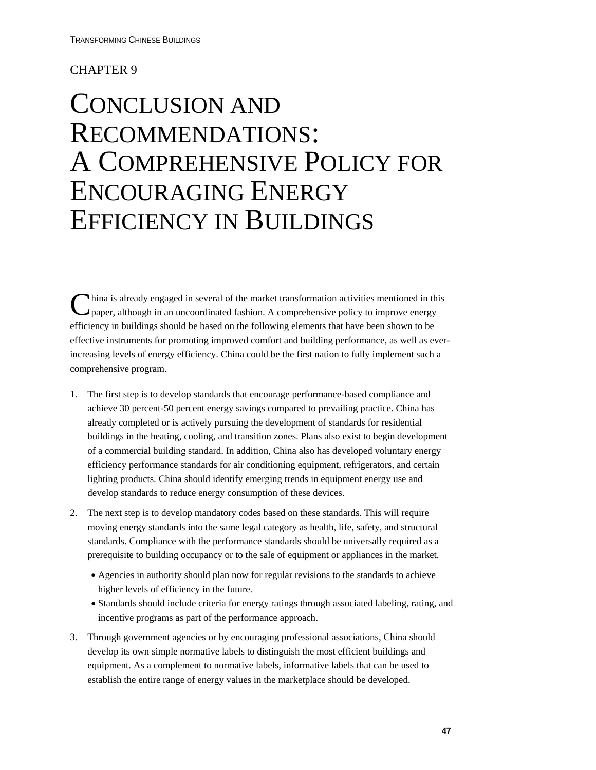CHAPTER 9

# Conclusion and Recommendations: A Comprehensive Policy for Encouraging Energy Efficiency in Buildings

China is already engaged in several of the market transformation activities mentioned in this paper, although in an uncoordinated fashion. A comprehensive policy to improve energy efficiency in buildings should be based on the following elements that have been shown to be effective instruments for promoting improved comfort and building performance, as well as ever-increasing levels of energy efficiency. China could be the first nation to fully implement such a comprehensive program.

1. The first step is to develop standards that encourage performance-based compliance and achieve 30 percent-50 percent energy savings compared to prevailing practice. China has already completed or is actively pursuing the development of standards for residential buildings in the heating, cooling, and transition zones. Plans also exist to begin development of a commercial building standard. In addition, China also has developed voluntary energy efficiency performance standards for air conditioning equipment, refrigerators, and certain lighting products. China should identify emerging trends in equipment energy use and develop standards to reduce energy consumption of these devices.
2. The next step is to develop mandatory codes based on these standards. This will require moving energy standards into the same legal category as health, life, safety, and structural standards. Compliance with the performance standards should be universally required as a prerequisite to building occupancy or to the sale of equipment or appliances in the market.
   - Agencies in authority should plan now for regular revisions to the standards to achieve higher levels of efficiency in the future.
   - Standards should include criteria for energy ratings through associated labeling, rating, and incentive programs as part of the performance approach.
3. Through government agencies or by encouraging professional associations, China should develop its own simple normative labels to distinguish the most efficient buildings and equipment. As a complement to normative labels, informative labels that can be used to establish the entire range of energy values in the marketplace should be developed.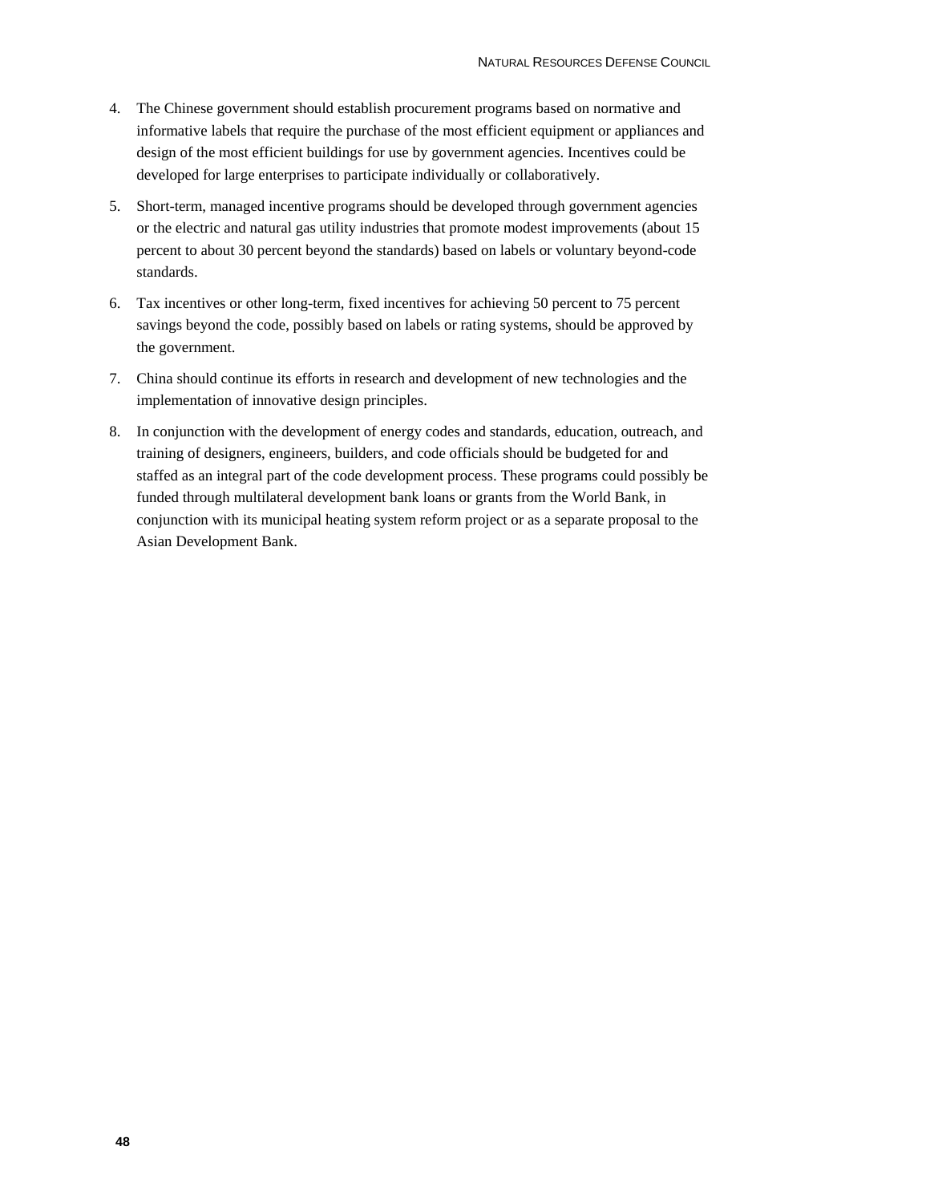4. The Chinese government should establish procurement programs based on normative and informative labels that require the purchase of the most efficient equipment or appliances and design of the most efficient buildings for use by government agencies. Incentives could be developed for large enterprises to participate individually or collaboratively.
5. Short-term, managed incentive programs should be developed through government agencies or the electric and natural gas utility industries that promote modest improvements (about 15 percent to about 30 percent beyond the standards) based on labels or voluntary beyond-code standards.
6. Tax incentives or other long-term, fixed incentives for achieving 50 percent to 75 percent savings beyond the code, possibly based on labels or rating systems, should be approved by the government.
7. China should continue its efforts in research and development of new technologies and the implementation of innovative design principles.
8. In conjunction with the development of energy codes and standards, education, outreach, and training of designers, engineers, builders, and code officials should be budgeted for and staffed as an integral part of the code development process. These programs could possibly be funded through multilateral development bank loans or grants from the World Bank, in conjunction with its municipal heating system reform project or as a separate proposal to the Asian Development Bank.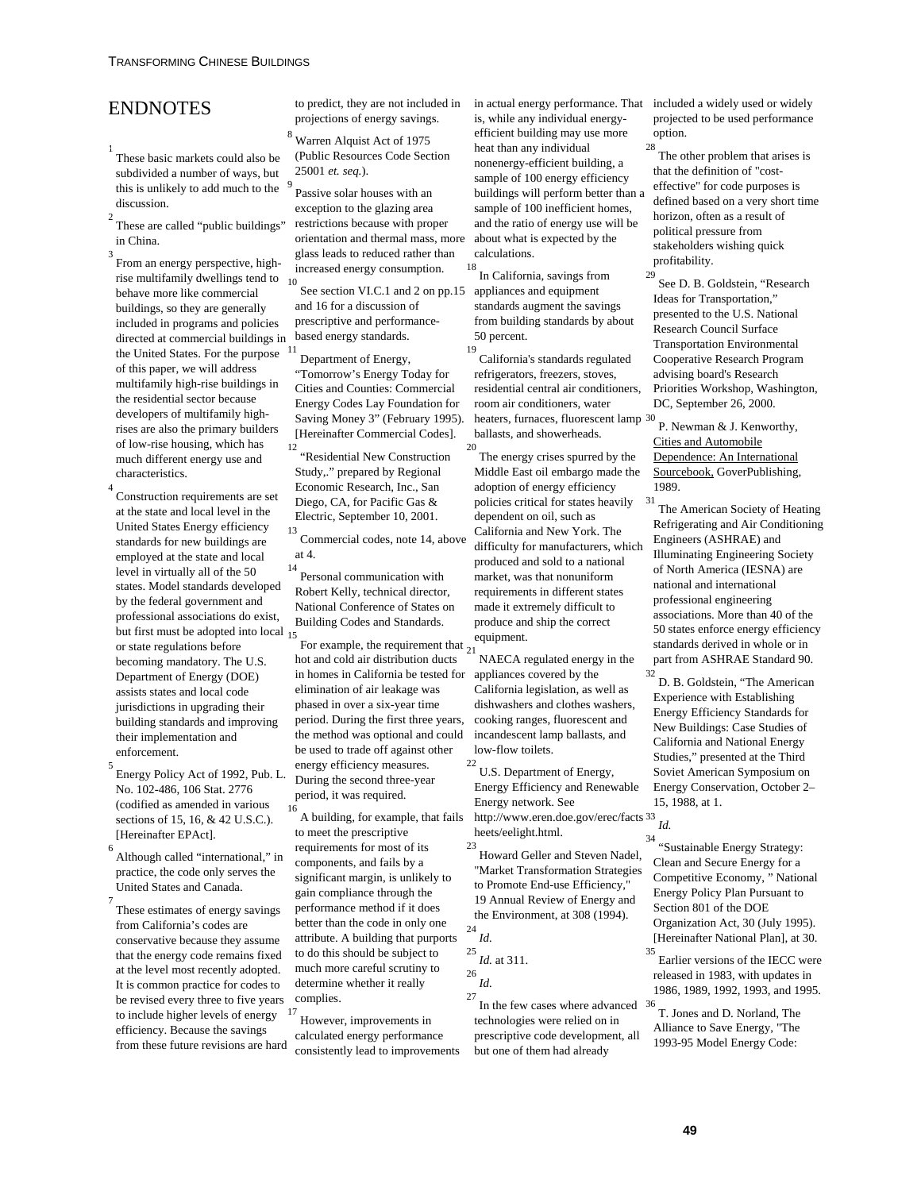# ENDNOTES

[1] These basic markets could also be subdivided a number of ways, but this is unlikely to add much to the discussion.

[2] These are called "public buildings" in China.

[3] From an energy perspective, high-rise multifamily dwellings tend to behave more like commercial buildings, so they are generally included in programs and policies directed at commercial buildings in the United States. For the purpose of this paper, we will address multifamily high-rise buildings in the residential sector because developers of multifamily high-rises are also the primary builders of low-rise housing, which has much different energy use and characteristics.

[4] Construction requirements are set at the state and local level in the United States Energy efficiency standards for new buildings are employed at the state and local level in virtually all of the 50 states. Model standards developed by the federal government and professional associations do exist, but first must be adopted into local or state regulations before becoming mandatory. The U.S. Department of Energy (DOE) assists states and local code jurisdictions in upgrading their building standards and improving their implementation and enforcement.

[5] Energy Policy Act of 1992, Pub. L. No. 102-486, 106 Stat. 2776 (codified as amended in various sections of 15, 16, & 42 U.S.C.). [Hereinafter EPAct].

[6] Although called "international," in practice, the code only serves the United States and Canada.

[7] These estimates of energy savings from California's codes are conservative because they assume that the energy code remains fixed at the level most recently adopted. It is common practice for codes to be revised every three to five years to include higher levels of energy efficiency. Because the savings from these future revisions are hard to predict, they are not included in projections of energy savings.

[8] Warren Alquist Act of 1975 (Public Resources Code Section 25001 *et. seq.*).

[9] Passive solar houses with an exception to the glazing area restrictions because with proper orientation and thermal mass, more glass leads to reduced rather than increased energy consumption.

[10] See section VI.C.1 and 2 on pp.15 and 16 for a discussion of prescriptive and performance-based energy standards.

[11] Department of Energy, "Tomorrow's Energy Today for Cities and Counties: Commercial Energy Codes Lay Foundation for Saving Money 3" (February 1995). [Hereinafter Commercial Codes].

[12] "Residential New Construction Study,," prepared by Regional Economic Research, Inc., San Diego, CA, for Pacific Gas & Electric, September 10, 2001.

[13] Commercial codes, note 14, above at 4.

[14] Personal communication with Robert Kelly, technical director, National Conference of States on Building Codes and Standards.

[15] For example, the requirement that hot and cold air distribution ducts in homes in California be tested for elimination of air leakage was phased in over a six-year time period. During the first three years, the method was optional and could be used to trade off against other energy efficiency measures. During the second three-year period, it was required.

[16] A building, for example, that fails to meet the prescriptive requirements for most of its components, and fails by a significant margin, is unlikely to gain compliance through the performance method if it does better than the code in only one attribute. A building that purports to do this should be subject to much more careful scrutiny to determine whether it really complies.

[17] However, improvements in calculated energy performance consistently lead to improvements in actual energy performance. That is, while any individual energy-efficient building may use more heat than any individual nonenergy-efficient building, a sample of 100 energy efficiency buildings will perform better than a sample of 100 inefficient homes, and the ratio of energy use will be about what is expected by the calculations.

[18] In California, savings from appliances and equipment standards augment the savings from building standards by about 50 percent.

[19] California's standards regulated refrigerators, freezers, stoves, residential central air conditioners, room air conditioners, water heaters, furnaces, fluorescent lamp ballasts, and showerheads.

[20] The energy crises spurred by the Middle East oil embargo made the adoption of energy efficiency policies critical for states heavily dependent on oil, such as California and New York. The difficulty for manufacturers, which produced and sold to a national market, was that nonuniform requirements in different states made it extremely difficult to produce and ship the correct equipment.

[21] NAECA regulated energy in the appliances covered by the California legislation, as well as dishwashers and clothes washers, cooking ranges, fluorescent and incandescent lamp ballasts, and low-flow toilets.

[22] U.S. Department of Energy, Energy Efficiency and Renewable Energy network. See http://www.eren.doe.gov/erec/factsheets/eelight.html.

[23] Howard Geller and Steven Nadel, "Market Transformation Strategies to Promote End-use Efficiency," 19 Annual Review of Energy and the Environment, at 308 (1994).

[24] *Id.*

[25] *Id.* at 311.

[26] *Id.*

[27] In the few cases where advanced technologies were relied on in prescriptive code development, all but one of them had already included a widely used or widely projected to be used performance option.

[28] The other problem that arises is that the definition of "cost-effective" for code purposes is defined based on a very short time horizon, often as a result of political pressure from stakeholders wishing quick profitability.

[29] See D. B. Goldstein, "Research Ideas for Transportation," presented to the U.S. National Research Council Surface Transportation Environmental Cooperative Research Program advising board's Research Priorities Workshop, Washington, DC, September 26, 2000.

[30] P. Newman & J. Kenworthy, Cities and Automobile Dependence: An International Sourcebook, GoverPublishing, 1989.

[31] The American Society of Heating Refrigerating and Air Conditioning Engineers (ASHRAE) and Illuminating Engineering Society of North America (IESNA) are national and international professional engineering associations. More than 40 of the 50 states enforce energy efficiency standards derived in whole or in part from ASHRAE Standard 90.

[32] D. B. Goldstein, "The American Experience with Establishing Energy Efficiency Standards for New Buildings: Case Studies of California and National Energy Studies," presented at the Third Soviet American Symposium on Energy Conservation, October 2–15, 1988, at 1.

[33] *Id.*

[34] "Sustainable Energy Strategy: Clean and Secure Energy for a Competitive Economy, " National Energy Policy Plan Pursuant to Section 801 of the DOE Organization Act, 30 (July 1995). [Hereinafter National Plan], at 30.

[35] Earlier versions of the IECC were released in 1983, with updates in 1986, 1989, 1992, 1993, and 1995.

[36] T. Jones and D. Norland, The Alliance to Save Energy, "The 1993-95 Model Energy Code: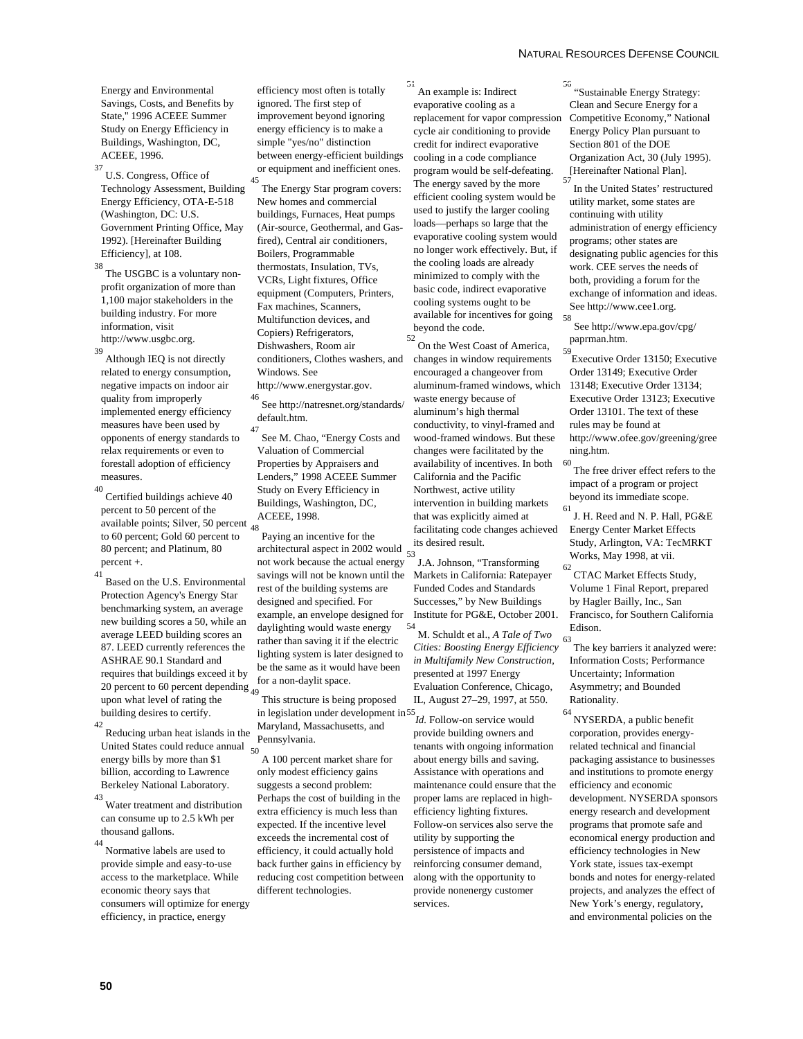Energy and Environmental Savings, Costs, and Benefits by State," 1996 ACEEE Summer Study on Energy Efficiency in Buildings, Washington, DC, ACEEE, 1996.

[37] U.S. Congress, Office of Technology Assessment, Building Energy Efficiency, OTA-E-518 (Washington, DC: U.S. Government Printing Office, May 1992). [Hereinafter Building Efficiency], at 108.

[38] The USGBC is a voluntary non-profit organization of more than 1,100 major stakeholders in the building industry. For more information, visit http://www.usgbc.org.

[39] Although IEQ is not directly related to energy consumption, negative impacts on indoor air quality from improperly implemented energy efficiency measures have been used by opponents of energy standards to relax requirements or even to forestall adoption of efficiency measures.

[40] Certified buildings achieve 40 percent to 50 percent of the available points; Silver, 50 percent to 60 percent; Gold 60 percent to 80 percent; and Platinum, 80 percent +.

[41] Based on the U.S. Environmental Protection Agency's Energy Star benchmarking system, an average new building scores a 50, while an average LEED building scores an 87. LEED currently references the ASHRAE 90.1 Standard and requires that buildings exceed it by 20 percent to 60 percent depending upon what level of rating the building desires to certify.

[42] Reducing urban heat islands in the United States could reduce annual energy bills by more than $1 billion, according to Lawrence Berkeley National Laboratory.

[43] Water treatment and distribution can consume up to 2.5 kWh per thousand gallons.

[44] Normative labels are used to provide simple and easy-to-use access to the marketplace. While economic theory says that consumers will optimize for energy efficiency, in practice, energy efficiency most often is totally ignored. The first step of improvement beyond ignoring energy efficiency is to make a simple "yes/no" distinction between energy-efficient buildings or equipment and inefficient ones.

[45] The Energy Star program covers: New homes and commercial buildings, Furnaces, Heat pumps (Air-source, Geothermal, and Gas-fired), Central air conditioners, Boilers, Programmable thermostats, Insulation, TVs, VCRs, Light fixtures, Office equipment (Computers, Printers, Fax machines, Scanners, Multifunction devices, and Copiers) Refrigerators, Dishwashers, Room air conditioners, Clothes washers, and Windows. See http://www.energystar.gov.

[46] See http://natresnet.org/standards/default.htm.

[47] See M. Chao, "Energy Costs and Valuation of Commercial Properties by Appraisers and Lenders," 1998 ACEEE Summer Study on Every Efficiency in Buildings, Washington, DC, ACEEE, 1998.

[48] Paying an incentive for the architectural aspect in 2002 would not work because the actual energy savings will not be known until the rest of the building systems are designed and specified. For example, an envelope designed for daylighting would waste energy rather than saving it if the electric lighting system is later designed to be the same as it would have been for a non-daylit space.

[49] This structure is being proposed in legislation under development in Maryland, Massachusetts, and Pennsylvania.

[50] A 100 percent market share for only modest efficiency gains suggests a second problem: Perhaps the cost of building in the extra efficiency is much less than expected. If the incentive level exceeds the incremental cost of efficiency, it could actually hold back further gains in efficiency by reducing cost competition between different technologies.

[51] An example is: Indirect evaporative cooling as a replacement for vapor compression cycle air conditioning to provide credit for indirect evaporative cooling in a code compliance program would be self-defeating. The energy saved by the more efficient cooling system would be used to justify the larger cooling loads—perhaps so large that the evaporative cooling system would no longer work effectively. But, if the cooling loads are already minimized to comply with the basic code, indirect evaporative cooling systems ought to be available for incentives for going beyond the code.

[52] On the West Coast of America, changes in window requirements encouraged a changeover from aluminum-framed windows, which waste energy because of aluminum's high thermal conductivity, to vinyl-framed and wood-framed windows. But these changes were facilitated by the availability of incentives. In both California and the Pacific Northwest, active utility intervention in building markets that was explicitly aimed at facilitating code changes achieved its desired result.

[53] J.A. Johnson, "Transforming Markets in California: Ratepayer Funded Codes and Standards Successes," by New Buildings Institute for PG&E, October 2001.

[54] M. Schuldt et al., *A Tale of Two Cities: Boosting Energy Efficiency in Multifamily New Construction*, presented at 1997 Energy Evaluation Conference, Chicago, IL, August 27–29, 1997, at 550.

[55] *Id.* Follow-on service would provide building owners and tenants with ongoing information about energy bills and saving. Assistance with operations and maintenance could ensure that the proper lams are replaced in high-efficiency lighting fixtures. Follow-on services also serve the utility by supporting the persistence of impacts and reinforcing consumer demand, along with the opportunity to provide nonenergy customer services.

[56] "Sustainable Energy Strategy: Clean and Secure Energy for a Competitive Economy," National Energy Policy Plan pursuant to Section 801 of the DOE Organization Act, 30 (July 1995). [Hereinafter National Plan].

[57] In the United States' restructured utility market, some states are continuing with utility administration of energy efficiency programs; other states are designating public agencies for this work. CEE serves the needs of both, providing a forum for the exchange of information and ideas. See http://www.cee1.org.

[58] See http://www.epa.gov/cpg/paprman.htm.

[59] Executive Order 13150; Executive Order 13149; Executive Order 13148; Executive Order 13134; Executive Order 13123; Executive Order 13101. The text of these rules may be found at http://www.ofee.gov/greening/greening.htm.

[60] The free driver effect refers to the impact of a program or project beyond its immediate scope.

[61] J. H. Reed and N. P. Hall, PG&E Energy Center Market Effects Study, Arlington, VA: TecMRKT Works, May 1998, at vii.

[62] CTAC Market Effects Study, Volume 1 Final Report, prepared by Hagler Bailly, Inc., San Francisco, for Southern California Edison.

[63] The key barriers it analyzed were: Information Costs; Performance Uncertainty; Information Asymmetry; and Bounded Rationality.

[64] NYSERDA, a public benefit corporation, provides energy-related technical and financial packaging assistance to businesses and institutions to promote energy efficiency and economic development. NYSERDA sponsors energy research and development programs that promote safe and economical energy production and efficiency technologies in New York state, issues tax-exempt bonds and notes for energy-related projects, and analyzes the effect of New York's energy, regulatory, and environmental policies on the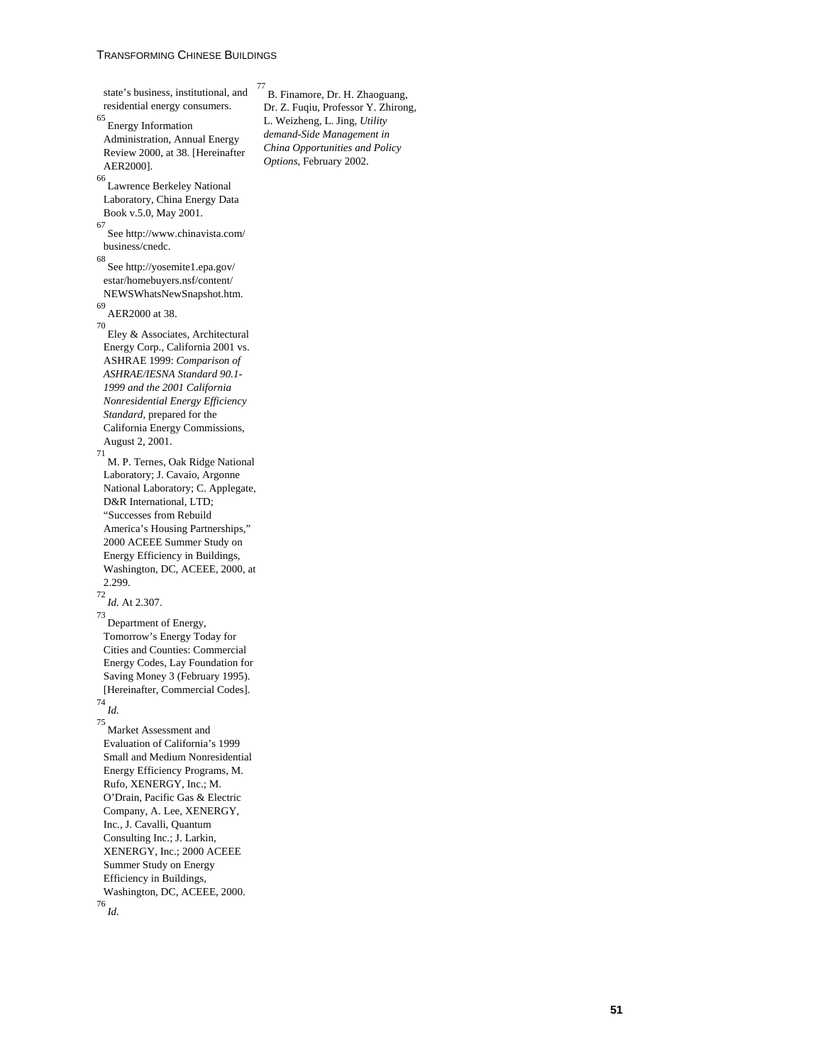state's business, institutional, and residential energy consumers.

[65] Energy Information Administration, Annual Energy Review 2000, at 38. [Hereinafter AER2000].

[66] Lawrence Berkeley National Laboratory, China Energy Data Book v.5.0, May 2001.

[67] See http://www.chinavista.com/business/cnedc.

[68] See http://yosemite1.epa.gov/estar/homebuyers.nsf/content/NEWSWhatsNewSnapshot.htm.

[69] AER2000 at 38.

[70] Eley & Associates, Architectural Energy Corp., California 2001 vs. ASHRAE 1999: *Comparison of ASHRAE/IESNA Standard 90.1-1999 and the 2001 California Nonresidential Energy Efficiency Standard*, prepared for the California Energy Commissions, August 2, 2001.

[71] M. P. Ternes, Oak Ridge National Laboratory; J. Cavaio, Argonne National Laboratory; C. Applegate, D&R International, LTD; "Successes from Rebuild America's Housing Partnerships," 2000 ACEEE Summer Study on Energy Efficiency in Buildings, Washington, DC, ACEEE, 2000, at 2.299.

[72] *Id.* At 2.307.

[73] Department of Energy, Tomorrow's Energy Today for Cities and Counties: Commercial Energy Codes, Lay Foundation for Saving Money 3 (February 1995). [Hereinafter, Commercial Codes].

[74] *Id.*

[75] Market Assessment and Evaluation of California's 1999 Small and Medium Nonresidential Energy Efficiency Programs, M. Rufo, XENERGY, Inc.; M. O'Drain, Pacific Gas & Electric Company, A. Lee, XENERGY, Inc., J. Cavalli, Quantum Consulting Inc.; J. Larkin, XENERGY, Inc.; 2000 ACEEE Summer Study on Energy Efficiency in Buildings, Washington, DC, ACEEE, 2000.

[76] *Id.*

[77] B. Finamore, Dr. H. Zhaoguang, Dr. Z. Fuqiu, Professor Y. Zhirong, L. Weizheng, L. Jing, *Utility demand-Side Management in China Opportunities and Policy Options*, February 2002.